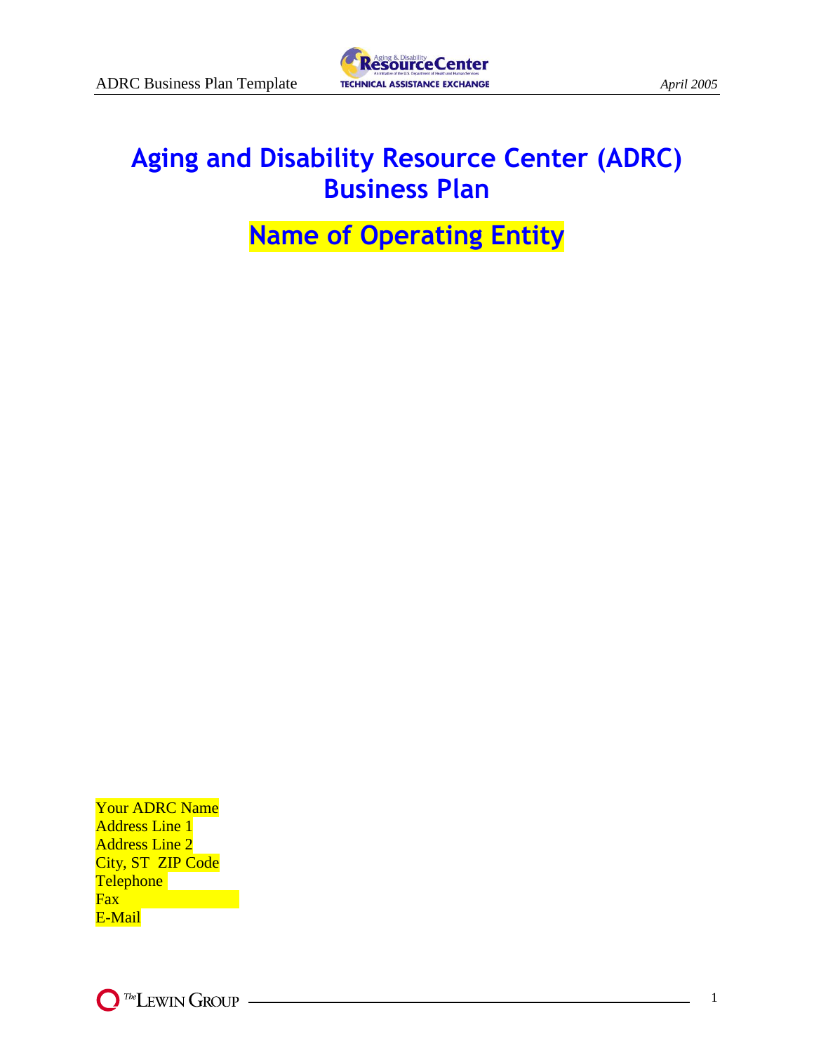# Aging and Disability Resource Center (ADRC) Business Plan

## Name of Operating Entity

Your ADRC Name
Address Line 1
Address Line 2
City, ST ZIP Code
Telephone
Fax
E-Mail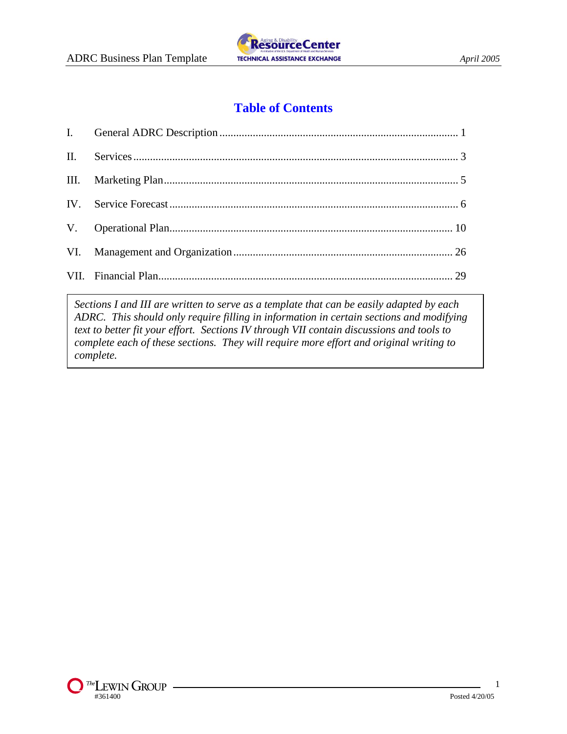# Table of Contents

| | | |
|---|---|---|
| I. | General ADRC Description | 1 |
| II. | Services | 3 |
| III. | Marketing Plan | 5 |
| IV. | Service Forecast | 6 |
| V. | Operational Plan | 10 |
| VI. | Management and Organization | 26 |
| VII. | Financial Plan | 29 |

*Sections I and III are written to serve as a template that can be easily adapted by each ADRC. This should only require filling in information in certain sections and modifying text to better fit your effort. Sections IV through VII contain discussions and tools to complete each of these sections. They will require more effort and original writing to complete.*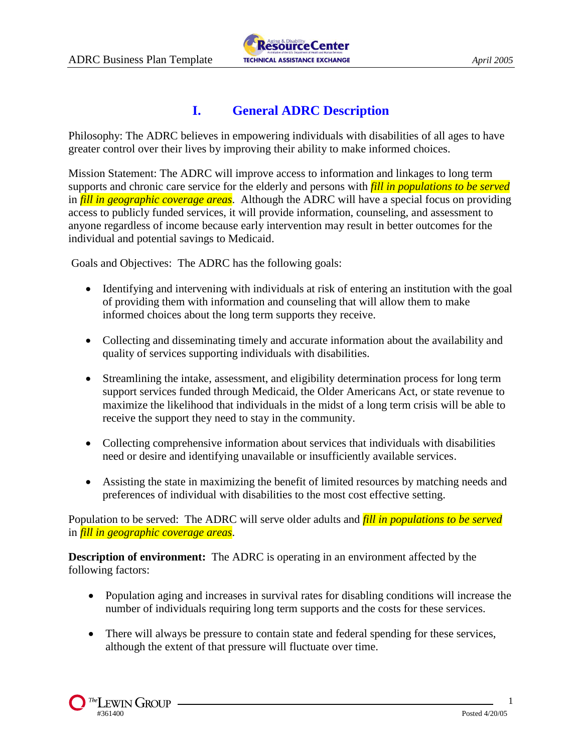# I. General ADRC Description

Philosophy: The ADRC believes in empowering individuals with disabilities of all ages to have greater control over their lives by improving their ability to make informed choices.

Mission Statement: The ADRC will improve access to information and linkages to long term supports and chronic care service for the elderly and persons with *fill in populations to be served* in *fill in geographic coverage areas*. Although the ADRC will have a special focus on providing access to publicly funded services, it will provide information, counseling, and assessment to anyone regardless of income because early intervention may result in better outcomes for the individual and potential savings to Medicaid.

Goals and Objectives: The ADRC has the following goals:

- Identifying and intervening with individuals at risk of entering an institution with the goal of providing them with information and counseling that will allow them to make informed choices about the long term supports they receive.
- Collecting and disseminating timely and accurate information about the availability and quality of services supporting individuals with disabilities.
- Streamlining the intake, assessment, and eligibility determination process for long term support services funded through Medicaid, the Older Americans Act, or state revenue to maximize the likelihood that individuals in the midst of a long term crisis will be able to receive the support they need to stay in the community.
- Collecting comprehensive information about services that individuals with disabilities need or desire and identifying unavailable or insufficiently available services.
- Assisting the state in maximizing the benefit of limited resources by matching needs and preferences of individual with disabilities to the most cost effective setting.

Population to be served: The ADRC will serve older adults and *fill in populations to be served* in *fill in geographic coverage areas*.

**Description of environment:** The ADRC is operating in an environment affected by the following factors:

- Population aging and increases in survival rates for disabling conditions will increase the number of individuals requiring long term supports and the costs for these services.
- There will always be pressure to contain state and federal spending for these services, although the extent of that pressure will fluctuate over time.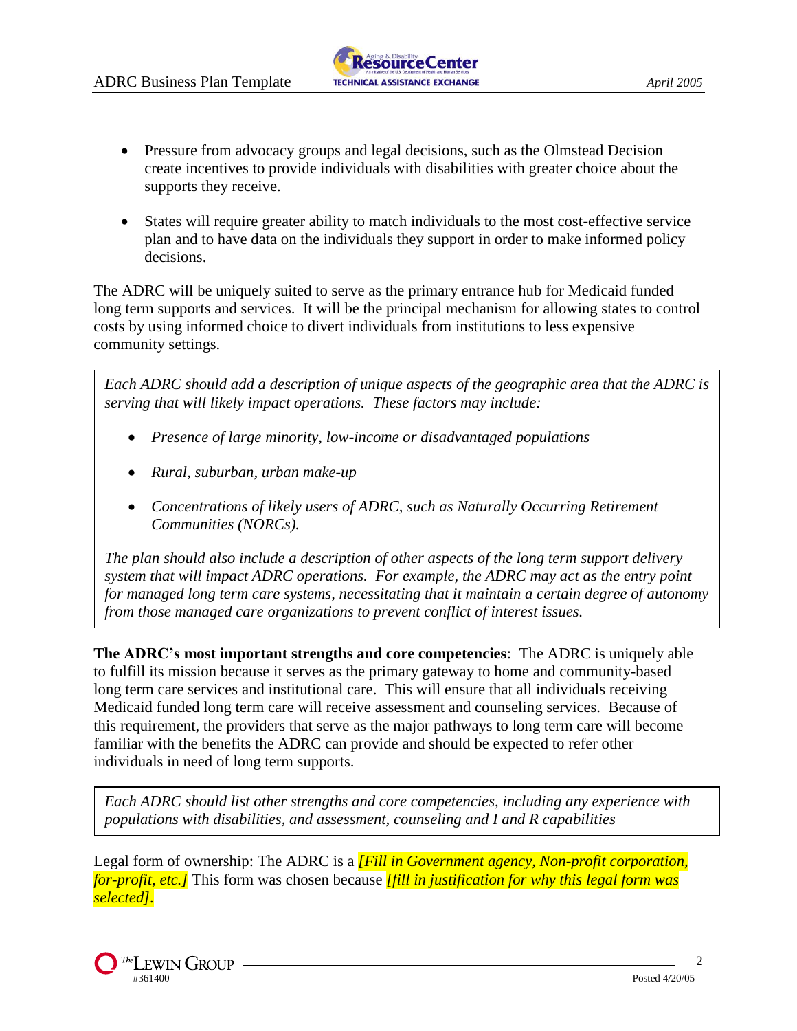- Pressure from advocacy groups and legal decisions, such as the Olmstead Decision create incentives to provide individuals with disabilities with greater choice about the supports they receive.

- States will require greater ability to match individuals to the most cost-effective service plan and to have data on the individuals they support in order to make informed policy decisions.

The ADRC will be uniquely suited to serve as the primary entrance hub for Medicaid funded long term supports and services. It will be the principal mechanism for allowing states to control costs by using informed choice to divert individuals from institutions to less expensive community settings.

> *Each ADRC should add a description of unique aspects of the geographic area that the ADRC is serving that will likely impact operations. These factors may include:*
>
> - *Presence of large minority, low-income or disadvantaged populations*
> - *Rural, suburban, urban make-up*
> - *Concentrations of likely users of ADRC, such as Naturally Occurring Retirement Communities (NORCs).*
>
> *The plan should also include a description of other aspects of the long term support delivery system that will impact ADRC operations. For example, the ADRC may act as the entry point for managed long term care systems, necessitating that it maintain a certain degree of autonomy from those managed care organizations to prevent conflict of interest issues.*

**The ADRC's most important strengths and core competencies**: The ADRC is uniquely able to fulfill its mission because it serves as the primary gateway to home and community-based long term care services and institutional care. This will ensure that all individuals receiving Medicaid funded long term care will receive assessment and counseling services. Because of this requirement, the providers that serve as the major pathways to long term care will become familiar with the benefits the ADRC can provide and should be expected to refer other individuals in need of long term supports.

> *Each ADRC should list other strengths and core competencies, including any experience with populations with disabilities, and assessment, counseling and I and R capabilities*

Legal form of ownership: The ADRC is a *[Fill in Government agency, Non-profit corporation, for-profit, etc.]* This form was chosen because *[fill in justification for why this legal form was selected]*.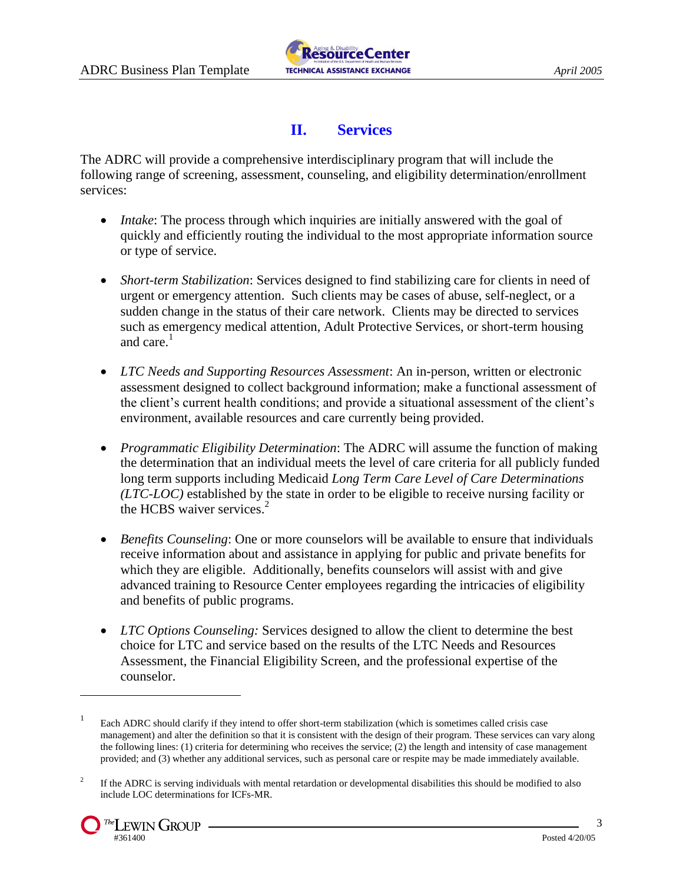## II. Services

The ADRC will provide a comprehensive interdisciplinary program that will include the following range of screening, assessment, counseling, and eligibility determination/enrollment services:

- *Intake*: The process through which inquiries are initially answered with the goal of quickly and efficiently routing the individual to the most appropriate information source or type of service.
- *Short-term Stabilization*: Services designed to find stabilizing care for clients in need of urgent or emergency attention. Such clients may be cases of abuse, self-neglect, or a sudden change in the status of their care network. Clients may be directed to services such as emergency medical attention, Adult Protective Services, or short-term housing and care.[1]
- *LTC Needs and Supporting Resources Assessment*: An in-person, written or electronic assessment designed to collect background information; make a functional assessment of the client's current health conditions; and provide a situational assessment of the client's environment, available resources and care currently being provided.
- *Programmatic Eligibility Determination*: The ADRC will assume the function of making the determination that an individual meets the level of care criteria for all publicly funded long term supports including Medicaid *Long Term Care Level of Care Determinations (LTC-LOC)* established by the state in order to be eligible to receive nursing facility or the HCBS waiver services.[2]
- *Benefits Counseling*: One or more counselors will be available to ensure that individuals receive information about and assistance in applying for public and private benefits for which they are eligible. Additionally, benefits counselors will assist with and give advanced training to Resource Center employees regarding the intricacies of eligibility and benefits of public programs.
- *LTC Options Counseling:* Services designed to allow the client to determine the best choice for LTC and service based on the results of the LTC Needs and Resources Assessment, the Financial Eligibility Screen, and the professional expertise of the counselor.

---

[1] Each ADRC should clarify if they intend to offer short-term stabilization (which is sometimes called crisis case management) and alter the definition so that it is consistent with the design of their program. These services can vary along the following lines: (1) criteria for determining who receives the service; (2) the length and intensity of case management provided; and (3) whether any additional services, such as personal care or respite may be made immediately available.

[2] If the ADRC is serving individuals with mental retardation or developmental disabilities this should be modified to also include LOC determinations for ICFs-MR.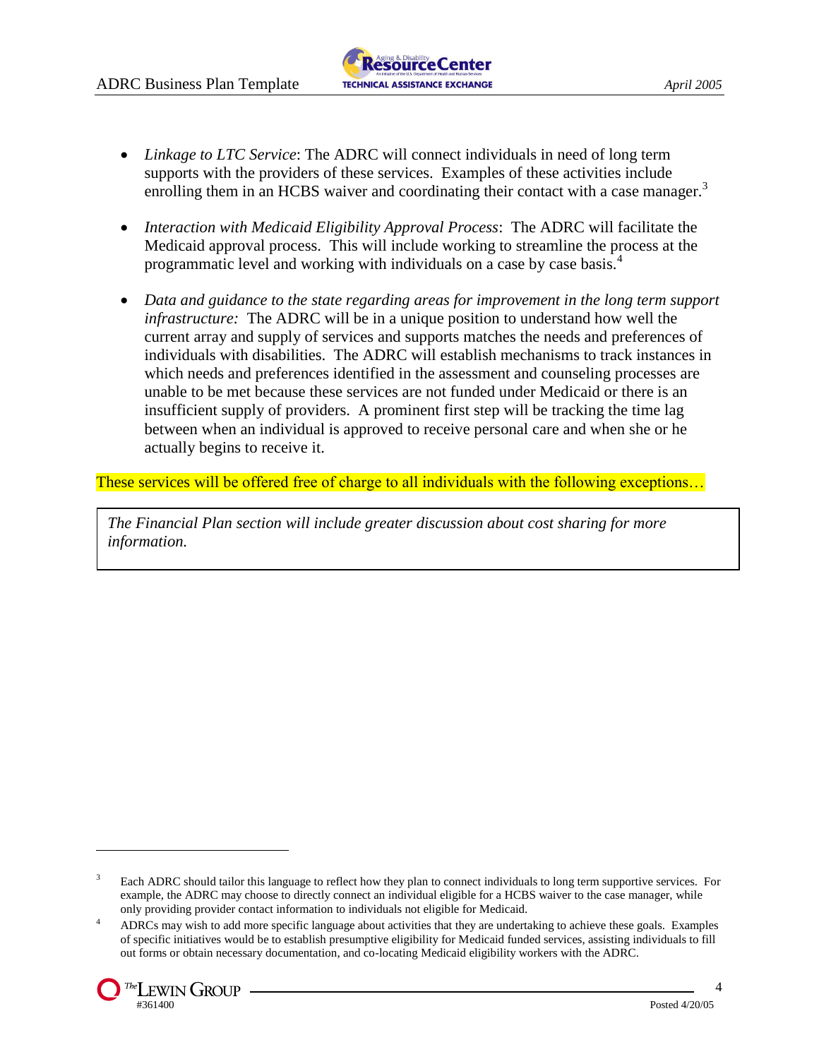- *Linkage to LTC Service*: The ADRC will connect individuals in need of long term supports with the providers of these services. Examples of these activities include enrolling them in an HCBS waiver and coordinating their contact with a case manager.[3]

- *Interaction with Medicaid Eligibility Approval Process*: The ADRC will facilitate the Medicaid approval process. This will include working to streamline the process at the programmatic level and working with individuals on a case by case basis.[4]

- *Data and guidance to the state regarding areas for improvement in the long term support infrastructure:* The ADRC will be in a unique position to understand how well the current array and supply of services and supports matches the needs and preferences of individuals with disabilities. The ADRC will establish mechanisms to track instances in which needs and preferences identified in the assessment and counseling processes are unable to be met because these services are not funded under Medicaid or there is an insufficient supply of providers. A prominent first step will be tracking the time lag between when an individual is approved to receive personal care and when she or he actually begins to receive it.

These services will be offered free of charge to all individuals with the following exceptions…

> *The Financial Plan section will include greater discussion about cost sharing for more information.*

---

[3] Each ADRC should tailor this language to reflect how they plan to connect individuals to long term supportive services. For example, the ADRC may choose to directly connect an individual eligible for a HCBS waiver to the case manager, while only providing provider contact information to individuals not eligible for Medicaid.

[4] ADRCs may wish to add more specific language about activities that they are undertaking to achieve these goals. Examples of specific initiatives would be to establish presumptive eligibility for Medicaid funded services, assisting individuals to fill out forms or obtain necessary documentation, and co-locating Medicaid eligibility workers with the ADRC.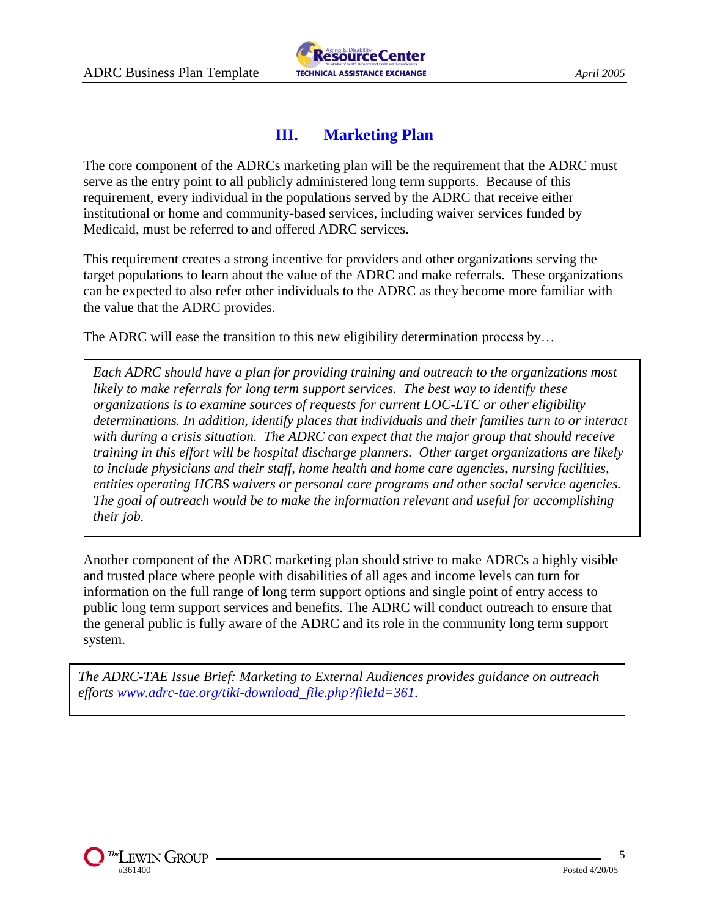## III. Marketing Plan

The core component of the ADRCs marketing plan will be the requirement that the ADRC must serve as the entry point to all publicly administered long term supports. Because of this requirement, every individual in the populations served by the ADRC that receive either institutional or home and community-based services, including waiver services funded by Medicaid, must be referred to and offered ADRC services.

This requirement creates a strong incentive for providers and other organizations serving the target populations to learn about the value of the ADRC and make referrals. These organizations can be expected to also refer other individuals to the ADRC as they become more familiar with the value that the ADRC provides.

The ADRC will ease the transition to this new eligibility determination process by…

> *Each ADRC should have a plan for providing training and outreach to the organizations most likely to make referrals for long term support services. The best way to identify these organizations is to examine sources of requests for current LOC-LTC or other eligibility determinations. In addition, identify places that individuals and their families turn to or interact with during a crisis situation. The ADRC can expect that the major group that should receive training in this effort will be hospital discharge planners. Other target organizations are likely to include physicians and their staff, home health and home care agencies, nursing facilities, entities operating HCBS waivers or personal care programs and other social service agencies. The goal of outreach would be to make the information relevant and useful for accomplishing their job.*

Another component of the ADRC marketing plan should strive to make ADRCs a highly visible and trusted place where people with disabilities of all ages and income levels can turn for information on the full range of long term support options and single point of entry access to public long term support services and benefits. The ADRC will conduct outreach to ensure that the general public is fully aware of the ADRC and its role in the community long term support system.

> *The ADRC-TAE Issue Brief: Marketing to External Audiences provides guidance on outreach efforts [www.adrc-tae.org/tiki-download_file.php?fileId=361](www.adrc-tae.org/tiki-download_file.php?fileId=361).*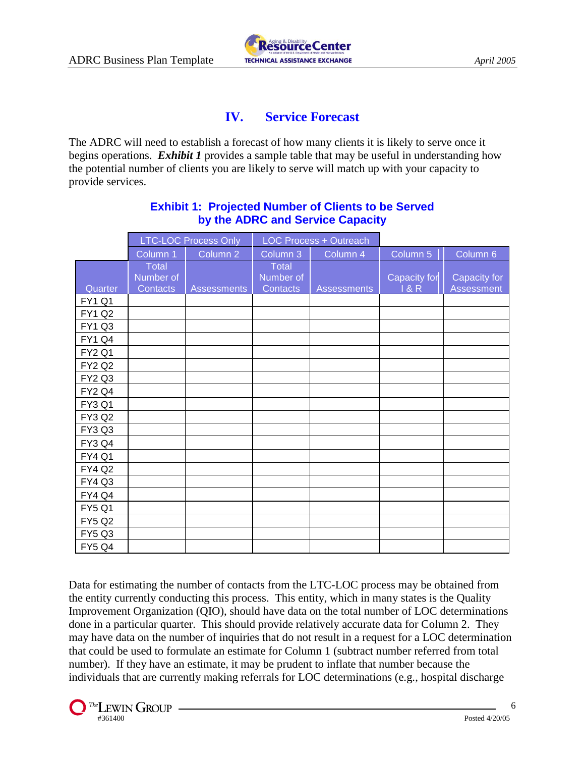## IV. Service Forecast

The ADRC will need to establish a forecast of how many clients it is likely to serve once it begins operations. ***Exhibit 1*** provides a sample table that may be useful in understanding how the potential number of clients you are likely to serve will match up with your capacity to provide services.

**Exhibit 1: Projected Number of Clients to be Served by the ADRC and Service Capacity**

| | LTC-LOC Process Only | | LOC Process + Outreach | | | |
|---|---|---|---|---|---|---|
| | Column 1 | Column 2 | Column 3 | Column 4 | Column 5 | Column 6 |
| Quarter | Total Number of Contacts | Assessments | Total Number of Contacts | Assessments | Capacity for I & R | Capacity for Assessment |
| FY1 Q1 | | | | | | |
| FY1 Q2 | | | | | | |
| FY1 Q3 | | | | | | |
| FY1 Q4 | | | | | | |
| FY2 Q1 | | | | | | |
| FY2 Q2 | | | | | | |
| FY2 Q3 | | | | | | |
| FY2 Q4 | | | | | | |
| FY3 Q1 | | | | | | |
| FY3 Q2 | | | | | | |
| FY3 Q3 | | | | | | |
| FY3 Q4 | | | | | | |
| FY4 Q1 | | | | | | |
| FY4 Q2 | | | | | | |
| FY4 Q3 | | | | | | |
| FY4 Q4 | | | | | | |
| FY5 Q1 | | | | | | |
| FY5 Q2 | | | | | | |
| FY5 Q3 | | | | | | |
| FY5 Q4 | | | | | | |

Data for estimating the number of contacts from the LTC-LOC process may be obtained from the entity currently conducting this process. This entity, which in many states is the Quality Improvement Organization (QIO), should have data on the total number of LOC determinations done in a particular quarter. This should provide relatively accurate data for Column 2. They may have data on the number of inquiries that do not result in a request for a LOC determination that could be used to formulate an estimate for Column 1 (subtract number referred from total number). If they have an estimate, it may be prudent to inflate that number because the individuals that are currently making referrals for LOC determinations (e.g., hospital discharge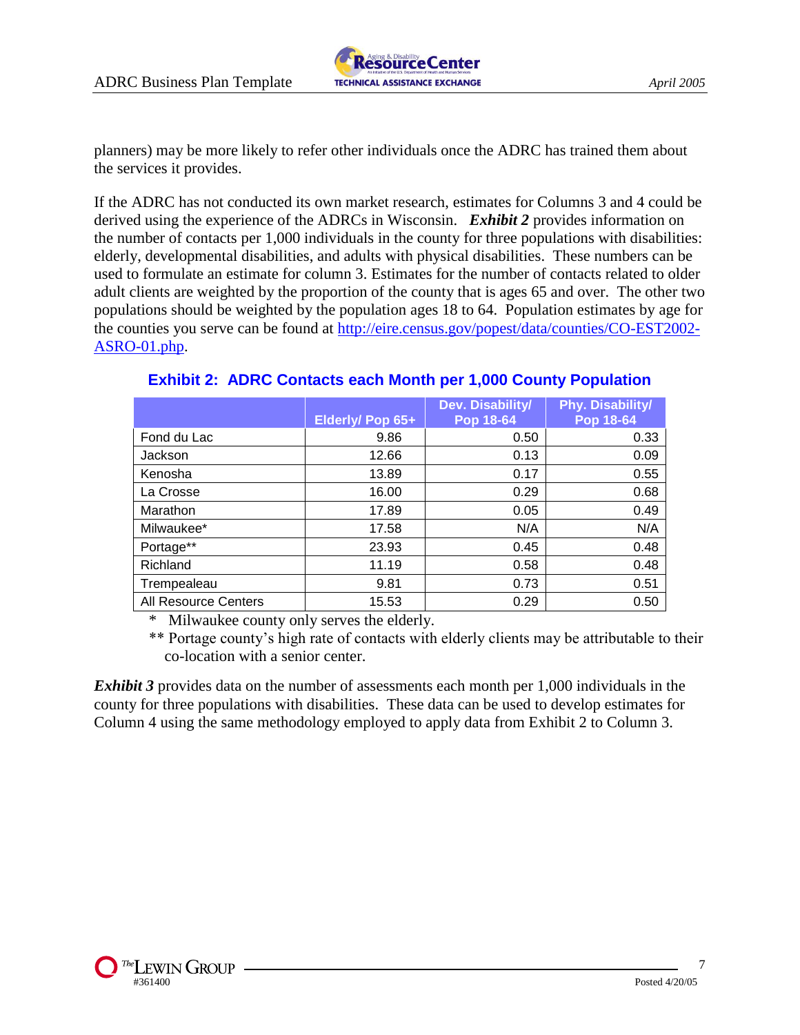planners) may be more likely to refer other individuals once the ADRC has trained them about the services it provides.

If the ADRC has not conducted its own market research, estimates for Columns 3 and 4 could be derived using the experience of the ADRCs in Wisconsin. ***Exhibit 2*** provides information on the number of contacts per 1,000 individuals in the county for three populations with disabilities: elderly, developmental disabilities, and adults with physical disabilities. These numbers can be used to formulate an estimate for column 3. Estimates for the number of contacts related to older adult clients are weighted by the proportion of the county that is ages 65 and over. The other two populations should be weighted by the population ages 18 to 64. Population estimates by age for the counties you serve can be found at [http://eire.census.gov/popest/data/counties/CO-EST2002-ASRO-01.php](http://eire.census.gov/popest/data/counties/CO-EST2002-ASRO-01.php).

### Exhibit 2: ADRC Contacts each Month per 1,000 County Population

| | Elderly/ Pop 65+ | Dev. Disability/ Pop 18-64 | Phy. Disability/ Pop 18-64 |
|---|---|---|---|
| Fond du Lac | 9.86 | 0.50 | 0.33 |
| Jackson | 12.66 | 0.13 | 0.09 |
| Kenosha | 13.89 | 0.17 | 0.55 |
| La Crosse | 16.00 | 0.29 | 0.68 |
| Marathon | 17.89 | 0.05 | 0.49 |
| Milwaukee* | 17.58 | N/A | N/A |
| Portage** | 23.93 | 0.45 | 0.48 |
| Richland | 11.19 | 0.58 | 0.48 |
| Trempealeau | 9.81 | 0.73 | 0.51 |
| All Resource Centers | 15.53 | 0.29 | 0.50 |

\* Milwaukee county only serves the elderly.

** Portage county's high rate of contacts with elderly clients may be attributable to their co-location with a senior center.

***Exhibit 3*** provides data on the number of assessments each month per 1,000 individuals in the county for three populations with disabilities. These data can be used to develop estimates for Column 4 using the same methodology employed to apply data from Exhibit 2 to Column 3.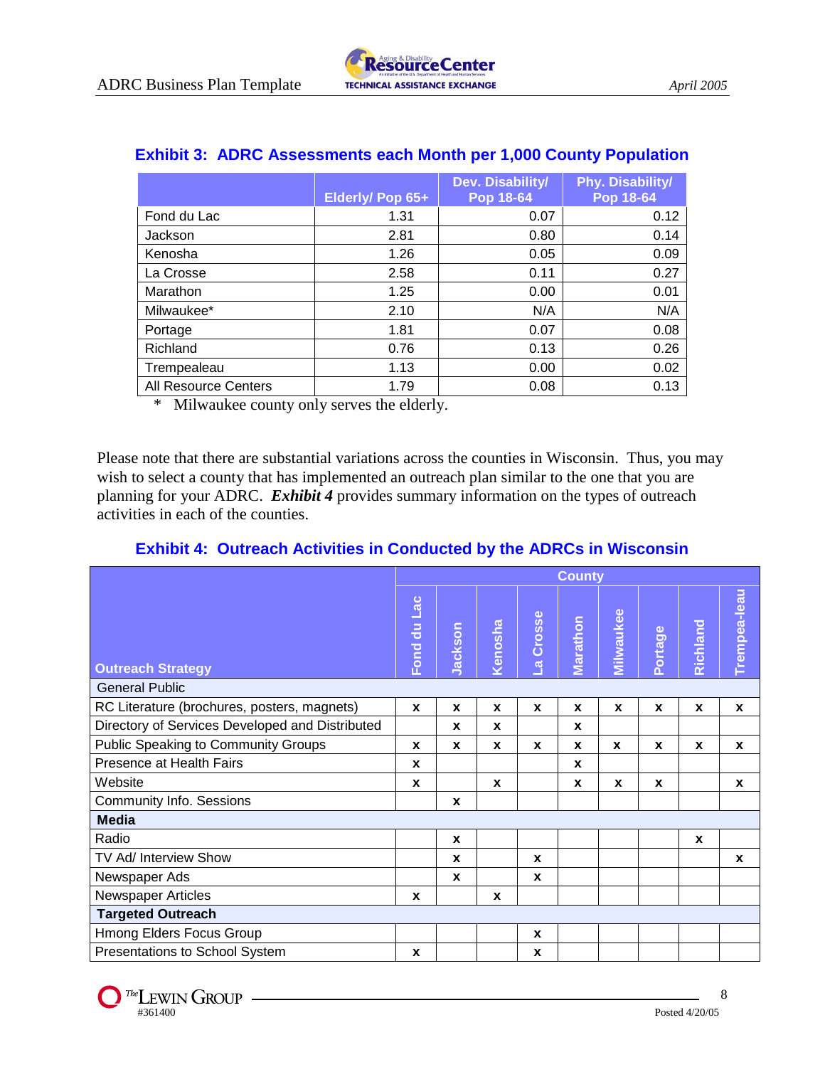### Exhibit 3: ADRC Assessments each Month per 1,000 County Population

| | Elderly/ Pop 65+ | Dev. Disability/ Pop 18-64 | Phy. Disability/ Pop 18-64 |
|---|---|---|---|
| Fond du Lac | 1.31 | 0.07 | 0.12 |
| Jackson | 2.81 | 0.80 | 0.14 |
| Kenosha | 1.26 | 0.05 | 0.09 |
| La Crosse | 2.58 | 0.11 | 0.27 |
| Marathon | 1.25 | 0.00 | 0.01 |
| Milwaukee* | 2.10 | N/A | N/A |
| Portage | 1.81 | 0.07 | 0.08 |
| Richland | 0.76 | 0.13 | 0.26 |
| Trempealeau | 1.13 | 0.00 | 0.02 |
| All Resource Centers | 1.79 | 0.08 | 0.13 |

\* Milwaukee county only serves the elderly.

Please note that there are substantial variations across the counties in Wisconsin. Thus, you may wish to select a county that has implemented an outreach plan similar to the one that you are planning for your ADRC. ***Exhibit 4*** provides summary information on the types of outreach activities in each of the counties.

### Exhibit 4: Outreach Activities in Conducted by the ADRCs in Wisconsin

| | County | | | | | | | | |
|---|---|---|---|---|---|---|---|---|---|
| **Outreach Strategy** | Fond du Lac | Jackson | Kenosha | La Crosse | Marathon | Milwaukee | Portage | Richland | Trempea-leau |
| General Public | | | | | | | | | |
| RC Literature (brochures, posters, magnets) | x | x | x | x | x | x | x | x | x |
| Directory of Services Developed and Distributed | | x | x | | x | | | | |
| Public Speaking to Community Groups | x | x | x | x | x | x | x | x | x |
| Presence at Health Fairs | x | | | | x | | | | |
| Website | x | | x | | x | x | x | | x |
| Community Info. Sessions | | x | | | | | | | |
| **Media** | | | | | | | | | |
| Radio | | x | | | | | | x | |
| TV Ad/ Interview Show | | x | | x | | | | | x |
| Newspaper Ads | | x | | x | | | | | |
| Newspaper Articles | x | | x | | | | | | |
| **Targeted Outreach** | | | | | | | | | |
| Hmong Elders Focus Group | | | | x | | | | | |
| Presentations to School System | x | | | x | | | | | |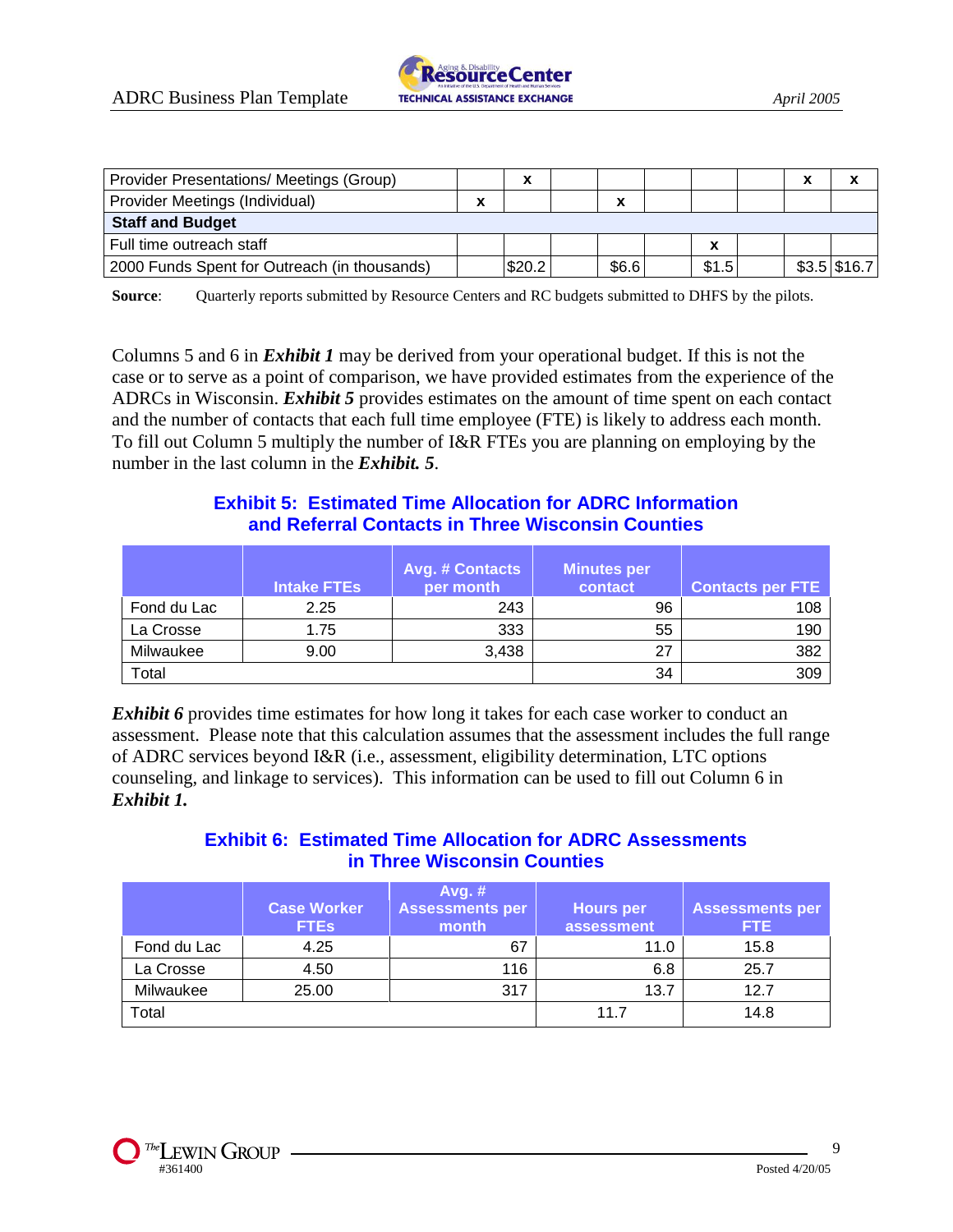| | | | | | | | | | |
|---|---|---|---|---|---|---|---|---|---|
| Provider Presentations/ Meetings (Group) | | x | | | | | | x | x |
| Provider Meetings (Individual) | x | | | x | | | | | |
| **Staff and Budget** | | | | | | | | | |
| Full time outreach staff | | | | | | x | | | |
| 2000 Funds Spent for Outreach (in thousands) | | $20.2 | | $6.6 | | $1.5 | | $3.5 | $16.7 |

**Source**: Quarterly reports submitted by Resource Centers and RC budgets submitted to DHFS by the pilots.

Columns 5 and 6 in ***Exhibit 1*** may be derived from your operational budget. If this is not the case or to serve as a point of comparison, we have provided estimates from the experience of the ADRCs in Wisconsin. ***Exhibit 5*** provides estimates on the amount of time spent on each contact and the number of contacts that each full time employee (FTE) is likely to address each month. To fill out Column 5 multiply the number of I&R FTEs you are planning on employing by the number in the last column in the ***Exhibit. 5***.

**Exhibit 5: Estimated Time Allocation for ADRC Information and Referral Contacts in Three Wisconsin Counties**

| | Intake FTEs | Avg. # Contacts per month | Minutes per contact | Contacts per FTE |
|---|---|---|---|---|
| Fond du Lac | 2.25 | 243 | 96 | 108 |
| La Crosse | 1.75 | 333 | 55 | 190 |
| Milwaukee | 9.00 | 3,438 | 27 | 382 |
| Total | | | 34 | 309 |

***Exhibit 6*** provides time estimates for how long it takes for each case worker to conduct an assessment. Please note that this calculation assumes that the assessment includes the full range of ADRC services beyond I&R (i.e., assessment, eligibility determination, LTC options counseling, and linkage to services). This information can be used to fill out Column 6 in ***Exhibit 1.***

**Exhibit 6: Estimated Time Allocation for ADRC Assessments in Three Wisconsin Counties**

| | Case Worker FTEs | Avg. # Assessments per month | Hours per assessment | Assessments per FTE |
|---|---|---|---|---|
| Fond du Lac | 4.25 | 67 | 11.0 | 15.8 |
| La Crosse | 4.50 | 116 | 6.8 | 25.7 |
| Milwaukee | 25.00 | 317 | 13.7 | 12.7 |
| Total | | | 11.7 | 14.8 |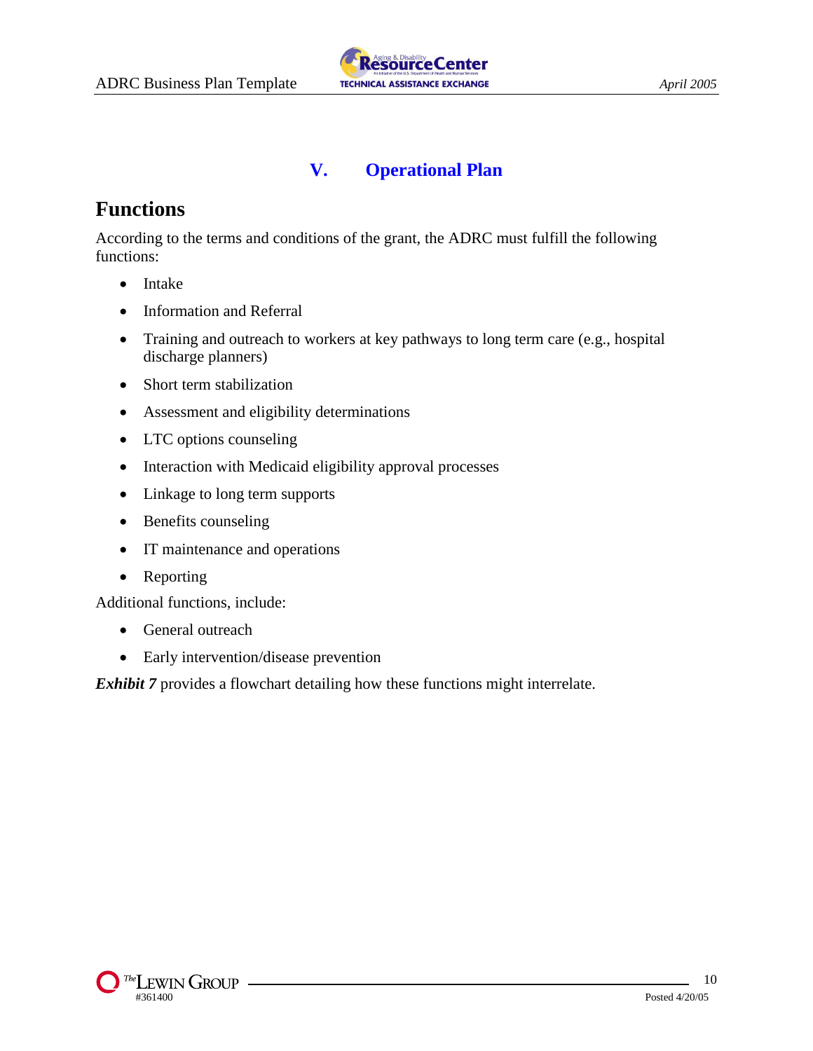# V. Operational Plan

## Functions

According to the terms and conditions of the grant, the ADRC must fulfill the following functions:

- Intake
- Information and Referral
- Training and outreach to workers at key pathways to long term care (e.g., hospital discharge planners)
- Short term stabilization
- Assessment and eligibility determinations
- LTC options counseling
- Interaction with Medicaid eligibility approval processes
- Linkage to long term supports
- Benefits counseling
- IT maintenance and operations
- Reporting

Additional functions, include:

- General outreach
- Early intervention/disease prevention

***Exhibit 7*** provides a flowchart detailing how these functions might interrelate.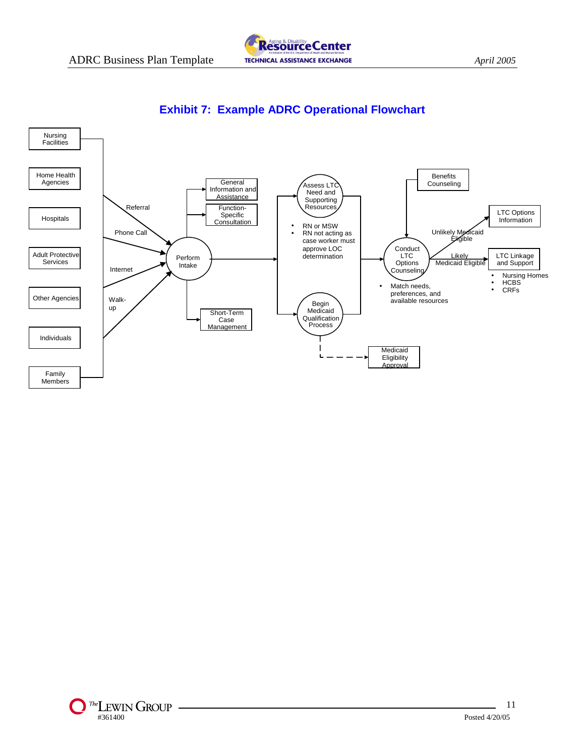## Exhibit 7: Example ADRC Operational Flowchart

Nursing Facilities

Home Health Agencies

Hospitals

Adult Protective Services

Other Agencies

Individuals

Family Members

Referral

Phone Call

Internet

Walk-up

Perform Intake

General Information and Assistance

Function-Specific Consultation

Short-Term Case Management

Assess LTC Need and Supporting Resources

- RN or MSW
- RN not acting as case worker must approve LOC determination

Begin Medicaid Qualification Process

Medicaid Eligibility Approval

Benefits Counseling

Conduct LTC Options Counseling

- Match needs, preferences, and available resources

Unlikely Medicaid Eligible

Likely Medicaid Eligible

LTC Options Information

LTC Linkage and Support

- Nursing Homes
- HCBS
- CRFs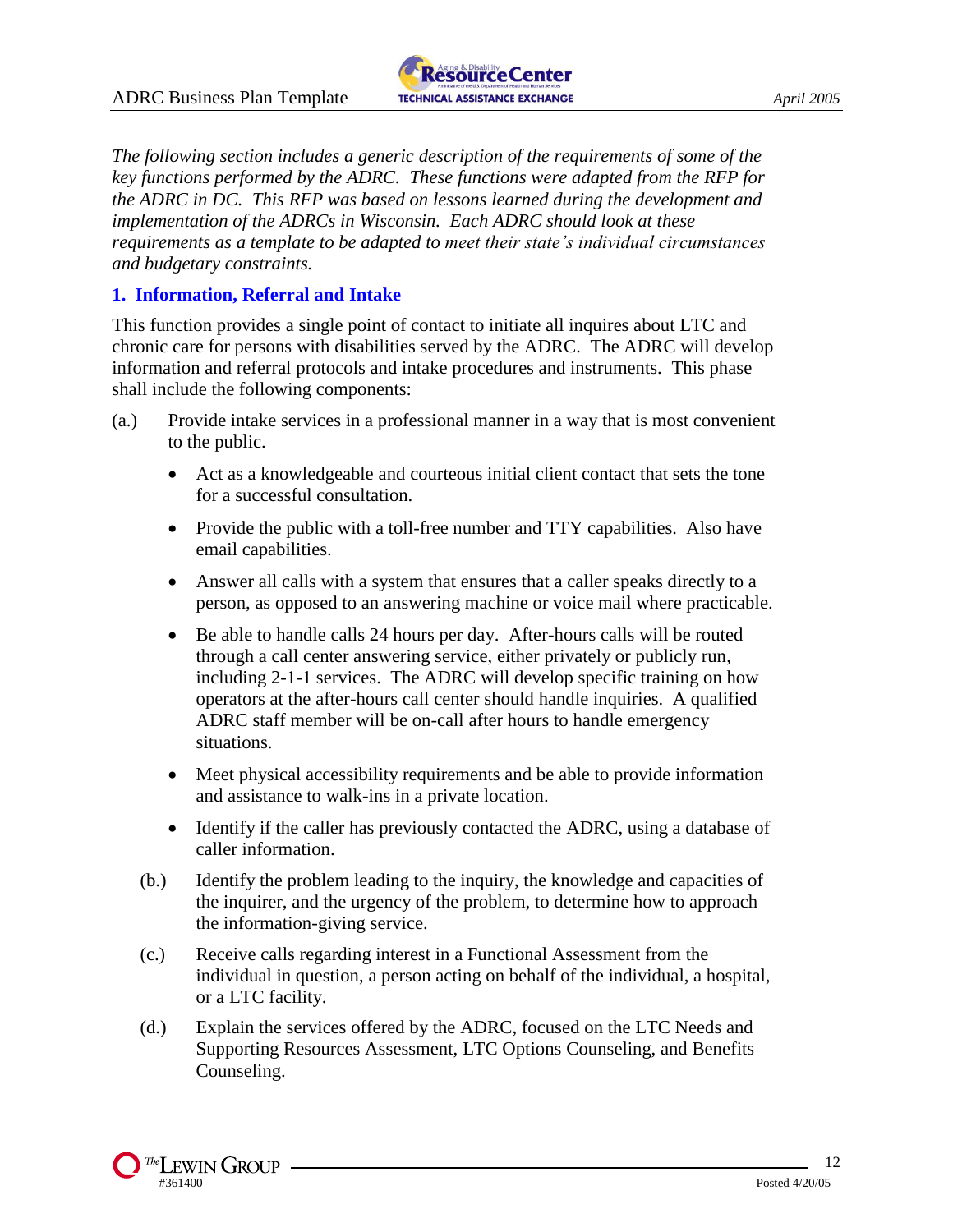*The following section includes a generic description of the requirements of some of the key functions performed by the ADRC. These functions were adapted from the RFP for the ADRC in DC. This RFP was based on lessons learned during the development and implementation of the ADRCs in Wisconsin. Each ADRC should look at these requirements as a template to be adapted to meet their state's individual circumstances and budgetary constraints.*

### 1. Information, Referral and Intake

This function provides a single point of contact to initiate all inquires about LTC and chronic care for persons with disabilities served by the ADRC. The ADRC will develop information and referral protocols and intake procedures and instruments. This phase shall include the following components:

(a.) Provide intake services in a professional manner in a way that is most convenient to the public.

- Act as a knowledgeable and courteous initial client contact that sets the tone for a successful consultation.
- Provide the public with a toll-free number and TTY capabilities. Also have email capabilities.
- Answer all calls with a system that ensures that a caller speaks directly to a person, as opposed to an answering machine or voice mail where practicable.
- Be able to handle calls 24 hours per day. After-hours calls will be routed through a call center answering service, either privately or publicly run, including 2-1-1 services. The ADRC will develop specific training on how operators at the after-hours call center should handle inquiries. A qualified ADRC staff member will be on-call after hours to handle emergency situations.
- Meet physical accessibility requirements and be able to provide information and assistance to walk-ins in a private location.
- Identify if the caller has previously contacted the ADRC, using a database of caller information.

(b.) Identify the problem leading to the inquiry, the knowledge and capacities of the inquirer, and the urgency of the problem, to determine how to approach the information-giving service.

(c.) Receive calls regarding interest in a Functional Assessment from the individual in question, a person acting on behalf of the individual, a hospital, or a LTC facility.

(d.) Explain the services offered by the ADRC, focused on the LTC Needs and Supporting Resources Assessment, LTC Options Counseling, and Benefits Counseling.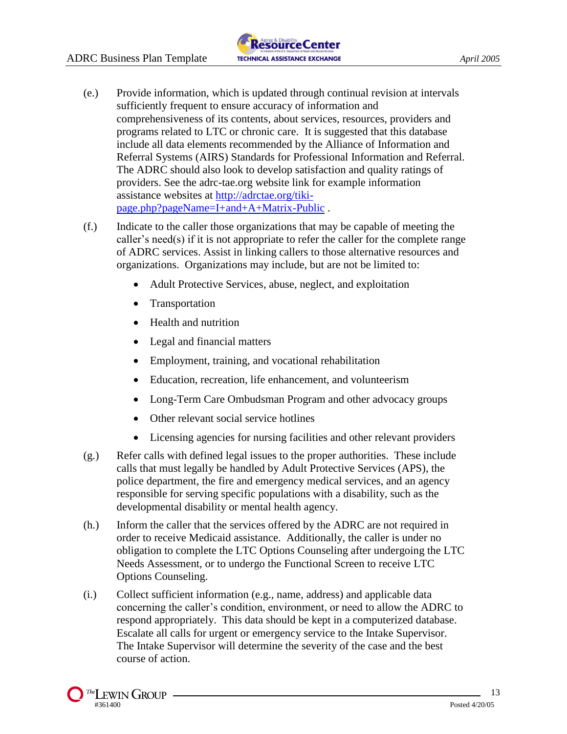(e.) Provide information, which is updated through continual revision at intervals sufficiently frequent to ensure accuracy of information and comprehensiveness of its contents, about services, resources, providers and programs related to LTC or chronic care. It is suggested that this database include all data elements recommended by the Alliance of Information and Referral Systems (AIRS) Standards for Professional Information and Referral. The ADRC should also look to develop satisfaction and quality ratings of providers. See the adrc-tae.org website link for example information assistance websites at [http://adrctae.org/tiki-page.php?pageName=I+and+A+Matrix-Public](http://adrctae.org/tiki-page.php?pageName=I+and+A+Matrix-Public) .

(f.) Indicate to the caller those organizations that may be capable of meeting the caller's need(s) if it is not appropriate to refer the caller for the complete range of ADRC services. Assist in linking callers to those alternative resources and organizations. Organizations may include, but are not be limited to:

- Adult Protective Services, abuse, neglect, and exploitation
- Transportation
- Health and nutrition
- Legal and financial matters
- Employment, training, and vocational rehabilitation
- Education, recreation, life enhancement, and volunteerism
- Long-Term Care Ombudsman Program and other advocacy groups
- Other relevant social service hotlines
- Licensing agencies for nursing facilities and other relevant providers

(g.) Refer calls with defined legal issues to the proper authorities. These include calls that must legally be handled by Adult Protective Services (APS), the police department, the fire and emergency medical services, and an agency responsible for serving specific populations with a disability, such as the developmental disability or mental health agency.

(h.) Inform the caller that the services offered by the ADRC are not required in order to receive Medicaid assistance. Additionally, the caller is under no obligation to complete the LTC Options Counseling after undergoing the LTC Needs Assessment, or to undergo the Functional Screen to receive LTC Options Counseling.

(i.) Collect sufficient information (e.g., name, address) and applicable data concerning the caller's condition, environment, or need to allow the ADRC to respond appropriately. This data should be kept in a computerized database. Escalate all calls for urgent or emergency service to the Intake Supervisor. The Intake Supervisor will determine the severity of the case and the best course of action.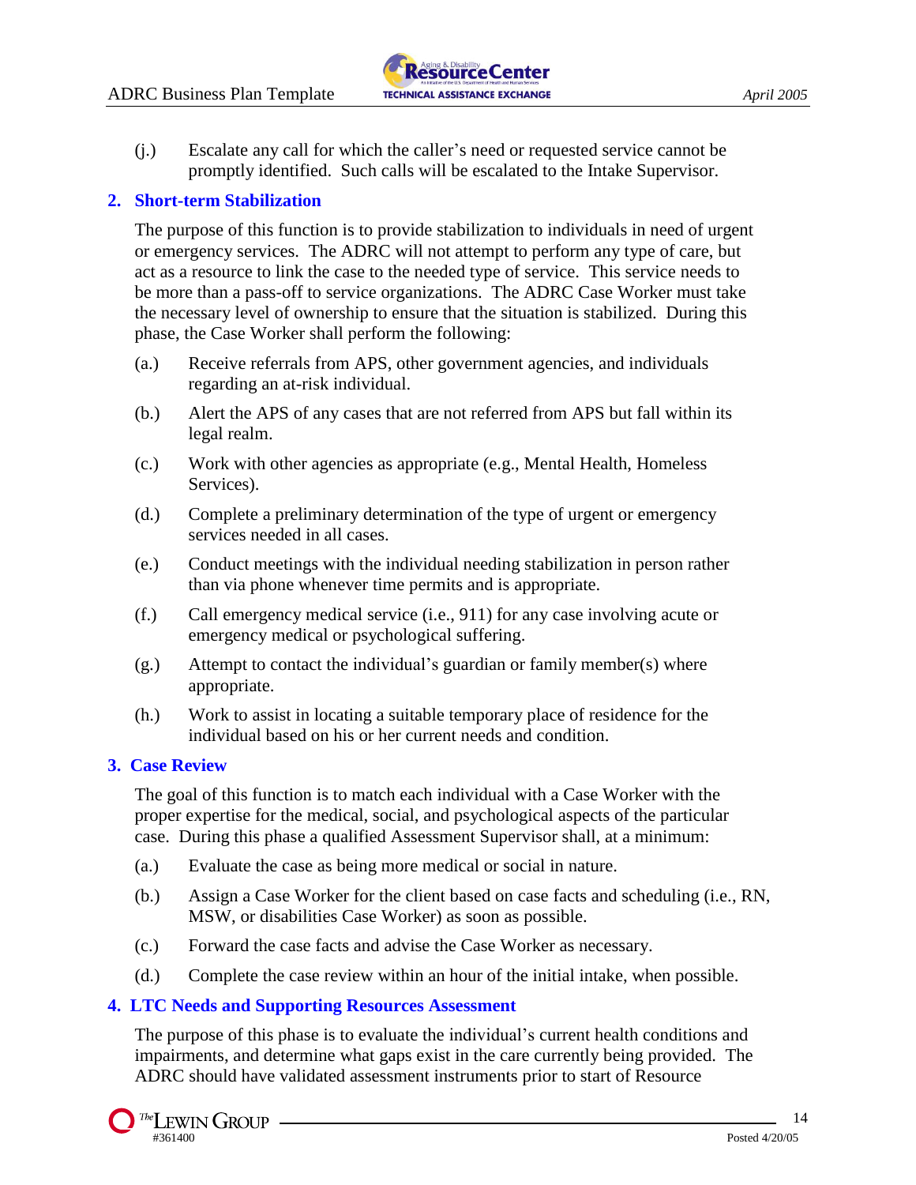(j.) Escalate any call for which the caller's need or requested service cannot be promptly identified. Such calls will be escalated to the Intake Supervisor.

## 2. Short-term Stabilization

The purpose of this function is to provide stabilization to individuals in need of urgent or emergency services. The ADRC will not attempt to perform any type of care, but act as a resource to link the case to the needed type of service. This service needs to be more than a pass-off to service organizations. The ADRC Case Worker must take the necessary level of ownership to ensure that the situation is stabilized. During this phase, the Case Worker shall perform the following:

(a.) Receive referrals from APS, other government agencies, and individuals regarding an at-risk individual.

(b.) Alert the APS of any cases that are not referred from APS but fall within its legal realm.

(c.) Work with other agencies as appropriate (e.g., Mental Health, Homeless Services).

(d.) Complete a preliminary determination of the type of urgent or emergency services needed in all cases.

(e.) Conduct meetings with the individual needing stabilization in person rather than via phone whenever time permits and is appropriate.

(f.) Call emergency medical service (i.e., 911) for any case involving acute or emergency medical or psychological suffering.

(g.) Attempt to contact the individual's guardian or family member(s) where appropriate.

(h.) Work to assist in locating a suitable temporary place of residence for the individual based on his or her current needs and condition.

## 3. Case Review

The goal of this function is to match each individual with a Case Worker with the proper expertise for the medical, social, and psychological aspects of the particular case. During this phase a qualified Assessment Supervisor shall, at a minimum:

(a.) Evaluate the case as being more medical or social in nature.

(b.) Assign a Case Worker for the client based on case facts and scheduling (i.e., RN, MSW, or disabilities Case Worker) as soon as possible.

(c.) Forward the case facts and advise the Case Worker as necessary.

(d.) Complete the case review within an hour of the initial intake, when possible.

## 4. LTC Needs and Supporting Resources Assessment

The purpose of this phase is to evaluate the individual's current health conditions and impairments, and determine what gaps exist in the care currently being provided. The ADRC should have validated assessment instruments prior to start of Resource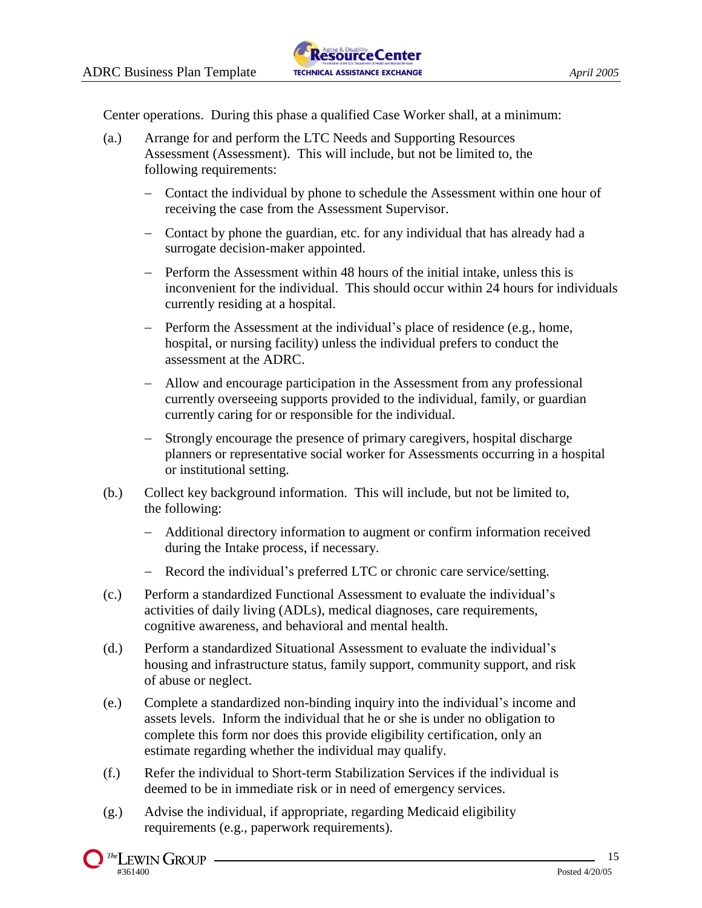Center operations. During this phase a qualified Case Worker shall, at a minimum:

(a.) Arrange for and perform the LTC Needs and Supporting Resources Assessment (Assessment). This will include, but not be limited to, the following requirements:

- Contact the individual by phone to schedule the Assessment within one hour of receiving the case from the Assessment Supervisor.
- Contact by phone the guardian, etc. for any individual that has already had a surrogate decision-maker appointed.
- Perform the Assessment within 48 hours of the initial intake, unless this is inconvenient for the individual. This should occur within 24 hours for individuals currently residing at a hospital.
- Perform the Assessment at the individual's place of residence (e.g., home, hospital, or nursing facility) unless the individual prefers to conduct the assessment at the ADRC.
- Allow and encourage participation in the Assessment from any professional currently overseeing supports provided to the individual, family, or guardian currently caring for or responsible for the individual.
- Strongly encourage the presence of primary caregivers, hospital discharge planners or representative social worker for Assessments occurring in a hospital or institutional setting.

(b.) Collect key background information. This will include, but not be limited to, the following:

- Additional directory information to augment or confirm information received during the Intake process, if necessary.
- Record the individual's preferred LTC or chronic care service/setting.

(c.) Perform a standardized Functional Assessment to evaluate the individual's activities of daily living (ADLs), medical diagnoses, care requirements, cognitive awareness, and behavioral and mental health.

(d.) Perform a standardized Situational Assessment to evaluate the individual's housing and infrastructure status, family support, community support, and risk of abuse or neglect.

(e.) Complete a standardized non-binding inquiry into the individual's income and assets levels. Inform the individual that he or she is under no obligation to complete this form nor does this provide eligibility certification, only an estimate regarding whether the individual may qualify.

(f.) Refer the individual to Short-term Stabilization Services if the individual is deemed to be in immediate risk or in need of emergency services.

(g.) Advise the individual, if appropriate, regarding Medicaid eligibility requirements (e.g., paperwork requirements).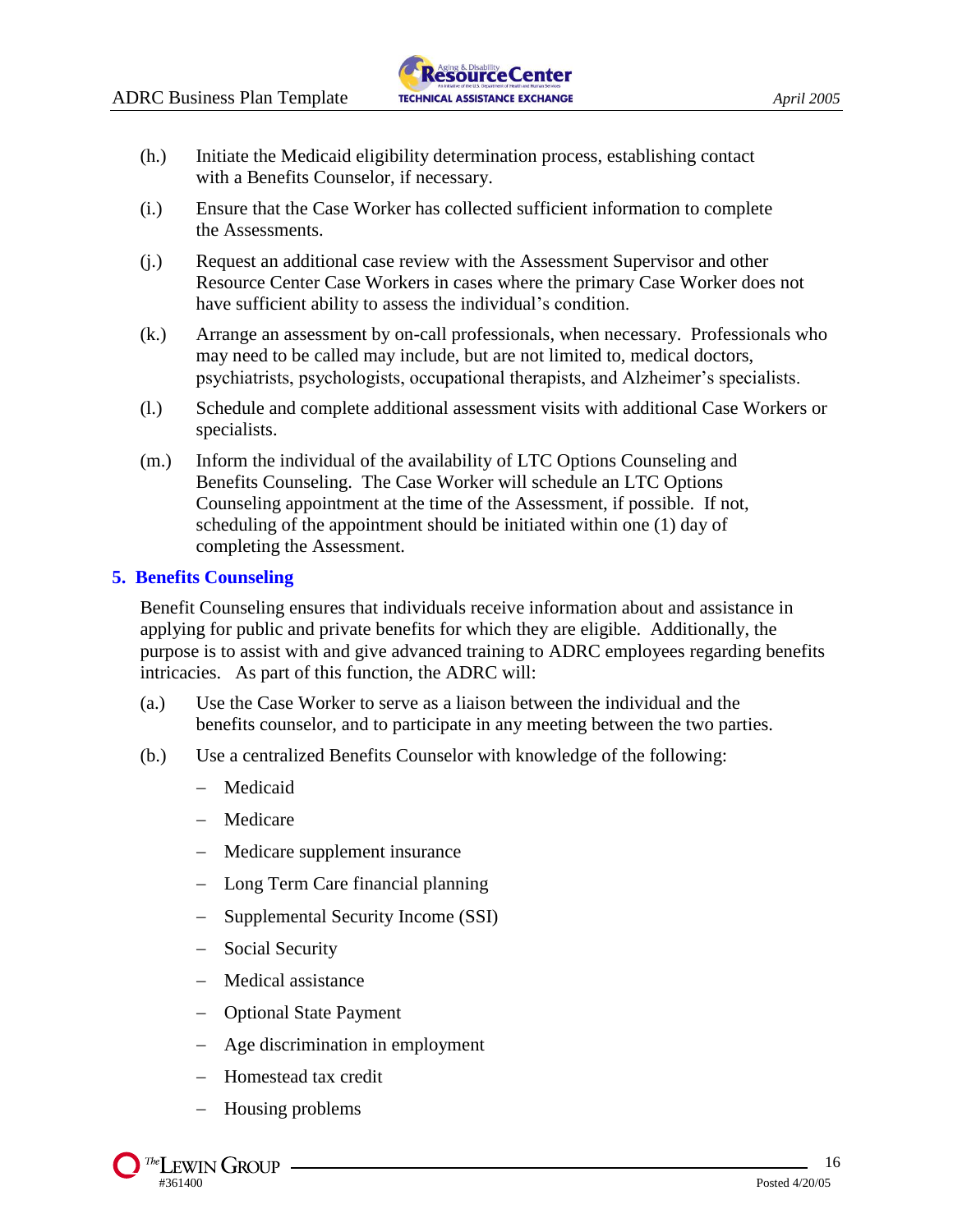(h.) Initiate the Medicaid eligibility determination process, establishing contact with a Benefits Counselor, if necessary.

(i.) Ensure that the Case Worker has collected sufficient information to complete the Assessments.

(j.) Request an additional case review with the Assessment Supervisor and other Resource Center Case Workers in cases where the primary Case Worker does not have sufficient ability to assess the individual's condition.

(k.) Arrange an assessment by on-call professionals, when necessary. Professionals who may need to be called may include, but are not limited to, medical doctors, psychiatrists, psychologists, occupational therapists, and Alzheimer's specialists.

(l.) Schedule and complete additional assessment visits with additional Case Workers or specialists.

(m.) Inform the individual of the availability of LTC Options Counseling and Benefits Counseling. The Case Worker will schedule an LTC Options Counseling appointment at the time of the Assessment, if possible. If not, scheduling of the appointment should be initiated within one (1) day of completing the Assessment.

### 5. Benefits Counseling

Benefit Counseling ensures that individuals receive information about and assistance in applying for public and private benefits for which they are eligible. Additionally, the purpose is to assist with and give advanced training to ADRC employees regarding benefits intricacies. As part of this function, the ADRC will:

(a.) Use the Case Worker to serve as a liaison between the individual and the benefits counselor, and to participate in any meeting between the two parties.

(b.) Use a centralized Benefits Counselor with knowledge of the following:

- Medicaid
- Medicare
- Medicare supplement insurance
- Long Term Care financial planning
- Supplemental Security Income (SSI)
- Social Security
- Medical assistance
- Optional State Payment
- Age discrimination in employment
- Homestead tax credit
- Housing problems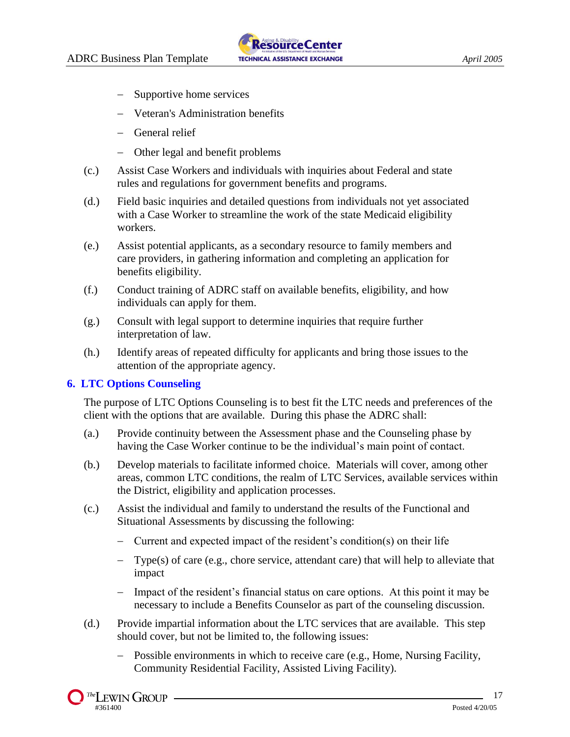- Supportive home services
  - Veteran's Administration benefits
  - General relief
  - Other legal and benefit problems

(c.) Assist Case Workers and individuals with inquiries about Federal and state rules and regulations for government benefits and programs.

(d.) Field basic inquiries and detailed questions from individuals not yet associated with a Case Worker to streamline the work of the state Medicaid eligibility workers.

(e.) Assist potential applicants, as a secondary resource to family members and care providers, in gathering information and completing an application for benefits eligibility.

(f.) Conduct training of ADRC staff on available benefits, eligibility, and how individuals can apply for them.

(g.) Consult with legal support to determine inquiries that require further interpretation of law.

(h.) Identify areas of repeated difficulty for applicants and bring those issues to the attention of the appropriate agency.

### 6. LTC Options Counseling

The purpose of LTC Options Counseling is to best fit the LTC needs and preferences of the client with the options that are available. During this phase the ADRC shall:

(a.) Provide continuity between the Assessment phase and the Counseling phase by having the Case Worker continue to be the individual's main point of contact.

(b.) Develop materials to facilitate informed choice. Materials will cover, among other areas, common LTC conditions, the realm of LTC Services, available services within the District, eligibility and application processes.

(c.) Assist the individual and family to understand the results of the Functional and Situational Assessments by discussing the following:

  - Current and expected impact of the resident's condition(s) on their life
  - Type(s) of care (e.g., chore service, attendant care) that will help to alleviate that impact
  - Impact of the resident's financial status on care options. At this point it may be necessary to include a Benefits Counselor as part of the counseling discussion.

(d.) Provide impartial information about the LTC services that are available. This step should cover, but not be limited to, the following issues:

  - Possible environments in which to receive care (e.g., Home, Nursing Facility, Community Residential Facility, Assisted Living Facility).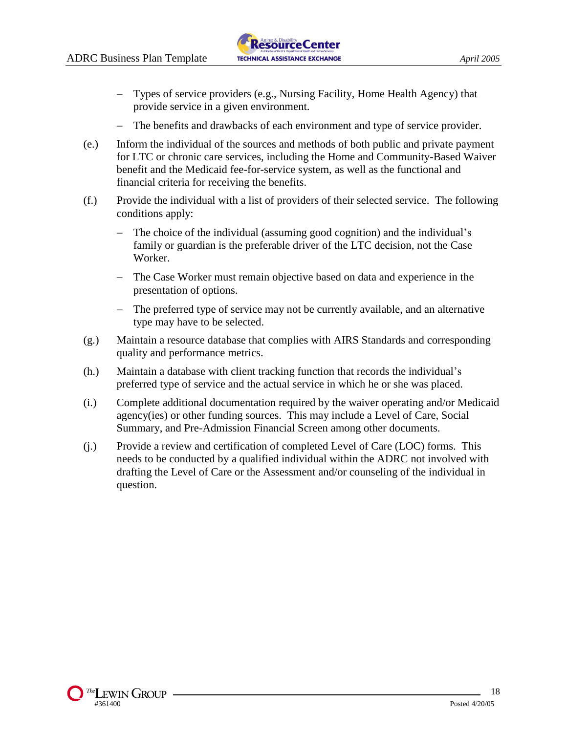- Types of service providers (e.g., Nursing Facility, Home Health Agency) that provide service in a given environment.
- The benefits and drawbacks of each environment and type of service provider.

(e.) Inform the individual of the sources and methods of both public and private payment for LTC or chronic care services, including the Home and Community-Based Waiver benefit and the Medicaid fee-for-service system, as well as the functional and financial criteria for receiving the benefits.

(f.) Provide the individual with a list of providers of their selected service. The following conditions apply:

- The choice of the individual (assuming good cognition) and the individual's family or guardian is the preferable driver of the LTC decision, not the Case Worker.
- The Case Worker must remain objective based on data and experience in the presentation of options.
- The preferred type of service may not be currently available, and an alternative type may have to be selected.

(g.) Maintain a resource database that complies with AIRS Standards and corresponding quality and performance metrics.

(h.) Maintain a database with client tracking function that records the individual's preferred type of service and the actual service in which he or she was placed.

(i.) Complete additional documentation required by the waiver operating and/or Medicaid agency(ies) or other funding sources. This may include a Level of Care, Social Summary, and Pre-Admission Financial Screen among other documents.

(j.) Provide a review and certification of completed Level of Care (LOC) forms. This needs to be conducted by a qualified individual within the ADRC not involved with drafting the Level of Care or the Assessment and/or counseling of the individual in question.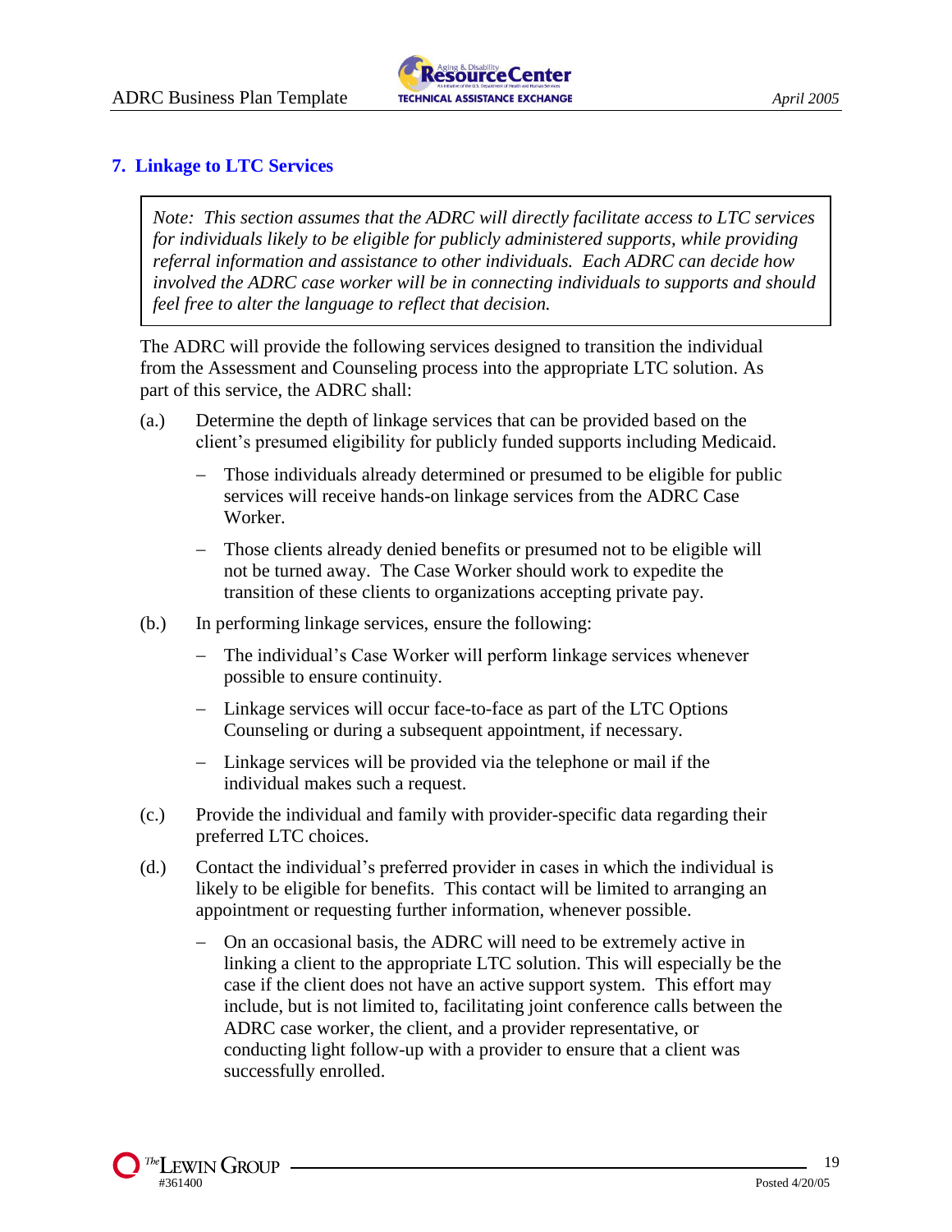## 7. Linkage to LTC Services

> *Note: This section assumes that the ADRC will directly facilitate access to LTC services for individuals likely to be eligible for publicly administered supports, while providing referral information and assistance to other individuals. Each ADRC can decide how involved the ADRC case worker will be in connecting individuals to supports and should feel free to alter the language to reflect that decision.*

The ADRC will provide the following services designed to transition the individual from the Assessment and Counseling process into the appropriate LTC solution. As part of this service, the ADRC shall:

(a.) Determine the depth of linkage services that can be provided based on the client's presumed eligibility for publicly funded supports including Medicaid.

- Those individuals already determined or presumed to be eligible for public services will receive hands-on linkage services from the ADRC Case Worker.
- Those clients already denied benefits or presumed not to be eligible will not be turned away. The Case Worker should work to expedite the transition of these clients to organizations accepting private pay.

(b.) In performing linkage services, ensure the following:

- The individual's Case Worker will perform linkage services whenever possible to ensure continuity.
- Linkage services will occur face-to-face as part of the LTC Options Counseling or during a subsequent appointment, if necessary.
- Linkage services will be provided via the telephone or mail if the individual makes such a request.

(c.) Provide the individual and family with provider-specific data regarding their preferred LTC choices.

(d.) Contact the individual's preferred provider in cases in which the individual is likely to be eligible for benefits. This contact will be limited to arranging an appointment or requesting further information, whenever possible.

- On an occasional basis, the ADRC will need to be extremely active in linking a client to the appropriate LTC solution. This will especially be the case if the client does not have an active support system. This effort may include, but is not limited to, facilitating joint conference calls between the ADRC case worker, the client, and a provider representative, or conducting light follow-up with a provider to ensure that a client was successfully enrolled.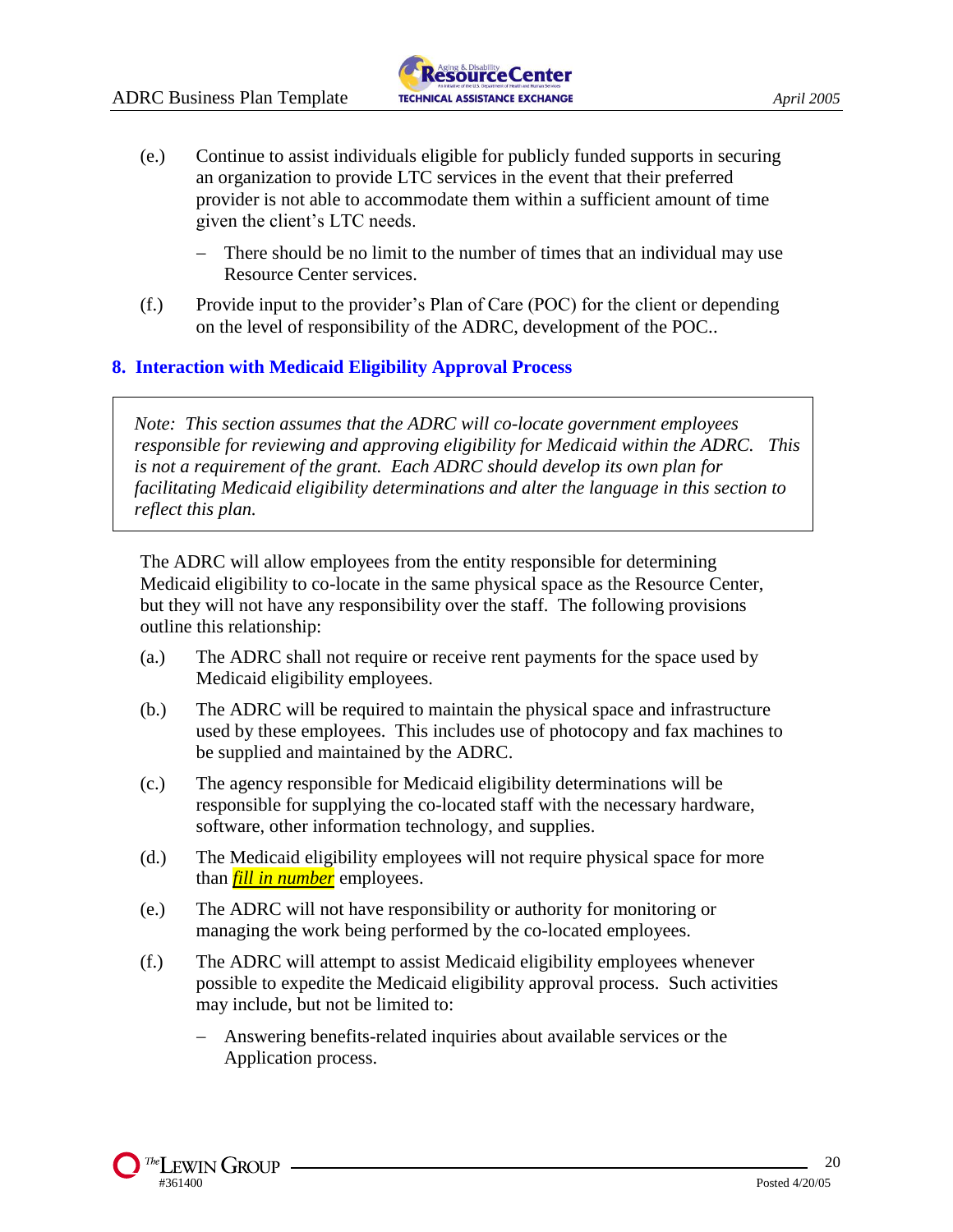(e.) Continue to assist individuals eligible for publicly funded supports in securing an organization to provide LTC services in the event that their preferred provider is not able to accommodate them within a sufficient amount of time given the client's LTC needs.

   - There should be no limit to the number of times that an individual may use Resource Center services.

(f.) Provide input to the provider's Plan of Care (POC) for the client or depending on the level of responsibility of the ADRC, development of the POC..

## 8. Interaction with Medicaid Eligibility Approval Process

> *Note: This section assumes that the ADRC will co-locate government employees responsible for reviewing and approving eligibility for Medicaid within the ADRC. This is not a requirement of the grant. Each ADRC should develop its own plan for facilitating Medicaid eligibility determinations and alter the language in this section to reflect this plan.*

The ADRC will allow employees from the entity responsible for determining Medicaid eligibility to co-locate in the same physical space as the Resource Center, but they will not have any responsibility over the staff. The following provisions outline this relationship:

(a.) The ADRC shall not require or receive rent payments for the space used by Medicaid eligibility employees.

(b.) The ADRC will be required to maintain the physical space and infrastructure used by these employees. This includes use of photocopy and fax machines to be supplied and maintained by the ADRC.

(c.) The agency responsible for Medicaid eligibility determinations will be responsible for supplying the co-located staff with the necessary hardware, software, other information technology, and supplies.

(d.) The Medicaid eligibility employees will not require physical space for more than ***fill in number*** employees.

(e.) The ADRC will not have responsibility or authority for monitoring or managing the work being performed by the co-located employees.

(f.) The ADRC will attempt to assist Medicaid eligibility employees whenever possible to expedite the Medicaid eligibility approval process. Such activities may include, but not be limited to:

   - Answering benefits-related inquiries about available services or the Application process.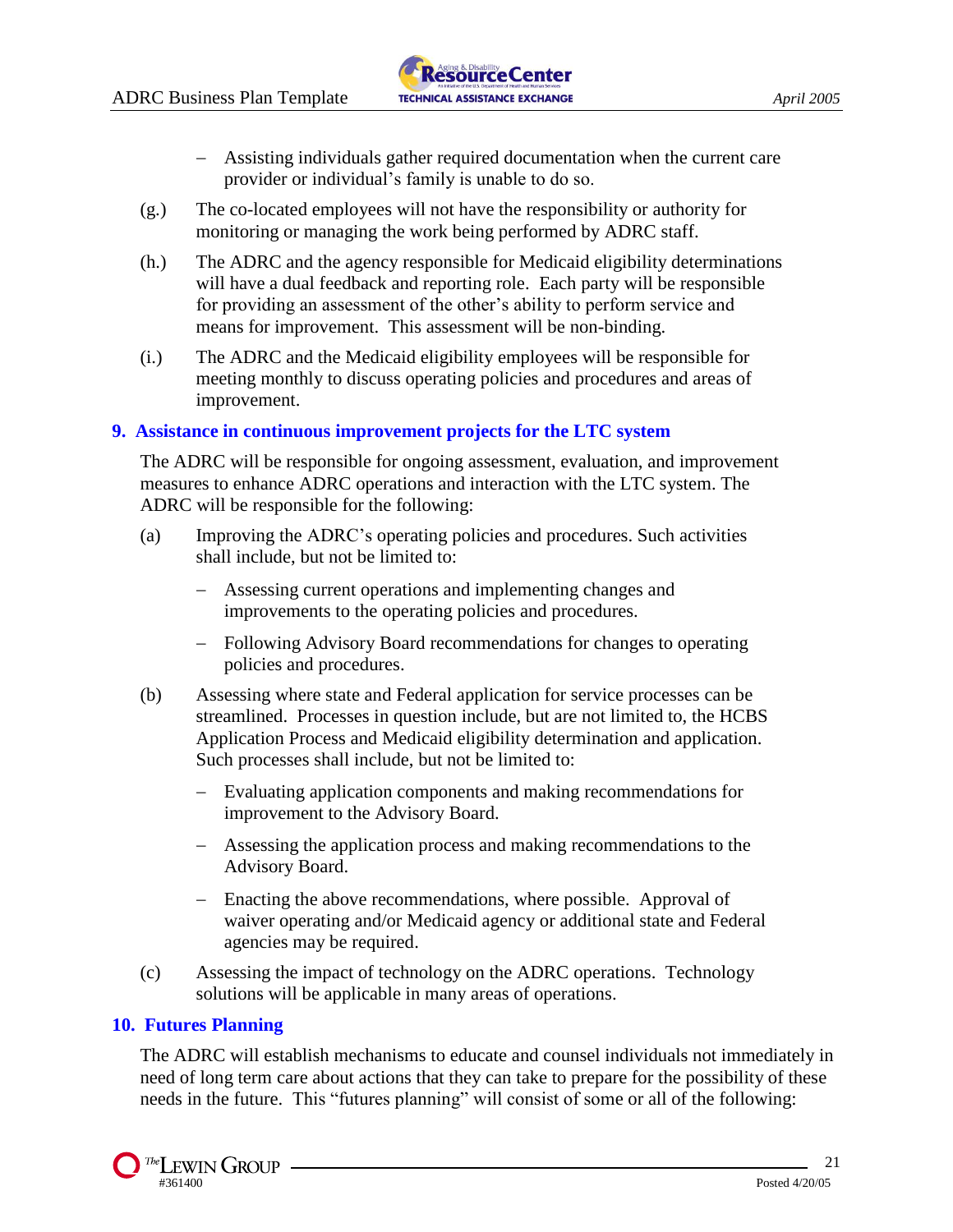- Assisting individuals gather required documentation when the current care provider or individual's family is unable to do so.

(g.) The co-located employees will not have the responsibility or authority for monitoring or managing the work being performed by ADRC staff.

(h.) The ADRC and the agency responsible for Medicaid eligibility determinations will have a dual feedback and reporting role. Each party will be responsible for providing an assessment of the other's ability to perform service and means for improvement. This assessment will be non-binding.

(i.) The ADRC and the Medicaid eligibility employees will be responsible for meeting monthly to discuss operating policies and procedures and areas of improvement.

## 9. Assistance in continuous improvement projects for the LTC system

The ADRC will be responsible for ongoing assessment, evaluation, and improvement measures to enhance ADRC operations and interaction with the LTC system. The ADRC will be responsible for the following:

(a) Improving the ADRC's operating policies and procedures. Such activities shall include, but not be limited to:

  - Assessing current operations and implementing changes and improvements to the operating policies and procedures.
  - Following Advisory Board recommendations for changes to operating policies and procedures.

(b) Assessing where state and Federal application for service processes can be streamlined. Processes in question include, but are not limited to, the HCBS Application Process and Medicaid eligibility determination and application. Such processes shall include, but not be limited to:

  - Evaluating application components and making recommendations for improvement to the Advisory Board.
  - Assessing the application process and making recommendations to the Advisory Board.
  - Enacting the above recommendations, where possible. Approval of waiver operating and/or Medicaid agency or additional state and Federal agencies may be required.

(c) Assessing the impact of technology on the ADRC operations. Technology solutions will be applicable in many areas of operations.

## 10. Futures Planning

The ADRC will establish mechanisms to educate and counsel individuals not immediately in need of long term care about actions that they can take to prepare for the possibility of these needs in the future. This "futures planning" will consist of some or all of the following: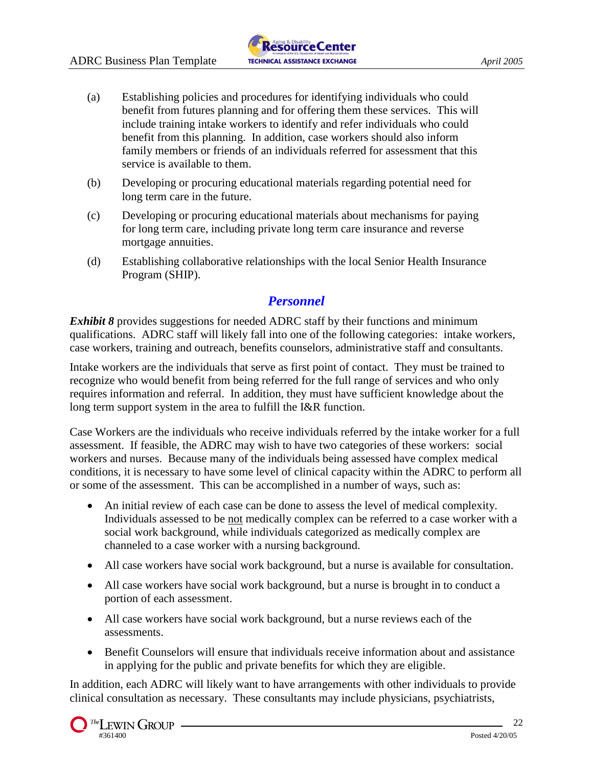(a) Establishing policies and procedures for identifying individuals who could benefit from futures planning and for offering them these services. This will include training intake workers to identify and refer individuals who could benefit from this planning. In addition, case workers should also inform family members or friends of an individuals referred for assessment that this service is available to them.

(b) Developing or procuring educational materials regarding potential need for long term care in the future.

(c) Developing or procuring educational materials about mechanisms for paying for long term care, including private long term care insurance and reverse mortgage annuities.

(d) Establishing collaborative relationships with the local Senior Health Insurance Program (SHIP).

## *Personnel*

***Exhibit 8*** provides suggestions for needed ADRC staff by their functions and minimum qualifications. ADRC staff will likely fall into one of the following categories: intake workers, case workers, training and outreach, benefits counselors, administrative staff and consultants.

Intake workers are the individuals that serve as first point of contact. They must be trained to recognize who would benefit from being referred for the full range of services and who only requires information and referral. In addition, they must have sufficient knowledge about the long term support system in the area to fulfill the I&R function.

Case Workers are the individuals who receive individuals referred by the intake worker for a full assessment. If feasible, the ADRC may wish to have two categories of these workers: social workers and nurses. Because many of the individuals being assessed have complex medical conditions, it is necessary to have some level of clinical capacity within the ADRC to perform all or some of the assessment. This can be accomplished in a number of ways, such as:

- An initial review of each case can be done to assess the level of medical complexity. Individuals assessed to be <u>not</u> medically complex can be referred to a case worker with a social work background, while individuals categorized as medically complex are channeled to a case worker with a nursing background.
- All case workers have social work background, but a nurse is available for consultation.
- All case workers have social work background, but a nurse is brought in to conduct a portion of each assessment.
- All case workers have social work background, but a nurse reviews each of the assessments.
- Benefit Counselors will ensure that individuals receive information about and assistance in applying for the public and private benefits for which they are eligible.

In addition, each ADRC will likely want to have arrangements with other individuals to provide clinical consultation as necessary. These consultants may include physicians, psychiatrists,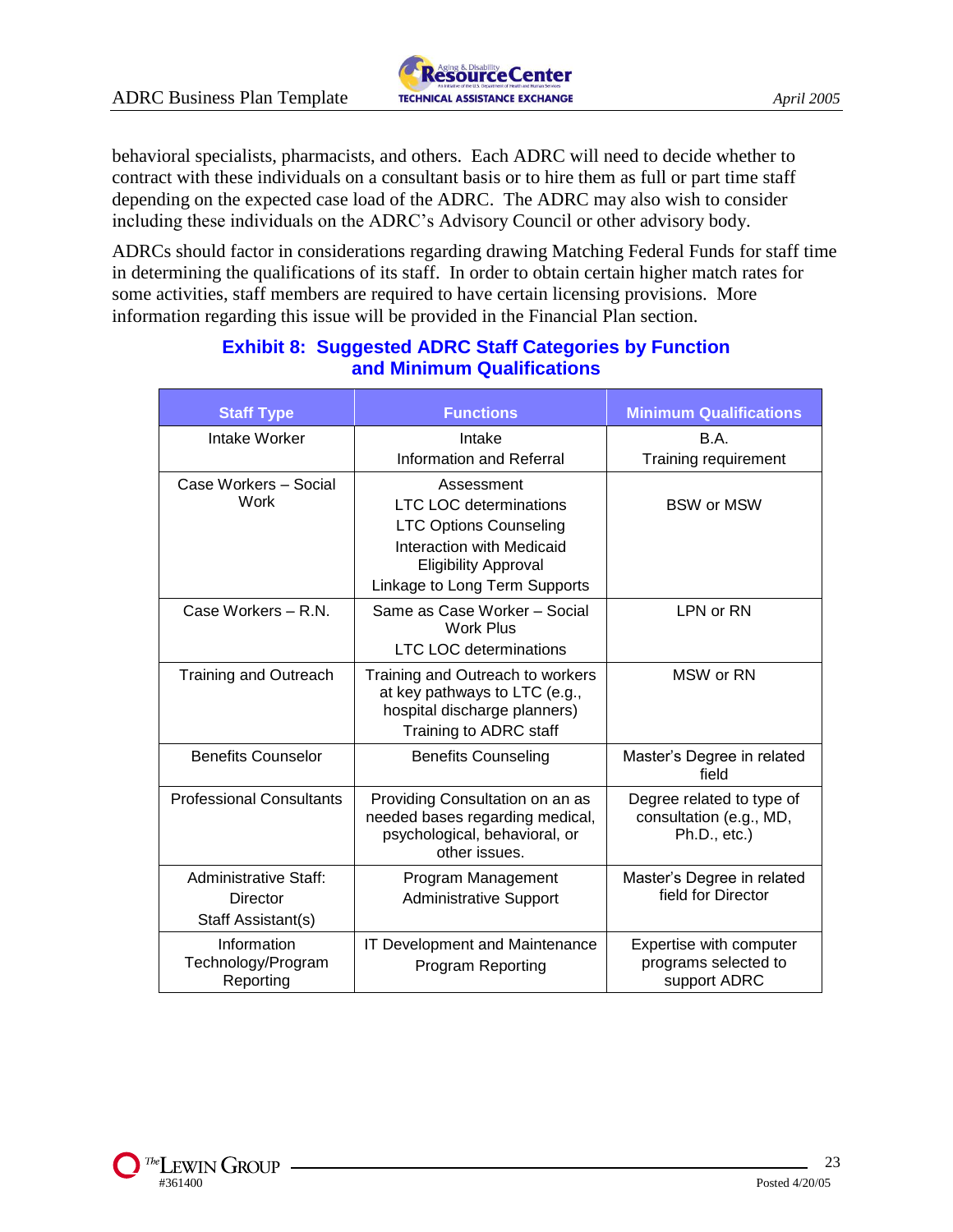behavioral specialists, pharmacists, and others. Each ADRC will need to decide whether to contract with these individuals on a consultant basis or to hire them as full or part time staff depending on the expected case load of the ADRC. The ADRC may also wish to consider including these individuals on the ADRC's Advisory Council or other advisory body.

ADRCs should factor in considerations regarding drawing Matching Federal Funds for staff time in determining the qualifications of its staff. In order to obtain certain higher match rates for some activities, staff members are required to have certain licensing provisions. More information regarding this issue will be provided in the Financial Plan section.

### Exhibit 8: Suggested ADRC Staff Categories by Function and Minimum Qualifications

| Staff Type | Functions | Minimum Qualifications |
|---|---|---|
| Intake Worker | Intake<br>Information and Referral | B.A.<br>Training requirement |
| Case Workers – Social Work | Assessment<br>LTC LOC determinations<br>LTC Options Counseling<br>Interaction with Medicaid Eligibility Approval<br>Linkage to Long Term Supports | BSW or MSW |
| Case Workers – R.N. | Same as Case Worker – Social Work Plus<br>LTC LOC determinations | LPN or RN |
| Training and Outreach | Training and Outreach to workers at key pathways to LTC (e.g., hospital discharge planners)<br>Training to ADRC staff | MSW or RN |
| Benefits Counselor | Benefits Counseling | Master's Degree in related field |
| Professional Consultants | Providing Consultation on an as needed bases regarding medical, psychological, behavioral, or other issues. | Degree related to type of consultation (e.g., MD, Ph.D., etc.) |
| Administrative Staff:<br>Director<br>Staff Assistant(s) | Program Management<br>Administrative Support | Master's Degree in related field for Director |
| Information Technology/Program Reporting | IT Development and Maintenance<br>Program Reporting | Expertise with computer programs selected to support ADRC |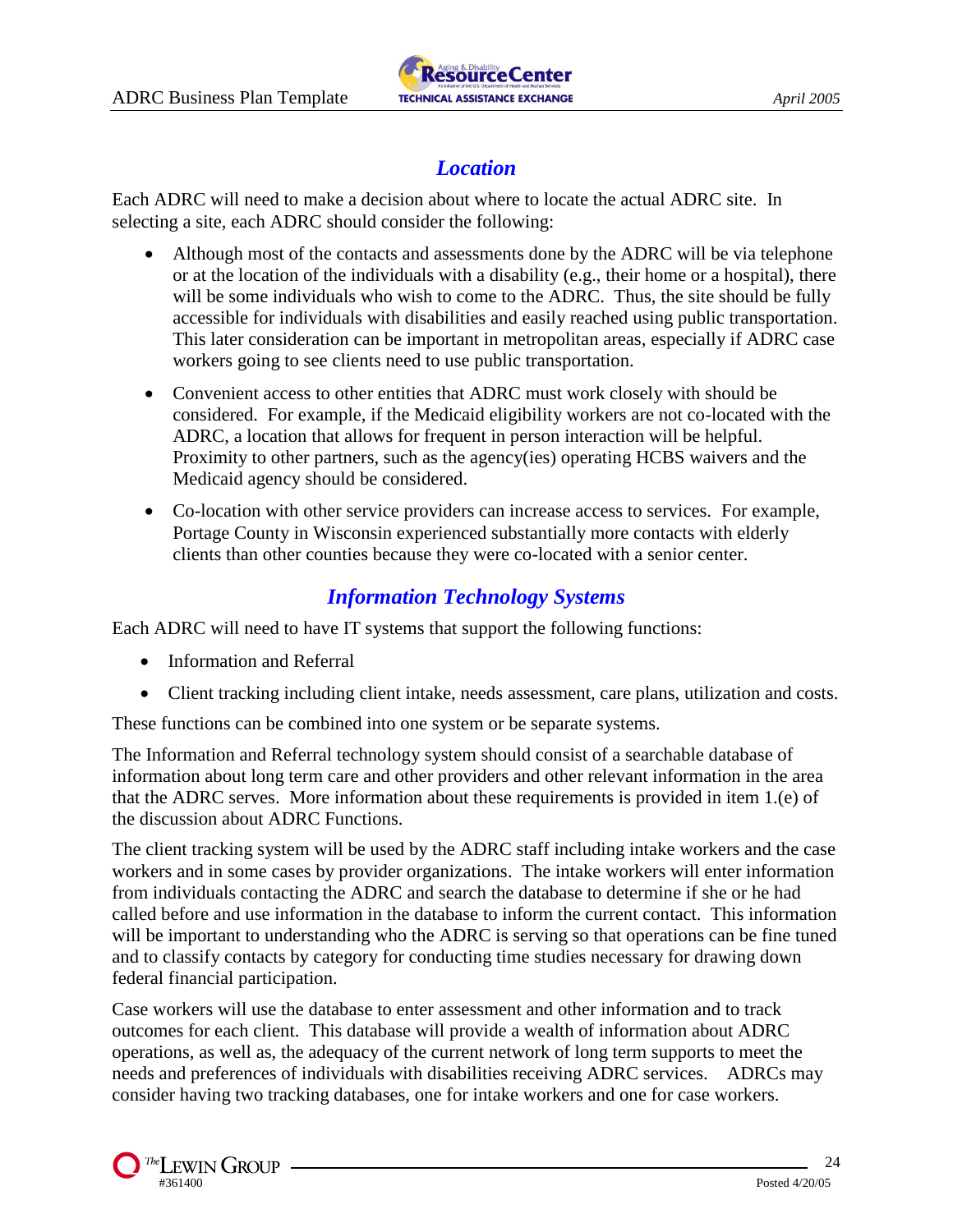## *Location*

Each ADRC will need to make a decision about where to locate the actual ADRC site. In selecting a site, each ADRC should consider the following:

- Although most of the contacts and assessments done by the ADRC will be via telephone or at the location of the individuals with a disability (e.g., their home or a hospital), there will be some individuals who wish to come to the ADRC. Thus, the site should be fully accessible for individuals with disabilities and easily reached using public transportation. This later consideration can be important in metropolitan areas, especially if ADRC case workers going to see clients need to use public transportation.
- Convenient access to other entities that ADRC must work closely with should be considered. For example, if the Medicaid eligibility workers are not co-located with the ADRC, a location that allows for frequent in person interaction will be helpful. Proximity to other partners, such as the agency(ies) operating HCBS waivers and the Medicaid agency should be considered.
- Co-location with other service providers can increase access to services. For example, Portage County in Wisconsin experienced substantially more contacts with elderly clients than other counties because they were co-located with a senior center.

## *Information Technology Systems*

Each ADRC will need to have IT systems that support the following functions:

- Information and Referral
- Client tracking including client intake, needs assessment, care plans, utilization and costs.

These functions can be combined into one system or be separate systems.

The Information and Referral technology system should consist of a searchable database of information about long term care and other providers and other relevant information in the area that the ADRC serves. More information about these requirements is provided in item 1.(e) of the discussion about ADRC Functions.

The client tracking system will be used by the ADRC staff including intake workers and the case workers and in some cases by provider organizations. The intake workers will enter information from individuals contacting the ADRC and search the database to determine if she or he had called before and use information in the database to inform the current contact. This information will be important to understanding who the ADRC is serving so that operations can be fine tuned and to classify contacts by category for conducting time studies necessary for drawing down federal financial participation.

Case workers will use the database to enter assessment and other information and to track outcomes for each client. This database will provide a wealth of information about ADRC operations, as well as, the adequacy of the current network of long term supports to meet the needs and preferences of individuals with disabilities receiving ADRC services. ADRCs may consider having two tracking databases, one for intake workers and one for case workers.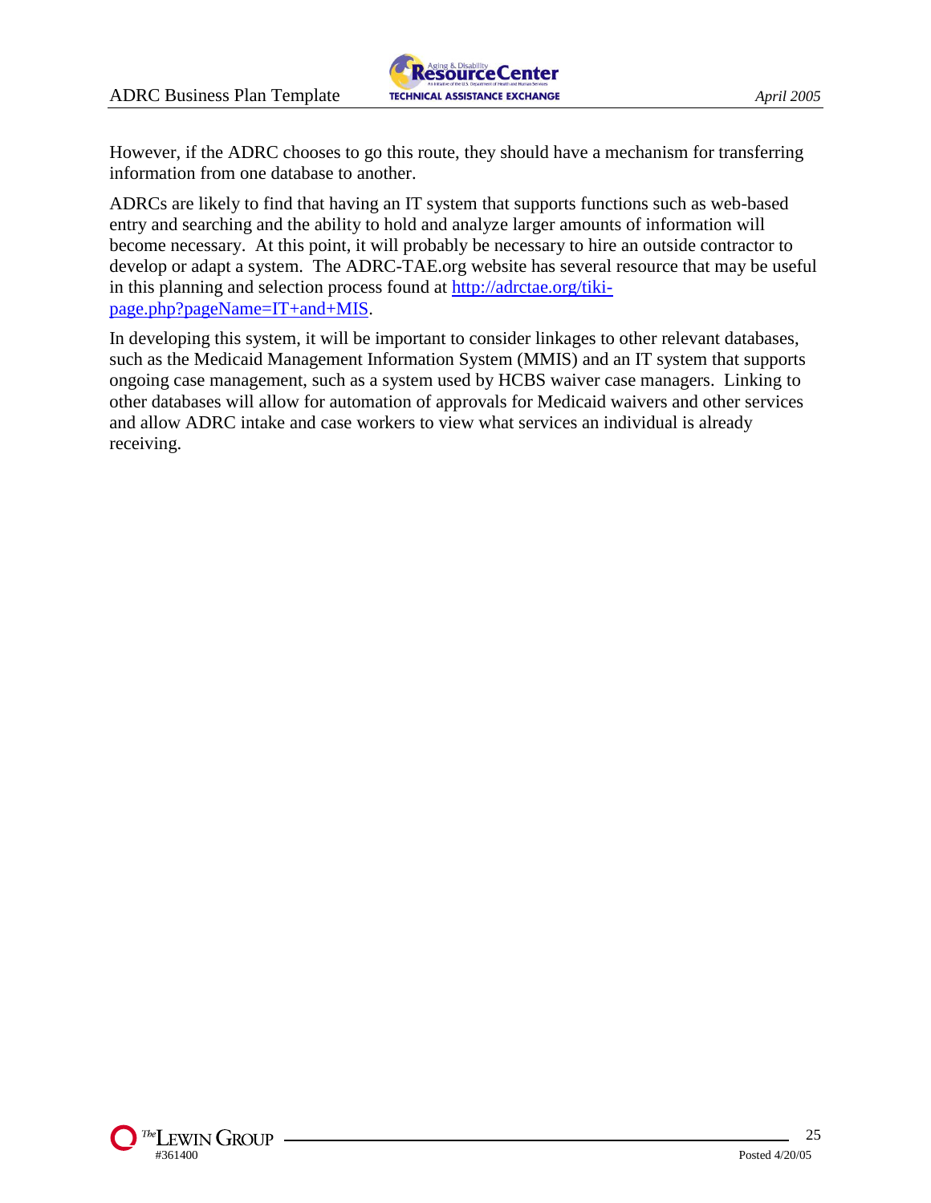However, if the ADRC chooses to go this route, they should have a mechanism for transferring information from one database to another.

ADRCs are likely to find that having an IT system that supports functions such as web-based entry and searching and the ability to hold and analyze larger amounts of information will become necessary. At this point, it will probably be necessary to hire an outside contractor to develop or adapt a system. The ADRC-TAE.org website has several resource that may be useful in this planning and selection process found at [http://adrctae.org/tiki-page.php?pageName=IT+and+MIS](http://adrctae.org/tiki-page.php?pageName=IT+and+MIS).

In developing this system, it will be important to consider linkages to other relevant databases, such as the Medicaid Management Information System (MMIS) and an IT system that supports ongoing case management, such as a system used by HCBS waiver case managers. Linking to other databases will allow for automation of approvals for Medicaid waivers and other services and allow ADRC intake and case workers to view what services an individual is already receiving.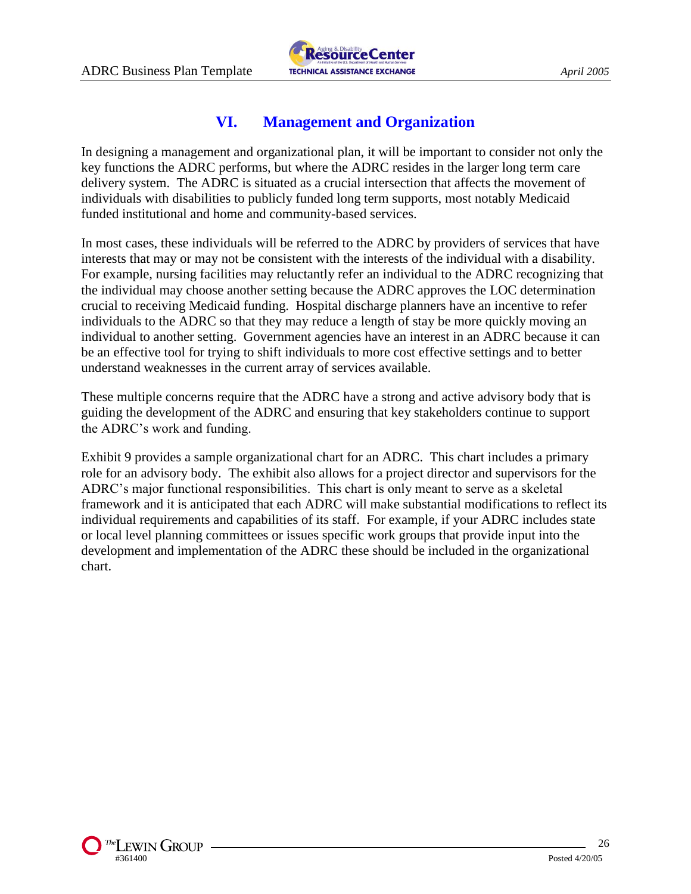## VI. Management and Organization

In designing a management and organizational plan, it will be important to consider not only the key functions the ADRC performs, but where the ADRC resides in the larger long term care delivery system. The ADRC is situated as a crucial intersection that affects the movement of individuals with disabilities to publicly funded long term supports, most notably Medicaid funded institutional and home and community-based services.

In most cases, these individuals will be referred to the ADRC by providers of services that have interests that may or may not be consistent with the interests of the individual with a disability. For example, nursing facilities may reluctantly refer an individual to the ADRC recognizing that the individual may choose another setting because the ADRC approves the LOC determination crucial to receiving Medicaid funding. Hospital discharge planners have an incentive to refer individuals to the ADRC so that they may reduce a length of stay be more quickly moving an individual to another setting. Government agencies have an interest in an ADRC because it can be an effective tool for trying to shift individuals to more cost effective settings and to better understand weaknesses in the current array of services available.

These multiple concerns require that the ADRC have a strong and active advisory body that is guiding the development of the ADRC and ensuring that key stakeholders continue to support the ADRC's work and funding.

Exhibit 9 provides a sample organizational chart for an ADRC. This chart includes a primary role for an advisory body. The exhibit also allows for a project director and supervisors for the ADRC's major functional responsibilities. This chart is only meant to serve as a skeletal framework and it is anticipated that each ADRC will make substantial modifications to reflect its individual requirements and capabilities of its staff. For example, if your ADRC includes state or local level planning committees or issues specific work groups that provide input into the development and implementation of the ADRC these should be included in the organizational chart.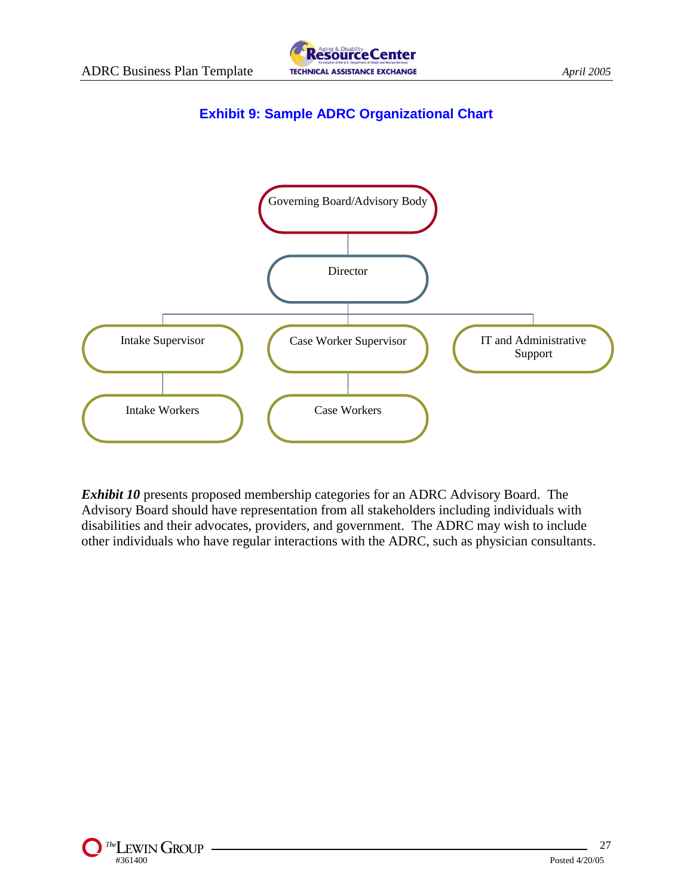### Exhibit 9: Sample ADRC Organizational Chart

Governing Board/Advisory Body

Director

Intake Supervisor

Case Worker Supervisor

IT and Administrative Support

Intake Workers

Case Workers

***Exhibit 10*** presents proposed membership categories for an ADRC Advisory Board. The Advisory Board should have representation from all stakeholders including individuals with disabilities and their advocates, providers, and government. The ADRC may wish to include other individuals who have regular interactions with the ADRC, such as physician consultants.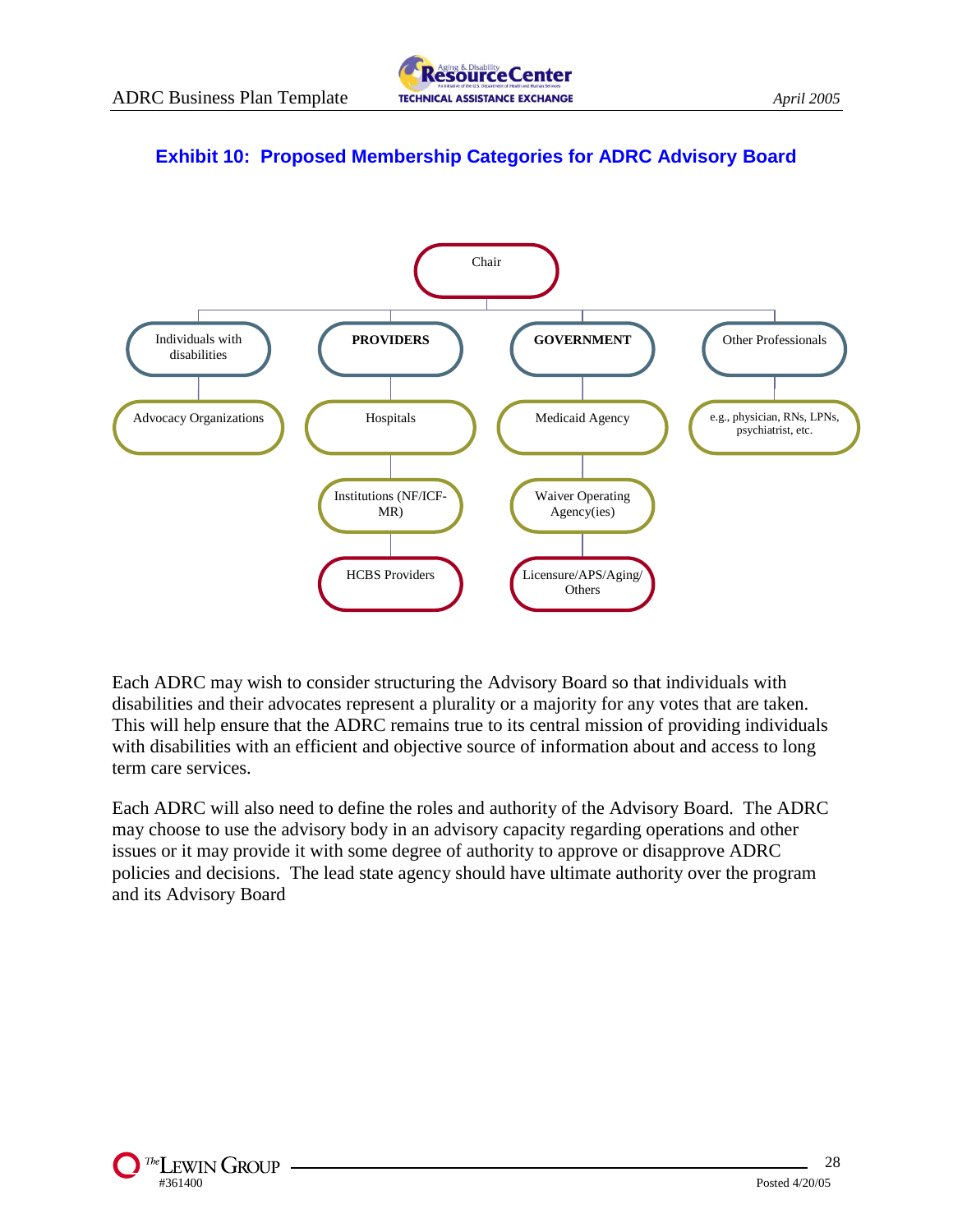### Exhibit 10: Proposed Membership Categories for ADRC Advisory Board

- Chair
  - Individuals with disabilities
    - Advocacy Organizations
  - **PROVIDERS**
    - Hospitals
    - Institutions (NF/ICF-MR)
    - HCBS Providers
  - **GOVERNMENT**
    - Medicaid Agency
    - Waiver Operating Agency(ies)
    - Licensure/APS/Aging/Others
  - Other Professionals
    - e.g., physician, RNs, LPNs, psychiatrist, etc.

Each ADRC may wish to consider structuring the Advisory Board so that individuals with disabilities and their advocates represent a plurality or a majority for any votes that are taken. This will help ensure that the ADRC remains true to its central mission of providing individuals with disabilities with an efficient and objective source of information about and access to long term care services.

Each ADRC will also need to define the roles and authority of the Advisory Board. The ADRC may choose to use the advisory body in an advisory capacity regarding operations and other issues or it may provide it with some degree of authority to approve or disapprove ADRC policies and decisions. The lead state agency should have ultimate authority over the program and its Advisory Board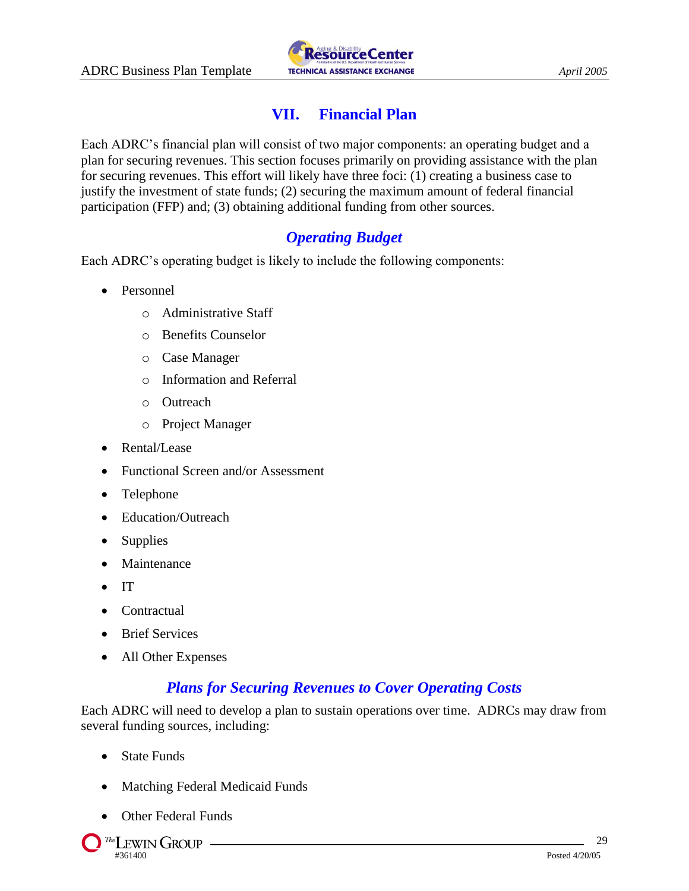## VII. Financial Plan

Each ADRC's financial plan will consist of two major components: an operating budget and a plan for securing revenues. This section focuses primarily on providing assistance with the plan for securing revenues. This effort will likely have three foci: (1) creating a business case to justify the investment of state funds; (2) securing the maximum amount of federal financial participation (FFP) and; (3) obtaining additional funding from other sources.

### *Operating Budget*

Each ADRC's operating budget is likely to include the following components:

- Personnel
  - Administrative Staff
  - Benefits Counselor
  - Case Manager
  - Information and Referral
  - Outreach
  - Project Manager
- Rental/Lease
- Functional Screen and/or Assessment
- Telephone
- Education/Outreach
- Supplies
- Maintenance
- IT
- Contractual
- Brief Services
- All Other Expenses

### *Plans for Securing Revenues to Cover Operating Costs*

Each ADRC will need to develop a plan to sustain operations over time. ADRCs may draw from several funding sources, including:

- State Funds
- Matching Federal Medicaid Funds
- Other Federal Funds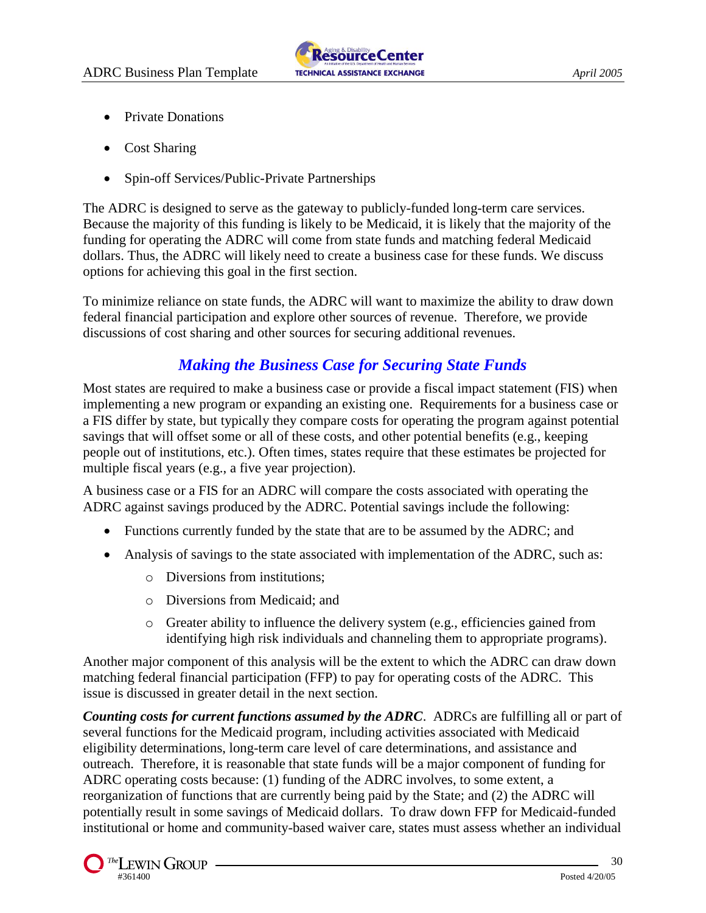- Private Donations
- Cost Sharing
- Spin-off Services/Public-Private Partnerships

The ADRC is designed to serve as the gateway to publicly-funded long-term care services. Because the majority of this funding is likely to be Medicaid, it is likely that the majority of the funding for operating the ADRC will come from state funds and matching federal Medicaid dollars. Thus, the ADRC will likely need to create a business case for these funds. We discuss options for achieving this goal in the first section.

To minimize reliance on state funds, the ADRC will want to maximize the ability to draw down federal financial participation and explore other sources of revenue. Therefore, we provide discussions of cost sharing and other sources for securing additional revenues.

## *Making the Business Case for Securing State Funds*

Most states are required to make a business case or provide a fiscal impact statement (FIS) when implementing a new program or expanding an existing one. Requirements for a business case or a FIS differ by state, but typically they compare costs for operating the program against potential savings that will offset some or all of these costs, and other potential benefits (e.g., keeping people out of institutions, etc.). Often times, states require that these estimates be projected for multiple fiscal years (e.g., a five year projection).

A business case or a FIS for an ADRC will compare the costs associated with operating the ADRC against savings produced by the ADRC. Potential savings include the following:

- Functions currently funded by the state that are to be assumed by the ADRC; and
- Analysis of savings to the state associated with implementation of the ADRC, such as:
  - Diversions from institutions;
  - Diversions from Medicaid; and
  - Greater ability to influence the delivery system (e.g., efficiencies gained from identifying high risk individuals and channeling them to appropriate programs).

Another major component of this analysis will be the extent to which the ADRC can draw down matching federal financial participation (FFP) to pay for operating costs of the ADRC. This issue is discussed in greater detail in the next section.

***Counting costs for current functions assumed by the ADRC***. ADRCs are fulfilling all or part of several functions for the Medicaid program, including activities associated with Medicaid eligibility determinations, long-term care level of care determinations, and assistance and outreach. Therefore, it is reasonable that state funds will be a major component of funding for ADRC operating costs because: (1) funding of the ADRC involves, to some extent, a reorganization of functions that are currently being paid by the State; and (2) the ADRC will potentially result in some savings of Medicaid dollars. To draw down FFP for Medicaid-funded institutional or home and community-based waiver care, states must assess whether an individual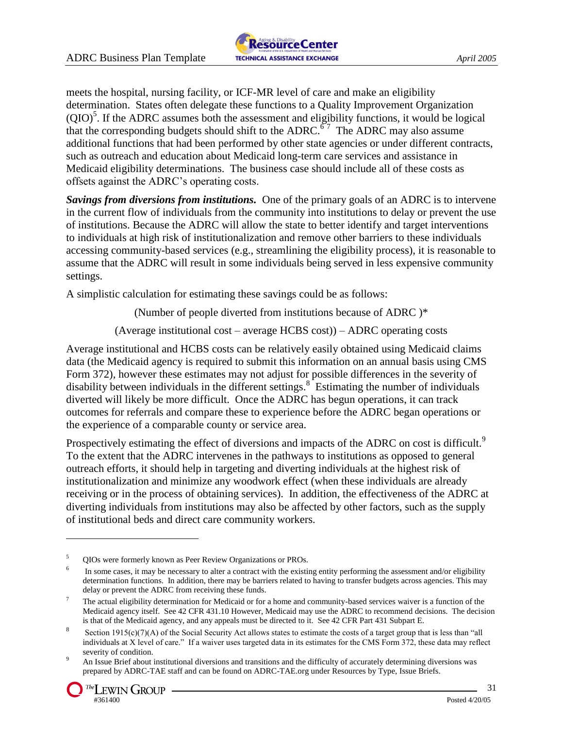meets the hospital, nursing facility, or ICF-MR level of care and make an eligibility determination. States often delegate these functions to a Quality Improvement Organization (QIO)[5]. If the ADRC assumes both the assessment and eligibility functions, it would be logical that the corresponding budgets should shift to the ADRC.[6] [7] The ADRC may also assume additional functions that had been performed by other state agencies or under different contracts, such as outreach and education about Medicaid long-term care services and assistance in Medicaid eligibility determinations. The business case should include all of these costs as offsets against the ADRC's operating costs.

***Savings from diversions from institutions.*** One of the primary goals of an ADRC is to intervene in the current flow of individuals from the community into institutions to delay or prevent the use of institutions. Because the ADRC will allow the state to better identify and target interventions to individuals at high risk of institutionalization and remove other barriers to these individuals accessing community-based services (e.g., streamlining the eligibility process), it is reasonable to assume that the ADRC will result in some individuals being served in less expensive community settings.

A simplistic calculation for estimating these savings could be as follows:

(Number of people diverted from institutions because of ADRC )*

(Average institutional cost – average HCBS cost)) – ADRC operating costs

Average institutional and HCBS costs can be relatively easily obtained using Medicaid claims data (the Medicaid agency is required to submit this information on an annual basis using CMS Form 372), however these estimates may not adjust for possible differences in the severity of disability between individuals in the different settings.[8] Estimating the number of individuals diverted will likely be more difficult. Once the ADRC has begun operations, it can track outcomes for referrals and compare these to experience before the ADRC began operations or the experience of a comparable county or service area.

Prospectively estimating the effect of diversions and impacts of the ADRC on cost is difficult.[9] To the extent that the ADRC intervenes in the pathways to institutions as opposed to general outreach efforts, it should help in targeting and diverting individuals at the highest risk of institutionalization and minimize any woodwork effect (when these individuals are already receiving or in the process of obtaining services). In addition, the effectiveness of the ADRC at diverting individuals from institutions may also be affected by other factors, such as the supply of institutional beds and direct care community workers.

---

[5] QIOs were formerly known as Peer Review Organizations or PROs.

[6] In some cases, it may be necessary to alter a contract with the existing entity performing the assessment and/or eligibility determination functions. In addition, there may be barriers related to having to transfer budgets across agencies. This may delay or prevent the ADRC from receiving these funds.

[7] The actual eligibility determination for Medicaid or for a home and community-based services waiver is a function of the Medicaid agency itself. See 42 CFR 431.10 However, Medicaid may use the ADRC to recommend decisions. The decision is that of the Medicaid agency, and any appeals must be directed to it. See 42 CFR Part 431 Subpart E.

[8] Section 1915(c)(7)(A) of the Social Security Act allows states to estimate the costs of a target group that is less than "all individuals at X level of care." If a waiver uses targeted data in its estimates for the CMS Form 372, these data may reflect severity of condition.

[9] An Issue Brief about institutional diversions and transitions and the difficulty of accurately determining diversions was prepared by ADRC-TAE staff and can be found on ADRC-TAE.org under Resources by Type, Issue Briefs.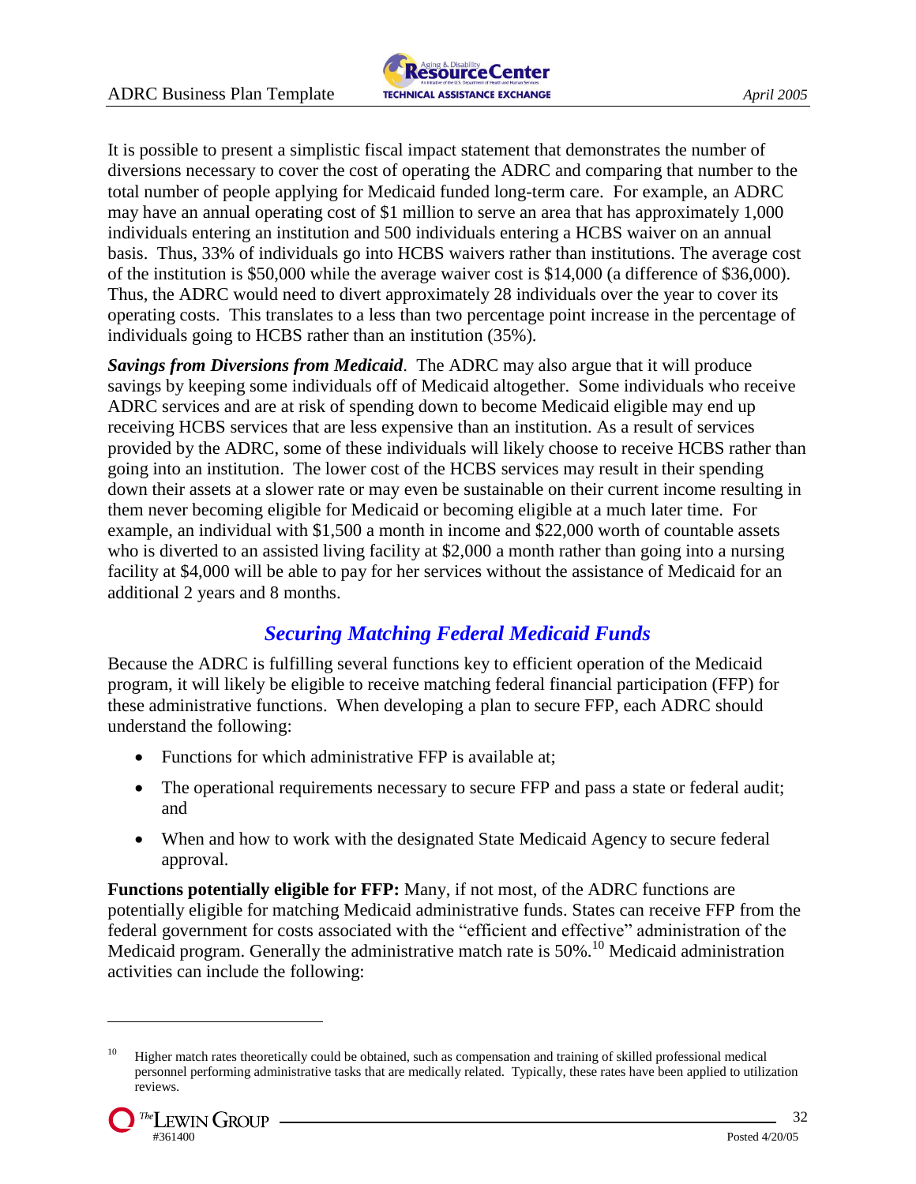It is possible to present a simplistic fiscal impact statement that demonstrates the number of diversions necessary to cover the cost of operating the ADRC and comparing that number to the total number of people applying for Medicaid funded long-term care. For example, an ADRC may have an annual operating cost of $1 million to serve an area that has approximately 1,000 individuals entering an institution and 500 individuals entering a HCBS waiver on an annual basis. Thus, 33% of individuals go into HCBS waivers rather than institutions. The average cost of the institution is $50,000 while the average waiver cost is $14,000 (a difference of $36,000). Thus, the ADRC would need to divert approximately 28 individuals over the year to cover its operating costs. This translates to a less than two percentage point increase in the percentage of individuals going to HCBS rather than an institution (35%).

***Savings from Diversions from Medicaid***. The ADRC may also argue that it will produce savings by keeping some individuals off of Medicaid altogether. Some individuals who receive ADRC services and are at risk of spending down to become Medicaid eligible may end up receiving HCBS services that are less expensive than an institution. As a result of services provided by the ADRC, some of these individuals will likely choose to receive HCBS rather than going into an institution. The lower cost of the HCBS services may result in their spending down their assets at a slower rate or may even be sustainable on their current income resulting in them never becoming eligible for Medicaid or becoming eligible at a much later time. For example, an individual with $1,500 a month in income and $22,000 worth of countable assets who is diverted to an assisted living facility at $2,000 a month rather than going into a nursing facility at $4,000 will be able to pay for her services without the assistance of Medicaid for an additional 2 years and 8 months.

## *Securing Matching Federal Medicaid Funds*

Because the ADRC is fulfilling several functions key to efficient operation of the Medicaid program, it will likely be eligible to receive matching federal financial participation (FFP) for these administrative functions. When developing a plan to secure FFP, each ADRC should understand the following:

- Functions for which administrative FFP is available at;
- The operational requirements necessary to secure FFP and pass a state or federal audit; and
- When and how to work with the designated State Medicaid Agency to secure federal approval.

**Functions potentially eligible for FFP:** Many, if not most, of the ADRC functions are potentially eligible for matching Medicaid administrative funds. States can receive FFP from the federal government for costs associated with the "efficient and effective" administration of the Medicaid program. Generally the administrative match rate is 50%.[10] Medicaid administration activities can include the following:

---

[10] Higher match rates theoretically could be obtained, such as compensation and training of skilled professional medical personnel performing administrative tasks that are medically related. Typically, these rates have been applied to utilization reviews.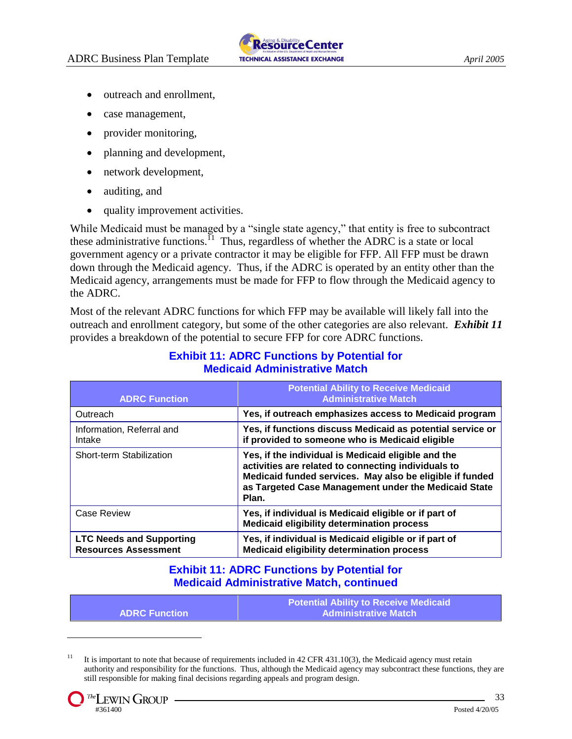- outreach and enrollment,
- case management,
- provider monitoring,
- planning and development,
- network development,
- auditing, and
- quality improvement activities.

While Medicaid must be managed by a "single state agency," that entity is free to subcontract these administrative functions.[11] Thus, regardless of whether the ADRC is a state or local government agency or a private contractor it may be eligible for FFP. All FFP must be drawn down through the Medicaid agency. Thus, if the ADRC is operated by an entity other than the Medicaid agency, arrangements must be made for FFP to flow through the Medicaid agency to the ADRC.

Most of the relevant ADRC functions for which FFP may be available will likely fall into the outreach and enrollment category, but some of the other categories are also relevant. ***Exhibit 11*** provides a breakdown of the potential to secure FFP for core ADRC functions.

**Exhibit 11: ADRC Functions by Potential for Medicaid Administrative Match**

| ADRC Function | Potential Ability to Receive Medicaid Administrative Match |
|---|---|
| Outreach | **Yes, if outreach emphasizes access to Medicaid program** |
| Information, Referral and Intake | **Yes, if functions discuss Medicaid as potential service or if provided to someone who is Medicaid eligible** |
| Short-term Stabilization | **Yes, if the individual is Medicaid eligible and the activities are related to connecting individuals to Medicaid funded services. May also be eligible if funded as Targeted Case Management under the Medicaid State Plan.** |
| Case Review | **Yes, if individual is Medicaid eligible or if part of Medicaid eligibility determination process** |
| **LTC Needs and Supporting Resources Assessment** | **Yes, if individual is Medicaid eligible or if part of Medicaid eligibility determination process** |

**Exhibit 11: ADRC Functions by Potential for Medicaid Administrative Match, continued**

| ADRC Function | Potential Ability to Receive Medicaid Administrative Match |
|---|---|

[11] It is important to note that because of requirements included in 42 CFR 431.10(3), the Medicaid agency must retain authority and responsibility for the functions. Thus, although the Medicaid agency may subcontract these functions, they are still responsible for making final decisions regarding appeals and program design.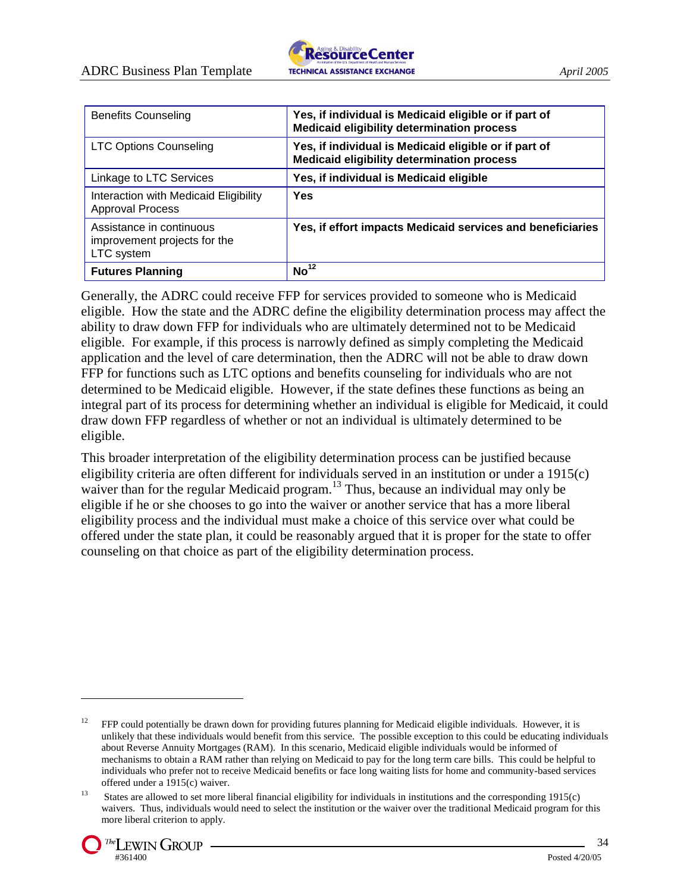| Benefits Counseling | **Yes, if individual is Medicaid eligible or if part of Medicaid eligibility determination process** |
|---|---|
| LTC Options Counseling | **Yes, if individual is Medicaid eligible or if part of Medicaid eligibility determination process** |
| Linkage to LTC Services | **Yes, if individual is Medicaid eligible** |
| Interaction with Medicaid Eligibility Approval Process | **Yes** |
| Assistance in continuous improvement projects for the LTC system | **Yes, if effort impacts Medicaid services and beneficiaries** |
| **Futures Planning** | **No**[12] |

Generally, the ADRC could receive FFP for services provided to someone who is Medicaid eligible. How the state and the ADRC define the eligibility determination process may affect the ability to draw down FFP for individuals who are ultimately determined not to be Medicaid eligible. For example, if this process is narrowly defined as simply completing the Medicaid application and the level of care determination, then the ADRC will not be able to draw down FFP for functions such as LTC options and benefits counseling for individuals who are not determined to be Medicaid eligible. However, if the state defines these functions as being an integral part of its process for determining whether an individual is eligible for Medicaid, it could draw down FFP regardless of whether or not an individual is ultimately determined to be eligible.

This broader interpretation of the eligibility determination process can be justified because eligibility criteria are often different for individuals served in an institution or under a 1915(c) waiver than for the regular Medicaid program.[13] Thus, because an individual may only be eligible if he or she chooses to go into the waiver or another service that has a more liberal eligibility process and the individual must make a choice of this service over what could be offered under the state plan, it could be reasonably argued that it is proper for the state to offer counseling on that choice as part of the eligibility determination process.

---

[12] FFP could potentially be drawn down for providing futures planning for Medicaid eligible individuals. However, it is unlikely that these individuals would benefit from this service. The possible exception to this could be educating individuals about Reverse Annuity Mortgages (RAM). In this scenario, Medicaid eligible individuals would be informed of mechanisms to obtain a RAM rather than relying on Medicaid to pay for the long term care bills. This could be helpful to individuals who prefer not to receive Medicaid benefits or face long waiting lists for home and community-based services offered under a 1915(c) waiver.

[13] States are allowed to set more liberal financial eligibility for individuals in institutions and the corresponding 1915(c) waivers. Thus, individuals would need to select the institution or the waiver over the traditional Medicaid program for this more liberal criterion to apply.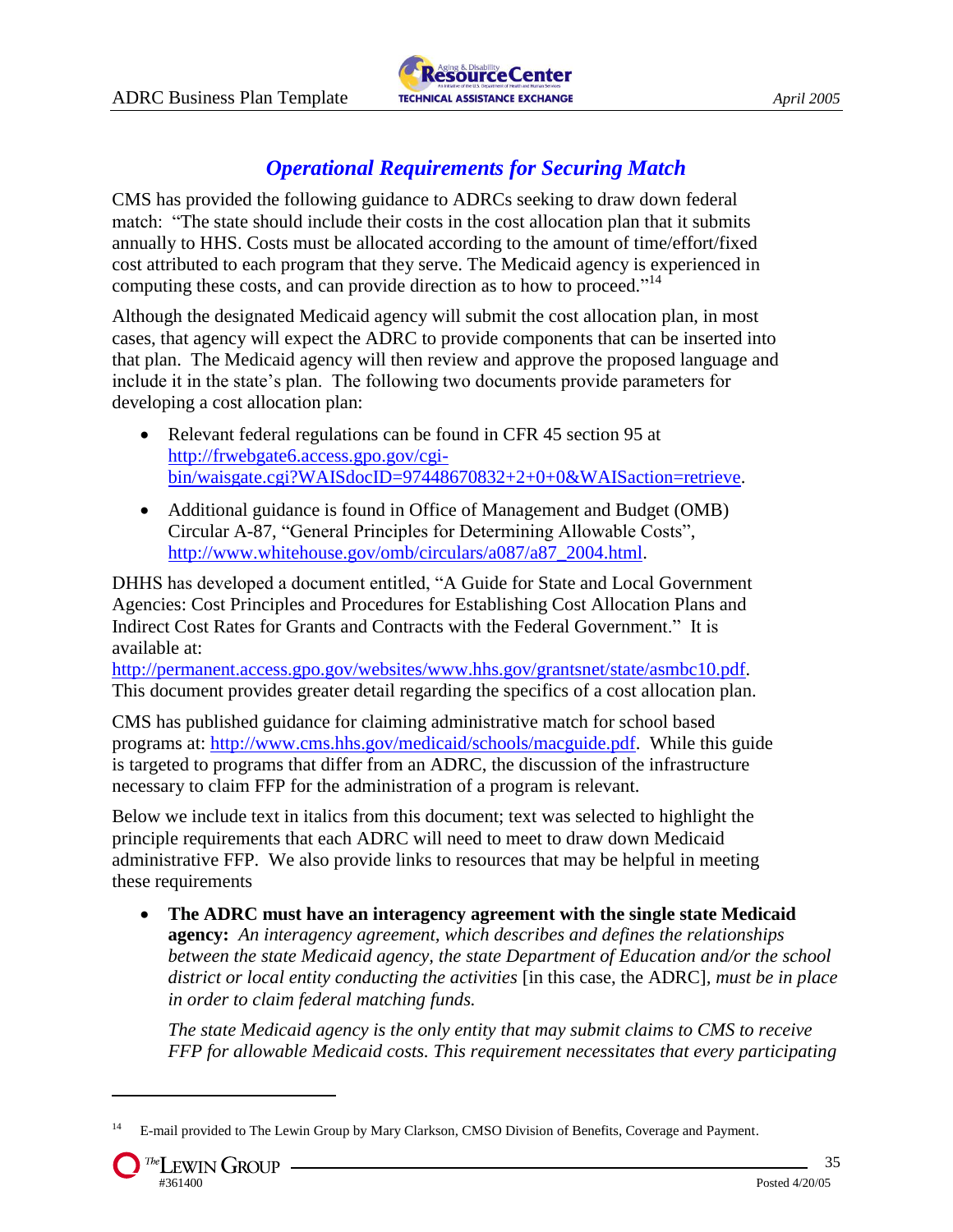## *Operational Requirements for Securing Match*

CMS has provided the following guidance to ADRCs seeking to draw down federal match: "The state should include their costs in the cost allocation plan that it submits annually to HHS. Costs must be allocated according to the amount of time/effort/fixed cost attributed to each program that they serve. The Medicaid agency is experienced in computing these costs, and can provide direction as to how to proceed."[14]

Although the designated Medicaid agency will submit the cost allocation plan, in most cases, that agency will expect the ADRC to provide components that can be inserted into that plan. The Medicaid agency will then review and approve the proposed language and include it in the state's plan. The following two documents provide parameters for developing a cost allocation plan:

- Relevant federal regulations can be found in CFR 45 section 95 at http://frwebgate6.access.gpo.gov/cgi-bin/waisgate.cgi?WAISdocID=97448670832+2+0+0&WAISaction=retrieve.
- Additional guidance is found in Office of Management and Budget (OMB) Circular A-87, "General Principles for Determining Allowable Costs", http://www.whitehouse.gov/omb/circulars/a087/a87_2004.html.

DHHS has developed a document entitled, "A Guide for State and Local Government Agencies: Cost Principles and Procedures for Establishing Cost Allocation Plans and Indirect Cost Rates for Grants and Contracts with the Federal Government." It is available at: http://permanent.access.gpo.gov/websites/www.hhs.gov/grantsnet/state/asmbc10.pdf. This document provides greater detail regarding the specifics of a cost allocation plan.

CMS has published guidance for claiming administrative match for school based programs at: http://www.cms.hhs.gov/medicaid/schools/macguide.pdf. While this guide is targeted to programs that differ from an ADRC, the discussion of the infrastructure necessary to claim FFP for the administration of a program is relevant.

Below we include text in italics from this document; text was selected to highlight the principle requirements that each ADRC will need to meet to draw down Medicaid administrative FFP. We also provide links to resources that may be helpful in meeting these requirements

- **The ADRC must have an interagency agreement with the single state Medicaid agency:** *An interagency agreement, which describes and defines the relationships between the state Medicaid agency, the state Department of Education and/or the school district or local entity conducting the activities* [in this case, the ADRC], *must be in place in order to claim federal matching funds.*

  *The state Medicaid agency is the only entity that may submit claims to CMS to receive FFP for allowable Medicaid costs. This requirement necessitates that every participating*

---

[14] E-mail provided to The Lewin Group by Mary Clarkson, CMSO Division of Benefits, Coverage and Payment.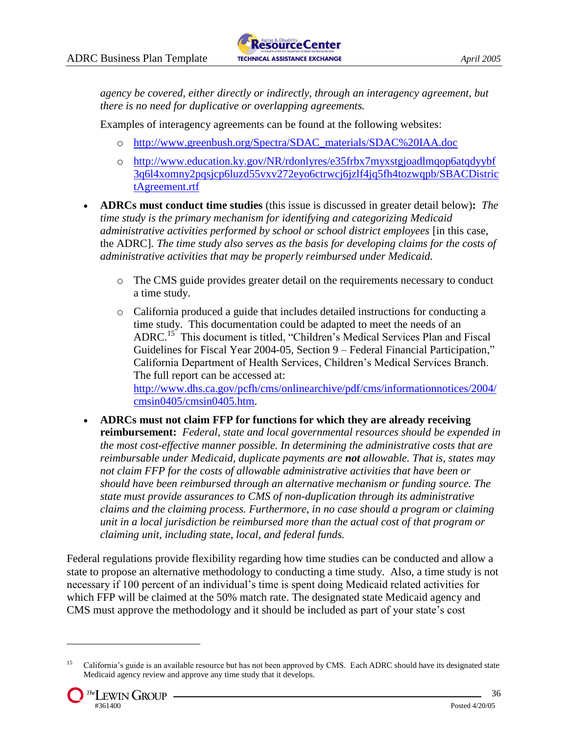*agency be covered, either directly or indirectly, through an interagency agreement, but there is no need for duplicative or overlapping agreements.*

Examples of interagency agreements can be found at the following websites:

- http://www.greenbush.org/Spectra/SDAC_materials/SDAC%20IAA.doc
- http://www.education.ky.gov/NR/rdonlyres/e35frbx7myxstgjoadlmqop6atqdyybf3q6l4xomny2pqsjcp6luzd55vxv272eyo6ctrwcj6jzlf4jq5fh4tozwqpb/SBACDistrictAgreement.rtf

- **ADRCs must conduct time studies** (this issue is discussed in greater detail below)**:** *The time study is the primary mechanism for identifying and categorizing Medicaid administrative activities performed by school or school district employees* [in this case, the ADRC]*. The time study also serves as the basis for developing claims for the costs of administrative activities that may be properly reimbursed under Medicaid.*

  - The CMS guide provides greater detail on the requirements necessary to conduct a time study.
  - California produced a guide that includes detailed instructions for conducting a time study. This documentation could be adapted to meet the needs of an ADRC.[15] This document is titled, "Children's Medical Services Plan and Fiscal Guidelines for Fiscal Year 2004-05, Section 9 – Federal Financial Participation," California Department of Health Services, Children's Medical Services Branch. The full report can be accessed at: http://www.dhs.ca.gov/pcfh/cms/onlinearchive/pdf/cms/informationnotices/2004/cmsin0405/cmsin0405.htm.

- **ADRCs must not claim FFP for functions for which they are already receiving reimbursement:** *Federal, state and local governmental resources should be expended in the most cost-effective manner possible. In determining the administrative costs that are reimbursable under Medicaid, duplicate payments are **not** allowable. That is, states may not claim FFP for the costs of allowable administrative activities that have been or should have been reimbursed through an alternative mechanism or funding source. The state must provide assurances to CMS of non-duplication through its administrative claims and the claiming process. Furthermore, in no case should a program or claiming unit in a local jurisdiction be reimbursed more than the actual cost of that program or claiming unit, including state, local, and federal funds.*

Federal regulations provide flexibility regarding how time studies can be conducted and allow a state to propose an alternative methodology to conducting a time study. Also, a time study is not necessary if 100 percent of an individual's time is spent doing Medicaid related activities for which FFP will be claimed at the 50% match rate. The designated state Medicaid agency and CMS must approve the methodology and it should be included as part of your state's cost

---

[15] California's guide is an available resource but has not been approved by CMS. Each ADRC should have its designated state Medicaid agency review and approve any time study that it develops.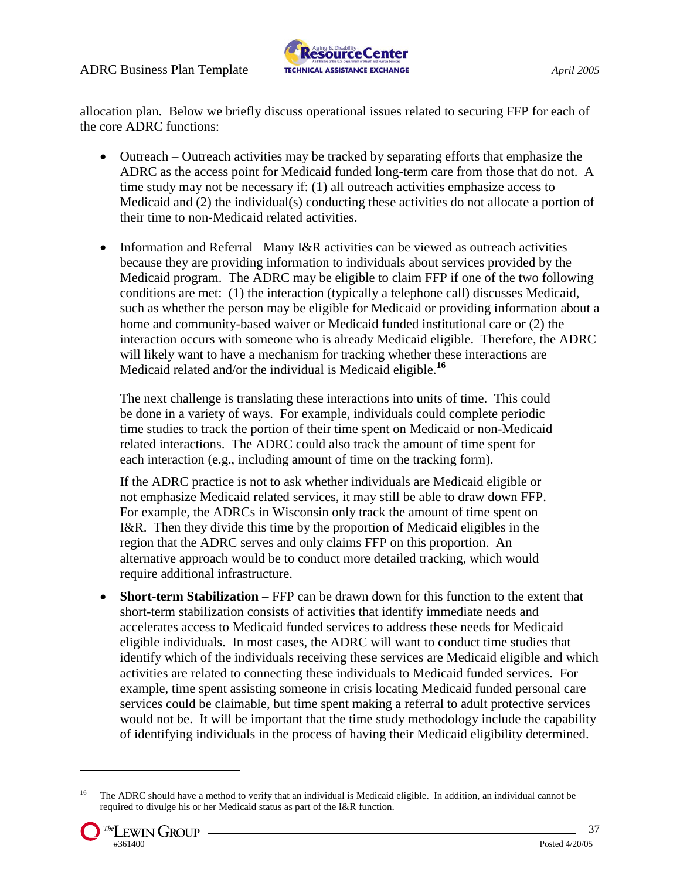allocation plan. Below we briefly discuss operational issues related to securing FFP for each of the core ADRC functions:

- Outreach – Outreach activities may be tracked by separating efforts that emphasize the ADRC as the access point for Medicaid funded long-term care from those that do not. A time study may not be necessary if: (1) all outreach activities emphasize access to Medicaid and (2) the individual(s) conducting these activities do not allocate a portion of their time to non-Medicaid related activities.

- Information and Referral– Many I&R activities can be viewed as outreach activities because they are providing information to individuals about services provided by the Medicaid program. The ADRC may be eligible to claim FFP if one of the two following conditions are met: (1) the interaction (typically a telephone call) discusses Medicaid, such as whether the person may be eligible for Medicaid or providing information about a home and community-based waiver or Medicaid funded institutional care or (2) the interaction occurs with someone who is already Medicaid eligible. Therefore, the ADRC will likely want to have a mechanism for tracking whether these interactions are Medicaid related and/or the individual is Medicaid eligible.[16]

  The next challenge is translating these interactions into units of time. This could be done in a variety of ways. For example, individuals could complete periodic time studies to track the portion of their time spent on Medicaid or non-Medicaid related interactions. The ADRC could also track the amount of time spent for each interaction (e.g., including amount of time on the tracking form).

  If the ADRC practice is not to ask whether individuals are Medicaid eligible or not emphasize Medicaid related services, it may still be able to draw down FFP. For example, the ADRCs in Wisconsin only track the amount of time spent on I&R. Then they divide this time by the proportion of Medicaid eligibles in the region that the ADRC serves and only claims FFP on this proportion. An alternative approach would be to conduct more detailed tracking, which would require additional infrastructure.

- **Short-term Stabilization –** FFP can be drawn down for this function to the extent that short-term stabilization consists of activities that identify immediate needs and accelerates access to Medicaid funded services to address these needs for Medicaid eligible individuals. In most cases, the ADRC will want to conduct time studies that identify which of the individuals receiving these services are Medicaid eligible and which activities are related to connecting these individuals to Medicaid funded services. For example, time spent assisting someone in crisis locating Medicaid funded personal care services could be claimable, but time spent making a referral to adult protective services would not be. It will be important that the time study methodology include the capability of identifying individuals in the process of having their Medicaid eligibility determined.

---

[16] The ADRC should have a method to verify that an individual is Medicaid eligible. In addition, an individual cannot be required to divulge his or her Medicaid status as part of the I&R function.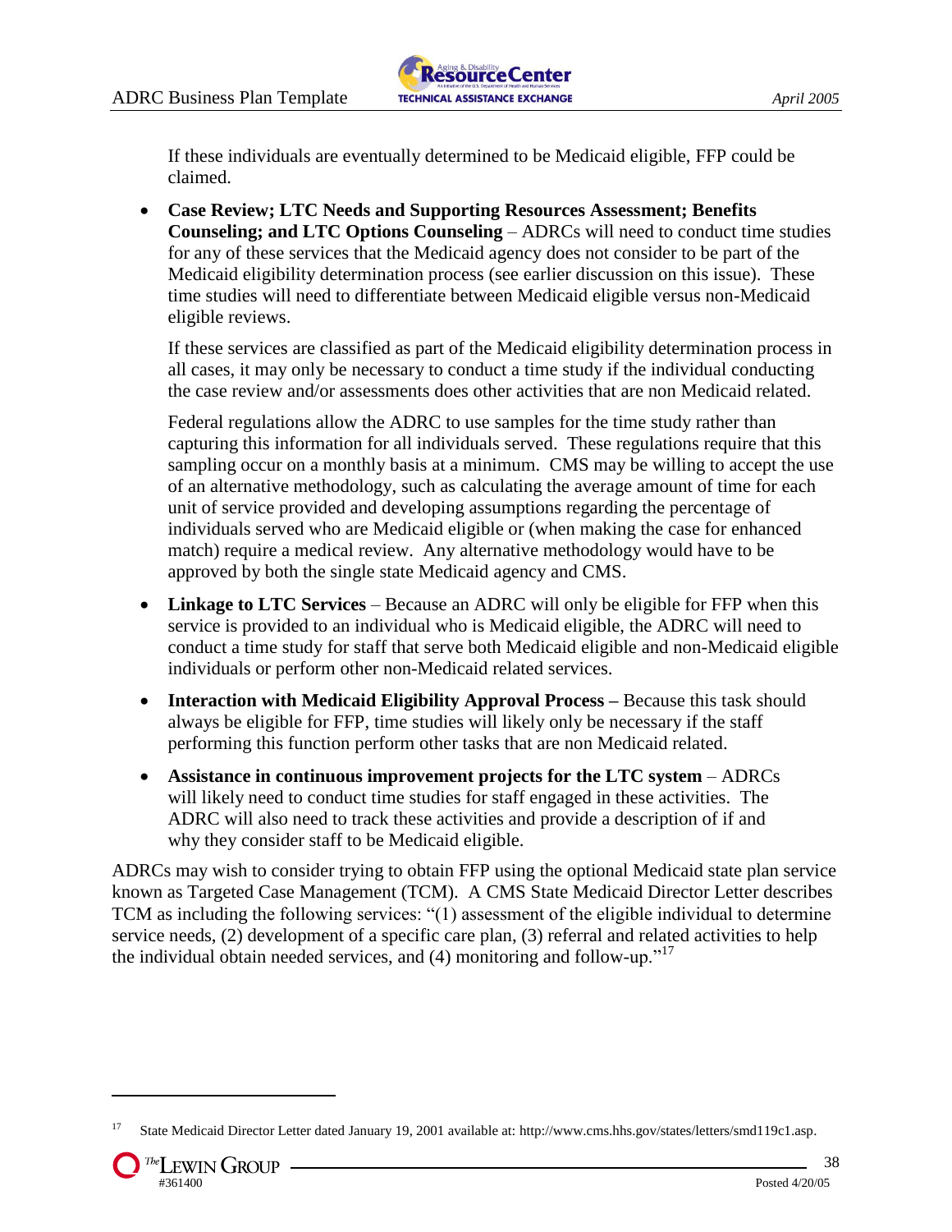If these individuals are eventually determined to be Medicaid eligible, FFP could be claimed.

- **Case Review; LTC Needs and Supporting Resources Assessment; Benefits Counseling; and LTC Options Counseling** – ADRCs will need to conduct time studies for any of these services that the Medicaid agency does not consider to be part of the Medicaid eligibility determination process (see earlier discussion on this issue). These time studies will need to differentiate between Medicaid eligible versus non-Medicaid eligible reviews.

  If these services are classified as part of the Medicaid eligibility determination process in all cases, it may only be necessary to conduct a time study if the individual conducting the case review and/or assessments does other activities that are non Medicaid related.

  Federal regulations allow the ADRC to use samples for the time study rather than capturing this information for all individuals served. These regulations require that this sampling occur on a monthly basis at a minimum. CMS may be willing to accept the use of an alternative methodology, such as calculating the average amount of time for each unit of service provided and developing assumptions regarding the percentage of individuals served who are Medicaid eligible or (when making the case for enhanced match) require a medical review. Any alternative methodology would have to be approved by both the single state Medicaid agency and CMS.

- **Linkage to LTC Services** – Because an ADRC will only be eligible for FFP when this service is provided to an individual who is Medicaid eligible, the ADRC will need to conduct a time study for staff that serve both Medicaid eligible and non-Medicaid eligible individuals or perform other non-Medicaid related services.

- **Interaction with Medicaid Eligibility Approval Process –** Because this task should always be eligible for FFP, time studies will likely only be necessary if the staff performing this function perform other tasks that are non Medicaid related.

- **Assistance in continuous improvement projects for the LTC system** – ADRCs will likely need to conduct time studies for staff engaged in these activities. The ADRC will also need to track these activities and provide a description of if and why they consider staff to be Medicaid eligible.

ADRCs may wish to consider trying to obtain FFP using the optional Medicaid state plan service known as Targeted Case Management (TCM). A CMS State Medicaid Director Letter describes TCM as including the following services: "(1) assessment of the eligible individual to determine service needs, (2) development of a specific care plan, (3) referral and related activities to help the individual obtain needed services, and (4) monitoring and follow-up."[17]

[17] State Medicaid Director Letter dated January 19, 2001 available at: http://www.cms.hhs.gov/states/letters/smd119c1.asp.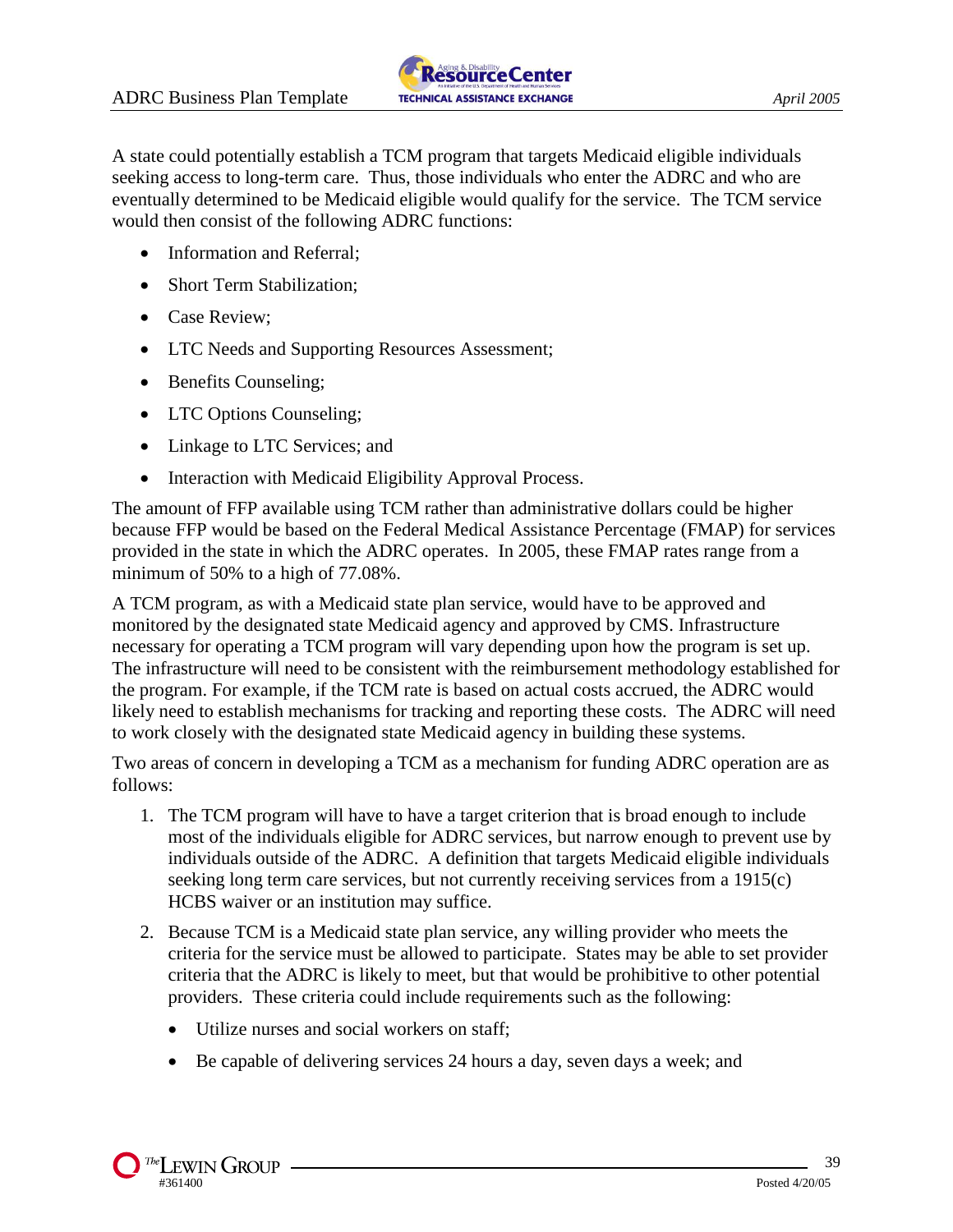A state could potentially establish a TCM program that targets Medicaid eligible individuals seeking access to long-term care. Thus, those individuals who enter the ADRC and who are eventually determined to be Medicaid eligible would qualify for the service. The TCM service would then consist of the following ADRC functions:

- Information and Referral;
- Short Term Stabilization;
- Case Review;
- LTC Needs and Supporting Resources Assessment;
- Benefits Counseling;
- LTC Options Counseling;
- Linkage to LTC Services; and
- Interaction with Medicaid Eligibility Approval Process.

The amount of FFP available using TCM rather than administrative dollars could be higher because FFP would be based on the Federal Medical Assistance Percentage (FMAP) for services provided in the state in which the ADRC operates. In 2005, these FMAP rates range from a minimum of 50% to a high of 77.08%.

A TCM program, as with a Medicaid state plan service, would have to be approved and monitored by the designated state Medicaid agency and approved by CMS. Infrastructure necessary for operating a TCM program will vary depending upon how the program is set up. The infrastructure will need to be consistent with the reimbursement methodology established for the program. For example, if the TCM rate is based on actual costs accrued, the ADRC would likely need to establish mechanisms for tracking and reporting these costs. The ADRC will need to work closely with the designated state Medicaid agency in building these systems.

Two areas of concern in developing a TCM as a mechanism for funding ADRC operation are as follows:

1. The TCM program will have to have a target criterion that is broad enough to include most of the individuals eligible for ADRC services, but narrow enough to prevent use by individuals outside of the ADRC. A definition that targets Medicaid eligible individuals seeking long term care services, but not currently receiving services from a 1915(c) HCBS waiver or an institution may suffice.

2. Because TCM is a Medicaid state plan service, any willing provider who meets the criteria for the service must be allowed to participate. States may be able to set provider criteria that the ADRC is likely to meet, but that would be prohibitive to other potential providers. These criteria could include requirements such as the following:

   - Utilize nurses and social workers on staff;
   - Be capable of delivering services 24 hours a day, seven days a week; and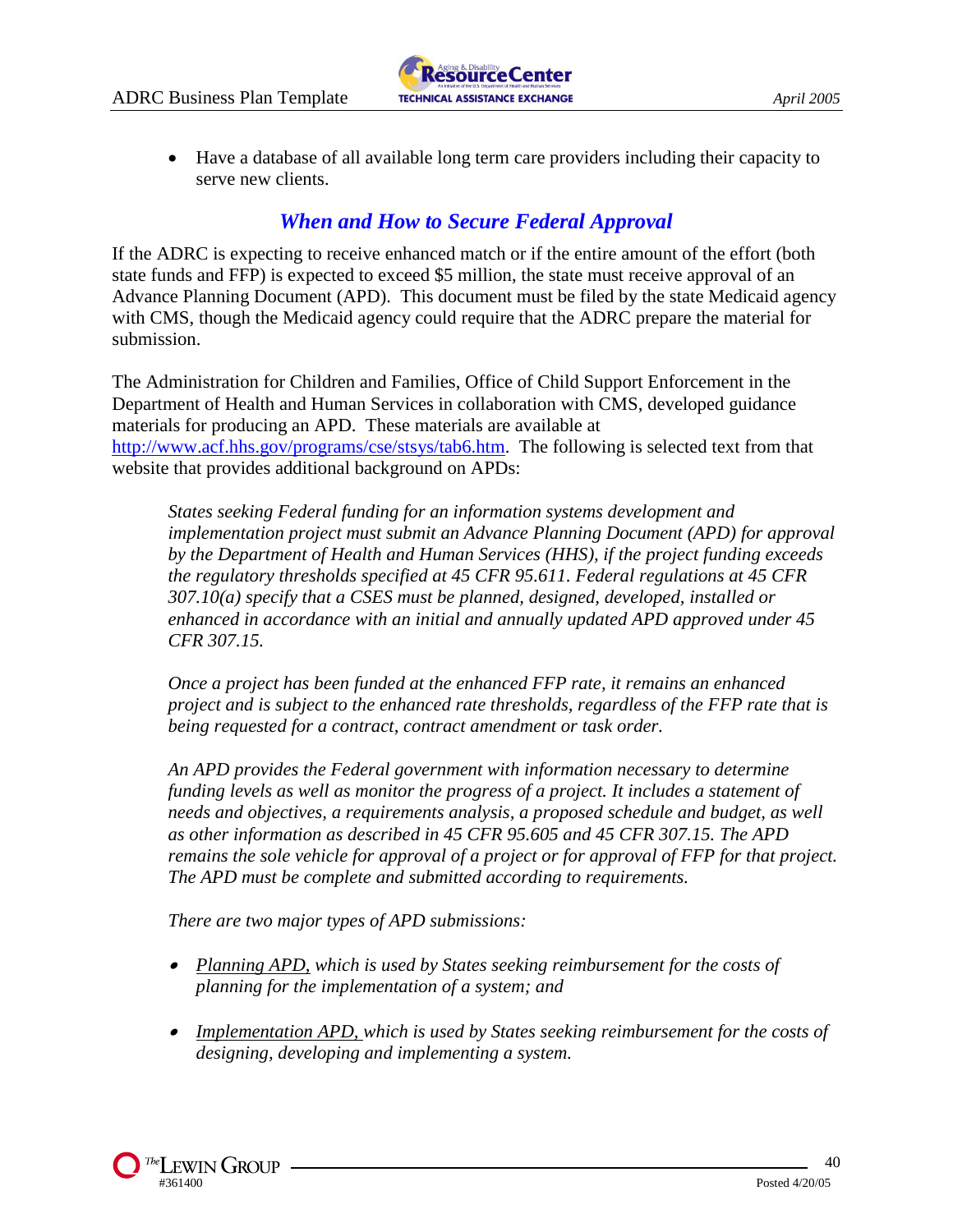- Have a database of all available long term care providers including their capacity to serve new clients.

## *When and How to Secure Federal Approval*

If the ADRC is expecting to receive enhanced match or if the entire amount of the effort (both state funds and FFP) is expected to exceed $5 million, the state must receive approval of an Advance Planning Document (APD). This document must be filed by the state Medicaid agency with CMS, though the Medicaid agency could require that the ADRC prepare the material for submission.

The Administration for Children and Families, Office of Child Support Enforcement in the Department of Health and Human Services in collaboration with CMS, developed guidance materials for producing an APD. These materials are available at http://www.acf.hhs.gov/programs/cse/stsys/tab6.htm. The following is selected text from that website that provides additional background on APDs:

> *States seeking Federal funding for an information systems development and implementation project must submit an Advance Planning Document (APD) for approval by the Department of Health and Human Services (HHS), if the project funding exceeds the regulatory thresholds specified at 45 CFR 95.611. Federal regulations at 45 CFR 307.10(a) specify that a CSES must be planned, designed, developed, installed or enhanced in accordance with an initial and annually updated APD approved under 45 CFR 307.15.*
>
> *Once a project has been funded at the enhanced FFP rate, it remains an enhanced project and is subject to the enhanced rate thresholds, regardless of the FFP rate that is being requested for a contract, contract amendment or task order.*
>
> *An APD provides the Federal government with information necessary to determine funding levels as well as monitor the progress of a project. It includes a statement of needs and objectives, a requirements analysis, a proposed schedule and budget, as well as other information as described in 45 CFR 95.605 and 45 CFR 307.15. The APD remains the sole vehicle for approval of a project or for approval of FFP for that project. The APD must be complete and submitted according to requirements.*
>
> *There are two major types of APD submissions:*
>
> - *<u>Planning APD,</u> which is used by States seeking reimbursement for the costs of planning for the implementation of a system; and*
> - *<u>Implementation APD,</u> which is used by States seeking reimbursement for the costs of designing, developing and implementing a system.*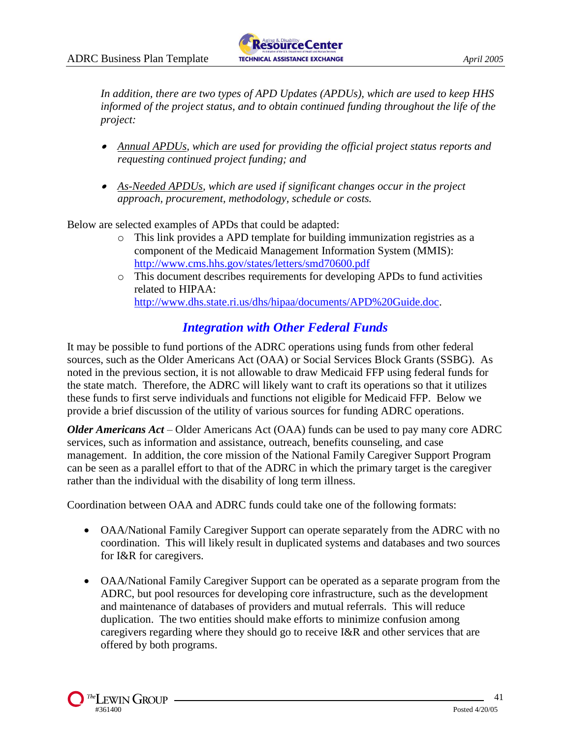*In addition, there are two types of APD Updates (APDUs), which are used to keep HHS informed of the project status, and to obtain continued funding throughout the life of the project:*

- *Annual APDUs, which are used for providing the official project status reports and requesting continued project funding; and*
- *As-Needed APDUs, which are used if significant changes occur in the project approach, procurement, methodology, schedule or costs.*

Below are selected examples of APDs that could be adapted:

- This link provides a APD template for building immunization registries as a component of the Medicaid Management Information System (MMIS): http://www.cms.hhs.gov/states/letters/smd70600.pdf
- This document describes requirements for developing APDs to fund activities related to HIPAA: http://www.dhs.state.ri.us/dhs/hipaa/documents/APD%20Guide.doc.

## *Integration with Other Federal Funds*

It may be possible to fund portions of the ADRC operations using funds from other federal sources, such as the Older Americans Act (OAA) or Social Services Block Grants (SSBG). As noted in the previous section, it is not allowable to draw Medicaid FFP using federal funds for the state match. Therefore, the ADRC will likely want to craft its operations so that it utilizes these funds to first serve individuals and functions not eligible for Medicaid FFP. Below we provide a brief discussion of the utility of various sources for funding ADRC operations.

***Older Americans Act*** – Older Americans Act (OAA) funds can be used to pay many core ADRC services, such as information and assistance, outreach, benefits counseling, and case management. In addition, the core mission of the National Family Caregiver Support Program can be seen as a parallel effort to that of the ADRC in which the primary target is the caregiver rather than the individual with the disability of long term illness.

Coordination between OAA and ADRC funds could take one of the following formats:

- OAA/National Family Caregiver Support can operate separately from the ADRC with no coordination. This will likely result in duplicated systems and databases and two sources for I&R for caregivers.
- OAA/National Family Caregiver Support can be operated as a separate program from the ADRC, but pool resources for developing core infrastructure, such as the development and maintenance of databases of providers and mutual referrals. This will reduce duplication. The two entities should make efforts to minimize confusion among caregivers regarding where they should go to receive I&R and other services that are offered by both programs.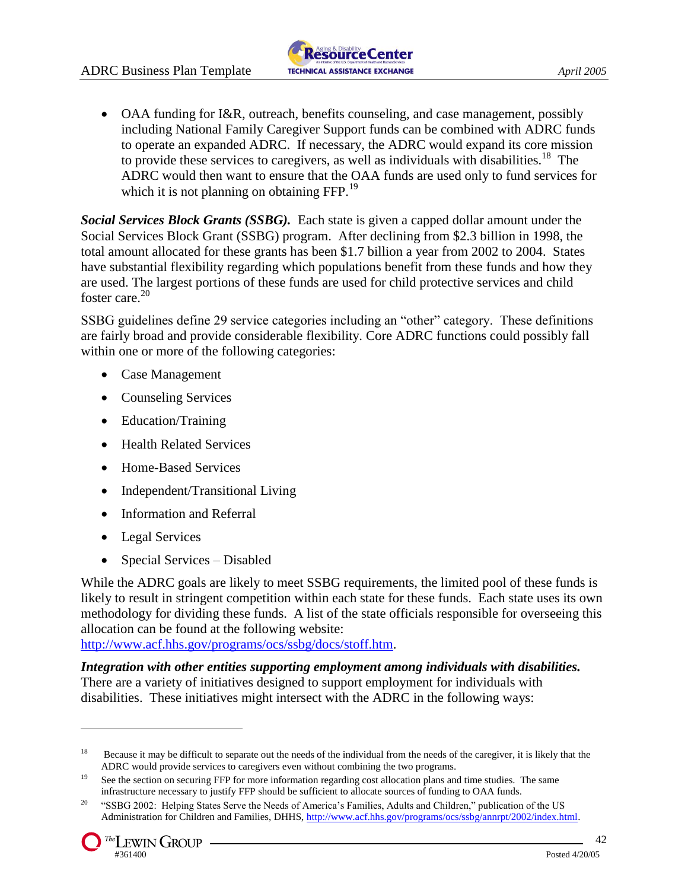- OAA funding for I&R, outreach, benefits counseling, and case management, possibly including National Family Caregiver Support funds can be combined with ADRC funds to operate an expanded ADRC. If necessary, the ADRC would expand its core mission to provide these services to caregivers, as well as individuals with disabilities.[18] The ADRC would then want to ensure that the OAA funds are used only to fund services for which it is not planning on obtaining FFP.[19]

***Social Services Block Grants (SSBG).*** Each state is given a capped dollar amount under the Social Services Block Grant (SSBG) program. After declining from $2.3 billion in 1998, the total amount allocated for these grants has been $1.7 billion a year from 2002 to 2004. States have substantial flexibility regarding which populations benefit from these funds and how they are used. The largest portions of these funds are used for child protective services and child foster care.[20]

SSBG guidelines define 29 service categories including an "other" category. These definitions are fairly broad and provide considerable flexibility. Core ADRC functions could possibly fall within one or more of the following categories:

- Case Management
- Counseling Services
- Education/Training
- Health Related Services
- Home-Based Services
- Independent/Transitional Living
- Information and Referral
- Legal Services
- Special Services – Disabled

While the ADRC goals are likely to meet SSBG requirements, the limited pool of these funds is likely to result in stringent competition within each state for these funds. Each state uses its own methodology for dividing these funds. A list of the state officials responsible for overseeing this allocation can be found at the following website: http://www.acf.hhs.gov/programs/ocs/ssbg/docs/stoff.htm.

***Integration with other entities supporting employment among individuals with disabilities.*** There are a variety of initiatives designed to support employment for individuals with disabilities. These initiatives might intersect with the ADRC in the following ways:

---

[18] Because it may be difficult to separate out the needs of the individual from the needs of the caregiver, it is likely that the ADRC would provide services to caregivers even without combining the two programs.

[19] See the section on securing FFP for more information regarding cost allocation plans and time studies. The same infrastructure necessary to justify FFP should be sufficient to allocate sources of funding to OAA funds.

[20] "SSBG 2002: Helping States Serve the Needs of America's Families, Adults and Children," publication of the US Administration for Children and Families, DHHS, http://www.acf.hhs.gov/programs/ocs/ssbg/annrpt/2002/index.html.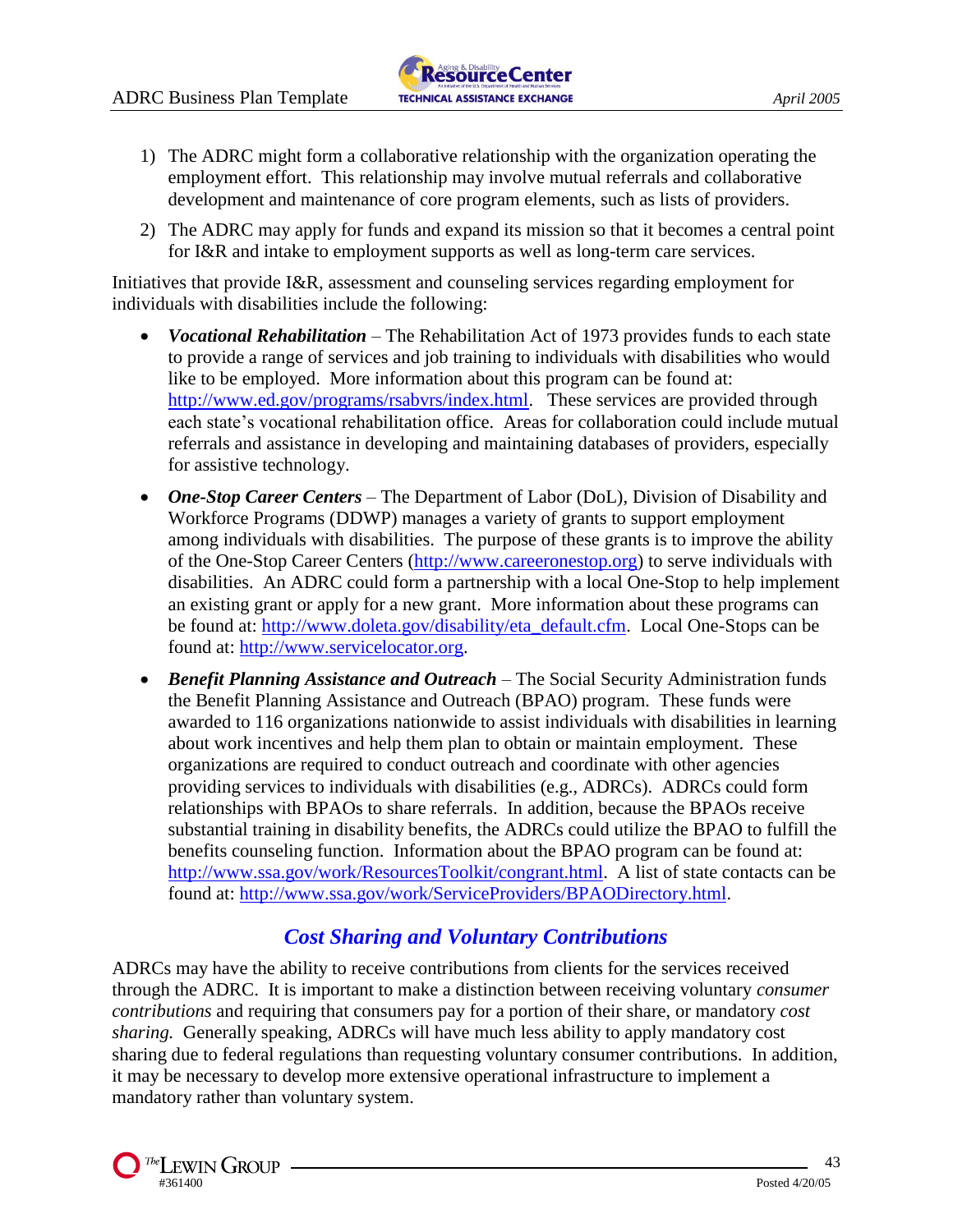1) The ADRC might form a collaborative relationship with the organization operating the employment effort. This relationship may involve mutual referrals and collaborative development and maintenance of core program elements, such as lists of providers.

2) The ADRC may apply for funds and expand its mission so that it becomes a central point for I&R and intake to employment supports as well as long-term care services.

Initiatives that provide I&R, assessment and counseling services regarding employment for individuals with disabilities include the following:

- ***Vocational Rehabilitation*** – The Rehabilitation Act of 1973 provides funds to each state to provide a range of services and job training to individuals with disabilities who would like to be employed. More information about this program can be found at: http://www.ed.gov/programs/rsabvrs/index.html. These services are provided through each state's vocational rehabilitation office. Areas for collaboration could include mutual referrals and assistance in developing and maintaining databases of providers, especially for assistive technology.
- ***One-Stop Career Centers*** – The Department of Labor (DoL), Division of Disability and Workforce Programs (DDWP) manages a variety of grants to support employment among individuals with disabilities. The purpose of these grants is to improve the ability of the One-Stop Career Centers (http://www.careeronestop.org) to serve individuals with disabilities. An ADRC could form a partnership with a local One-Stop to help implement an existing grant or apply for a new grant. More information about these programs can be found at: http://www.doleta.gov/disability/eta_default.cfm. Local One-Stops can be found at: http://www.servicelocator.org.
- ***Benefit Planning Assistance and Outreach*** – The Social Security Administration funds the Benefit Planning Assistance and Outreach (BPAO) program. These funds were awarded to 116 organizations nationwide to assist individuals with disabilities in learning about work incentives and help them plan to obtain or maintain employment. These organizations are required to conduct outreach and coordinate with other agencies providing services to individuals with disabilities (e.g., ADRCs). ADRCs could form relationships with BPAOs to share referrals. In addition, because the BPAOs receive substantial training in disability benefits, the ADRCs could utilize the BPAO to fulfill the benefits counseling function. Information about the BPAO program can be found at: http://www.ssa.gov/work/ResourcesToolkit/congrant.html. A list of state contacts can be found at: http://www.ssa.gov/work/ServiceProviders/BPAODirectory.html.

## *Cost Sharing and Voluntary Contributions*

ADRCs may have the ability to receive contributions from clients for the services received through the ADRC. It is important to make a distinction between receiving voluntary *consumer contributions* and requiring that consumers pay for a portion of their share, or mandatory *cost sharing.* Generally speaking, ADRCs will have much less ability to apply mandatory cost sharing due to federal regulations than requesting voluntary consumer contributions. In addition, it may be necessary to develop more extensive operational infrastructure to implement a mandatory rather than voluntary system.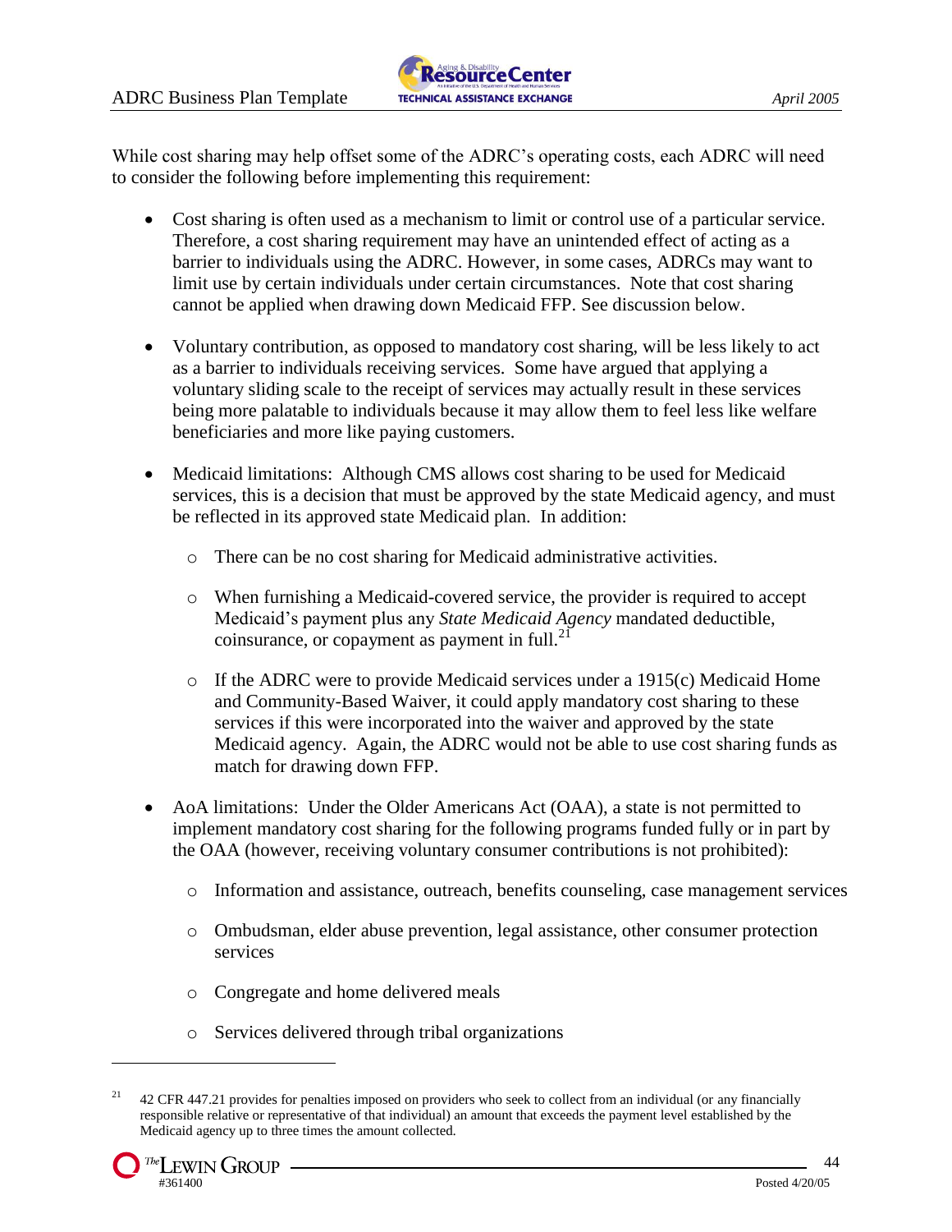While cost sharing may help offset some of the ADRC's operating costs, each ADRC will need to consider the following before implementing this requirement:

- Cost sharing is often used as a mechanism to limit or control use of a particular service. Therefore, a cost sharing requirement may have an unintended effect of acting as a barrier to individuals using the ADRC. However, in some cases, ADRCs may want to limit use by certain individuals under certain circumstances. Note that cost sharing cannot be applied when drawing down Medicaid FFP. See discussion below.

- Voluntary contribution, as opposed to mandatory cost sharing, will be less likely to act as a barrier to individuals receiving services. Some have argued that applying a voluntary sliding scale to the receipt of services may actually result in these services being more palatable to individuals because it may allow them to feel less like welfare beneficiaries and more like paying customers.

- Medicaid limitations: Although CMS allows cost sharing to be used for Medicaid services, this is a decision that must be approved by the state Medicaid agency, and must be reflected in its approved state Medicaid plan. In addition:

  - There can be no cost sharing for Medicaid administrative activities.

  - When furnishing a Medicaid-covered service, the provider is required to accept Medicaid's payment plus any *State Medicaid Agency* mandated deductible, coinsurance, or copayment as payment in full.[21]

  - If the ADRC were to provide Medicaid services under a 1915(c) Medicaid Home and Community-Based Waiver, it could apply mandatory cost sharing to these services if this were incorporated into the waiver and approved by the state Medicaid agency. Again, the ADRC would not be able to use cost sharing funds as match for drawing down FFP.

- AoA limitations: Under the Older Americans Act (OAA), a state is not permitted to implement mandatory cost sharing for the following programs funded fully or in part by the OAA (however, receiving voluntary consumer contributions is not prohibited):

  - Information and assistance, outreach, benefits counseling, case management services

  - Ombudsman, elder abuse prevention, legal assistance, other consumer protection services

  - Congregate and home delivered meals

  - Services delivered through tribal organizations

---

[21] 42 CFR 447.21 provides for penalties imposed on providers who seek to collect from an individual (or any financially responsible relative or representative of that individual) an amount that exceeds the payment level established by the Medicaid agency up to three times the amount collected.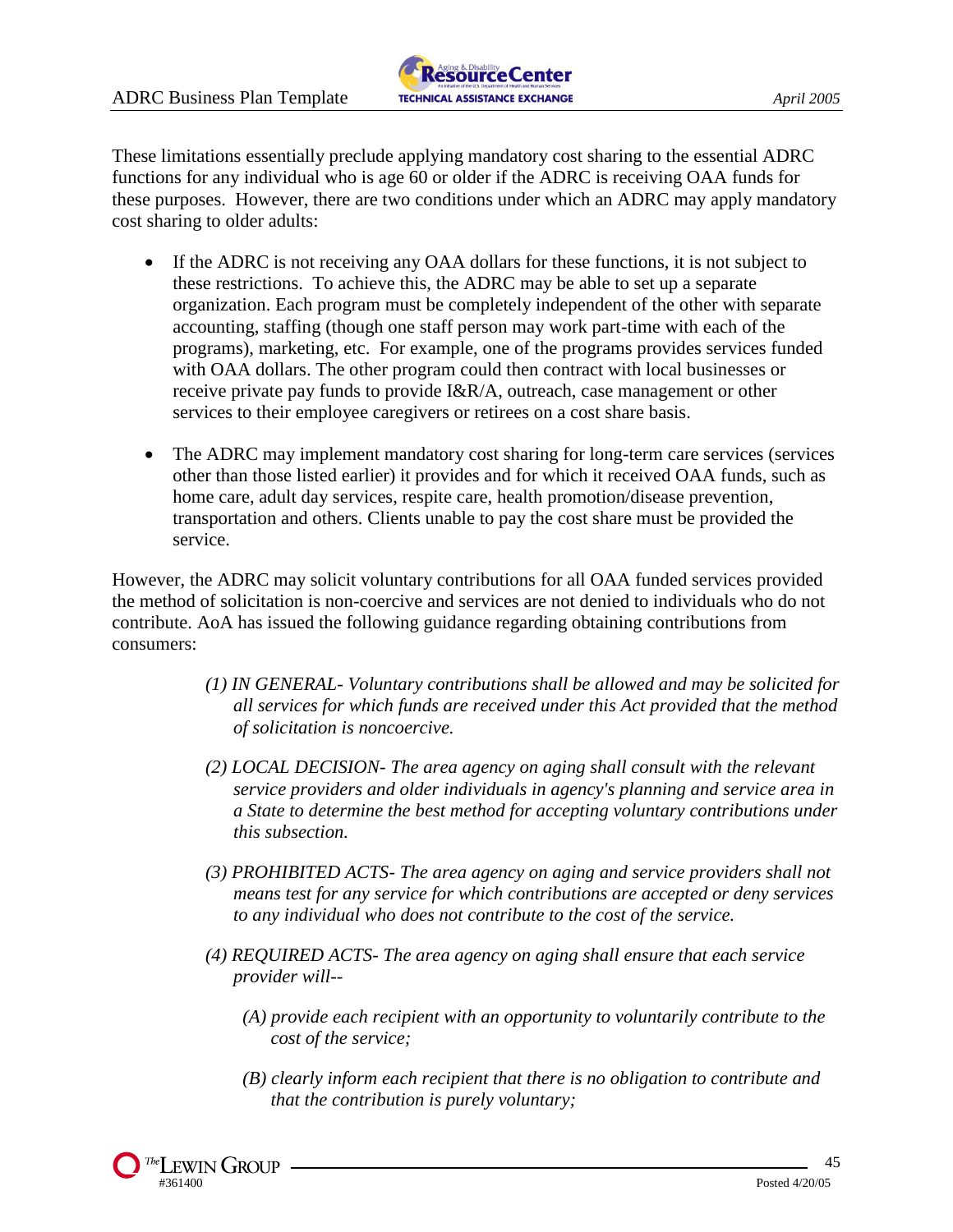These limitations essentially preclude applying mandatory cost sharing to the essential ADRC functions for any individual who is age 60 or older if the ADRC is receiving OAA funds for these purposes. However, there are two conditions under which an ADRC may apply mandatory cost sharing to older adults:

- If the ADRC is not receiving any OAA dollars for these functions, it is not subject to these restrictions. To achieve this, the ADRC may be able to set up a separate organization. Each program must be completely independent of the other with separate accounting, staffing (though one staff person may work part-time with each of the programs), marketing, etc. For example, one of the programs provides services funded with OAA dollars. The other program could then contract with local businesses or receive private pay funds to provide I&R/A, outreach, case management or other services to their employee caregivers or retirees on a cost share basis.

- The ADRC may implement mandatory cost sharing for long-term care services (services other than those listed earlier) it provides and for which it received OAA funds, such as home care, adult day services, respite care, health promotion/disease prevention, transportation and others. Clients unable to pay the cost share must be provided the service.

However, the ADRC may solicit voluntary contributions for all OAA funded services provided the method of solicitation is non-coercive and services are not denied to individuals who do not contribute. AoA has issued the following guidance regarding obtaining contributions from consumers:

> *(1) IN GENERAL- Voluntary contributions shall be allowed and may be solicited for all services for which funds are received under this Act provided that the method of solicitation is noncoercive.*
>
> *(2) LOCAL DECISION- The area agency on aging shall consult with the relevant service providers and older individuals in agency's planning and service area in a State to determine the best method for accepting voluntary contributions under this subsection.*
>
> *(3) PROHIBITED ACTS- The area agency on aging and service providers shall not means test for any service for which contributions are accepted or deny services to any individual who does not contribute to the cost of the service.*
>
> *(4) REQUIRED ACTS- The area agency on aging shall ensure that each service provider will--*
>
> *(A) provide each recipient with an opportunity to voluntarily contribute to the cost of the service;*
>
> *(B) clearly inform each recipient that there is no obligation to contribute and that the contribution is purely voluntary;*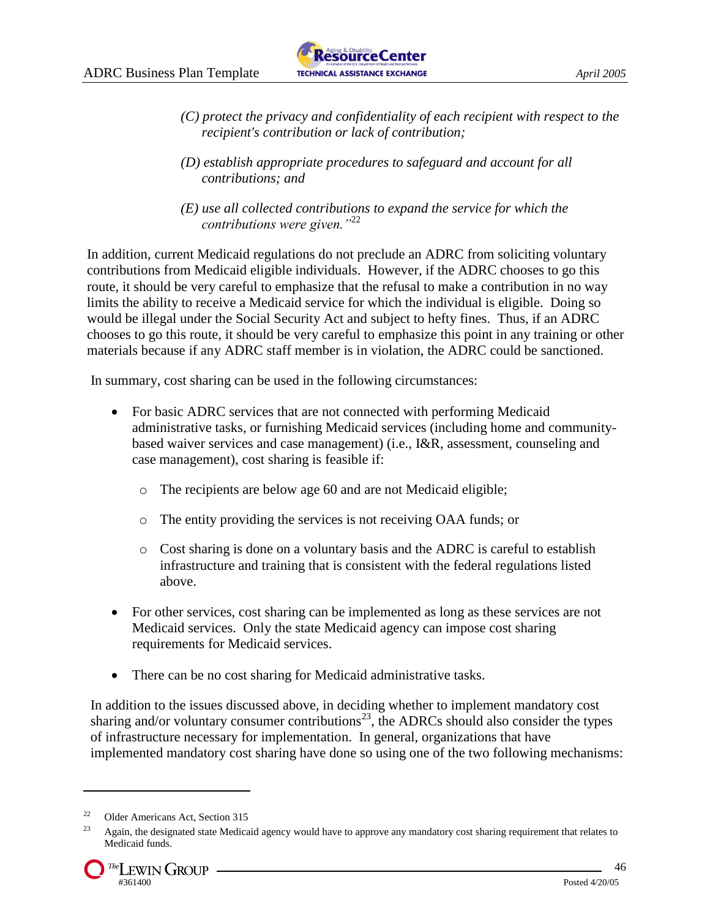*(C) protect the privacy and confidentiality of each recipient with respect to the recipient's contribution or lack of contribution;*

*(D) establish appropriate procedures to safeguard and account for all contributions; and*

*(E) use all collected contributions to expand the service for which the contributions were given."*[22]

In addition, current Medicaid regulations do not preclude an ADRC from soliciting voluntary contributions from Medicaid eligible individuals. However, if the ADRC chooses to go this route, it should be very careful to emphasize that the refusal to make a contribution in no way limits the ability to receive a Medicaid service for which the individual is eligible. Doing so would be illegal under the Social Security Act and subject to hefty fines. Thus, if an ADRC chooses to go this route, it should be very careful to emphasize this point in any training or other materials because if any ADRC staff member is in violation, the ADRC could be sanctioned.

In summary, cost sharing can be used in the following circumstances:

- For basic ADRC services that are not connected with performing Medicaid administrative tasks, or furnishing Medicaid services (including home and community-based waiver services and case management) (i.e., I&R, assessment, counseling and case management), cost sharing is feasible if:
  - The recipients are below age 60 and are not Medicaid eligible;
  - The entity providing the services is not receiving OAA funds; or
  - Cost sharing is done on a voluntary basis and the ADRC is careful to establish infrastructure and training that is consistent with the federal regulations listed above.
- For other services, cost sharing can be implemented as long as these services are not Medicaid services. Only the state Medicaid agency can impose cost sharing requirements for Medicaid services.
- There can be no cost sharing for Medicaid administrative tasks.

In addition to the issues discussed above, in deciding whether to implement mandatory cost sharing and/or voluntary consumer contributions[23], the ADRCs should also consider the types of infrastructure necessary for implementation. In general, organizations that have implemented mandatory cost sharing have done so using one of the two following mechanisms:

---

[22] Older Americans Act, Section 315

[23] Again, the designated state Medicaid agency would have to approve any mandatory cost sharing requirement that relates to Medicaid funds.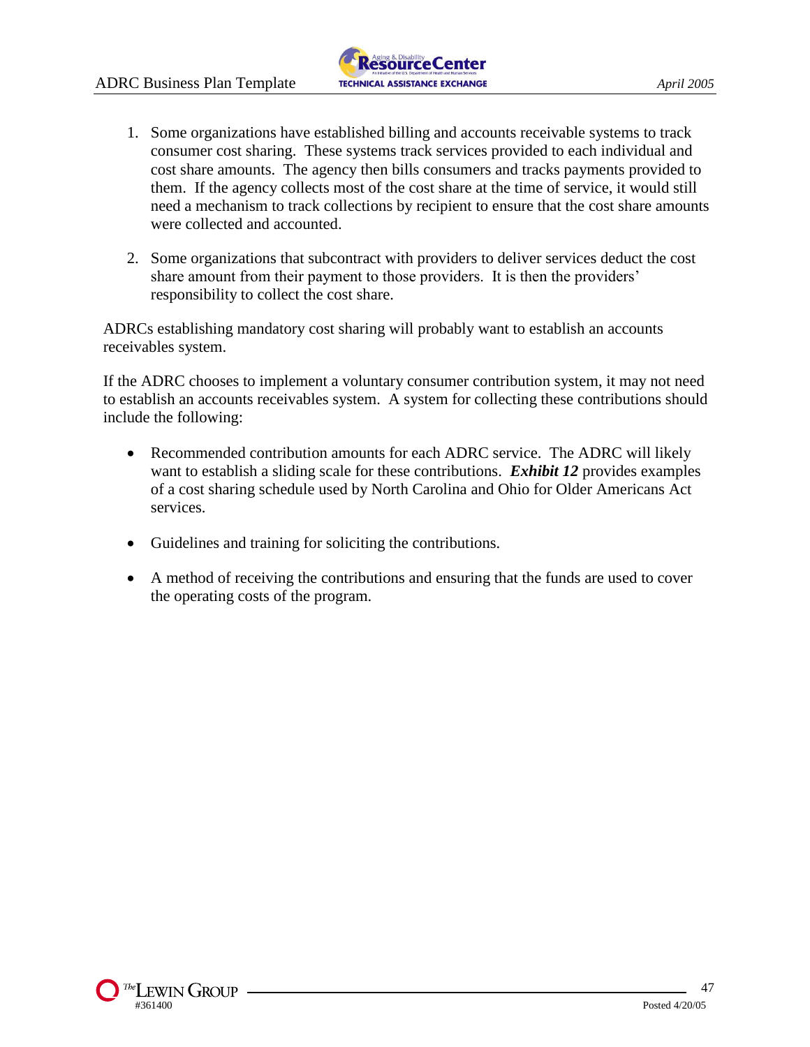1. Some organizations have established billing and accounts receivable systems to track consumer cost sharing. These systems track services provided to each individual and cost share amounts. The agency then bills consumers and tracks payments provided to them. If the agency collects most of the cost share at the time of service, it would still need a mechanism to track collections by recipient to ensure that the cost share amounts were collected and accounted.

2. Some organizations that subcontract with providers to deliver services deduct the cost share amount from their payment to those providers. It is then the providers' responsibility to collect the cost share.

ADRCs establishing mandatory cost sharing will probably want to establish an accounts receivables system.

If the ADRC chooses to implement a voluntary consumer contribution system, it may not need to establish an accounts receivables system. A system for collecting these contributions should include the following:

- Recommended contribution amounts for each ADRC service. The ADRC will likely want to establish a sliding scale for these contributions. ***Exhibit 12*** provides examples of a cost sharing schedule used by North Carolina and Ohio for Older Americans Act services.

- Guidelines and training for soliciting the contributions.

- A method of receiving the contributions and ensuring that the funds are used to cover the operating costs of the program.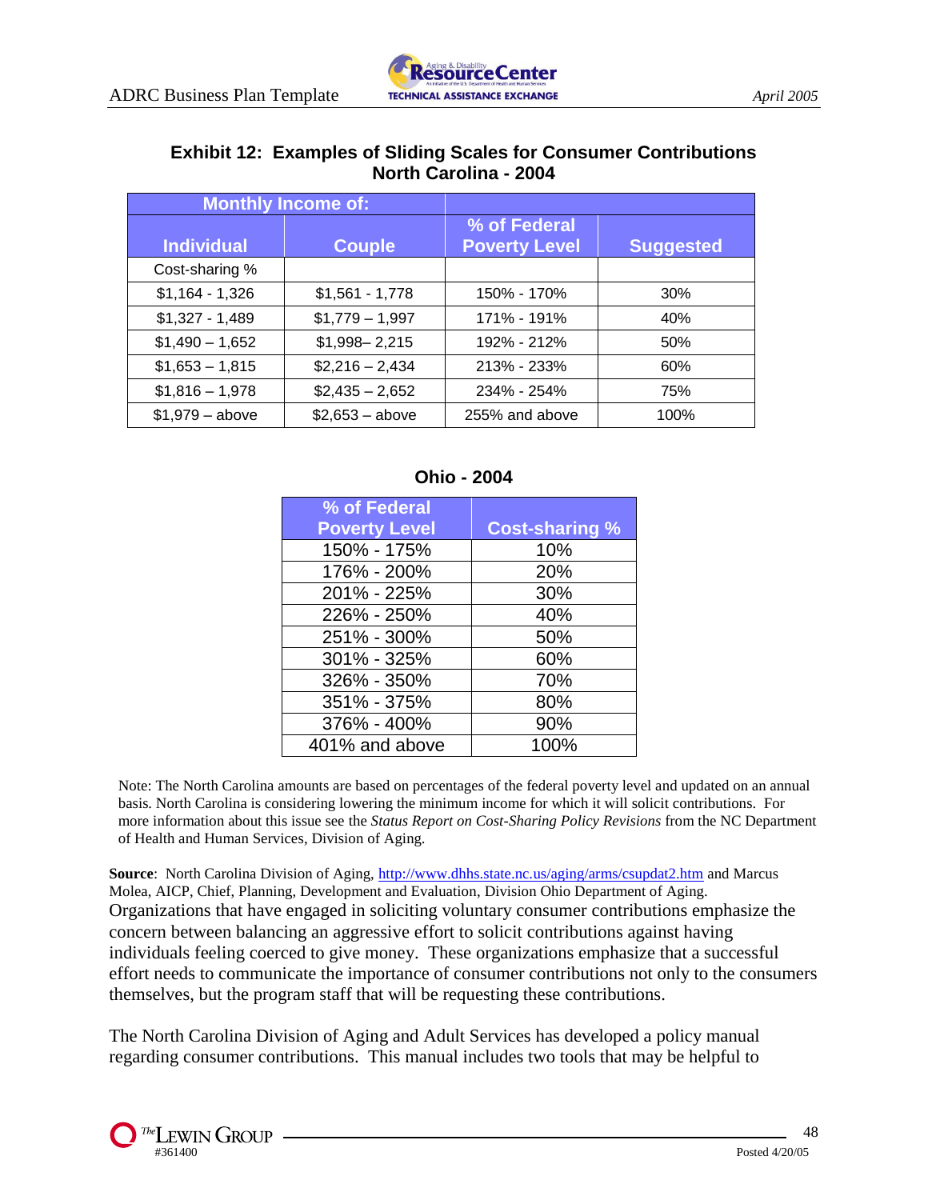**Exhibit 12: Examples of Sliding Scales for Consumer Contributions North Carolina - 2004**

| Monthly Income of: | | | |
|---|---|---|---|
| **Individual** | **Couple** | **% of Federal Poverty Level** | **Suggested** |
| Cost-sharing % | | | |
| $1,164 - 1,326 | $1,561 - 1,778 | 150% - 170% | 30% |
| $1,327 - 1,489 | $1,779 – 1,997 | 171% - 191% | 40% |
| $1,490 – 1,652 | $1,998– 2,215 | 192% - 212% | 50% |
| $1,653 – 1,815 | $2,216 – 2,434 | 213% - 233% | 60% |
| $1,816 – 1,978 | $2,435 – 2,652 | 234% - 254% | 75% |
| $1,979 – above | $2,653 – above | 255% and above | 100% |

**Ohio - 2004**

| % of Federal Poverty Level | Cost-sharing % |
|---|---|
| 150% - 175% | 10% |
| 176% - 200% | 20% |
| 201% - 225% | 30% |
| 226% - 250% | 40% |
| 251% - 300% | 50% |
| 301% - 325% | 60% |
| 326% - 350% | 70% |
| 351% - 375% | 80% |
| 376% - 400% | 90% |
| 401% and above | 100% |

Note: The North Carolina amounts are based on percentages of the federal poverty level and updated on an annual basis. North Carolina is considering lowering the minimum income for which it will solicit contributions. For more information about this issue see the *Status Report on Cost-Sharing Policy Revisions* from the NC Department of Health and Human Services, Division of Aging.

**Source**: North Carolina Division of Aging, http://www.dhhs.state.nc.us/aging/arms/csupdat2.htm and Marcus Molea, AICP, Chief, Planning, Development and Evaluation, Division Ohio Department of Aging.

Organizations that have engaged in soliciting voluntary consumer contributions emphasize the concern between balancing an aggressive effort to solicit contributions against having individuals feeling coerced to give money. These organizations emphasize that a successful effort needs to communicate the importance of consumer contributions not only to the consumers themselves, but the program staff that will be requesting these contributions.

The North Carolina Division of Aging and Adult Services has developed a policy manual regarding consumer contributions. This manual includes two tools that may be helpful to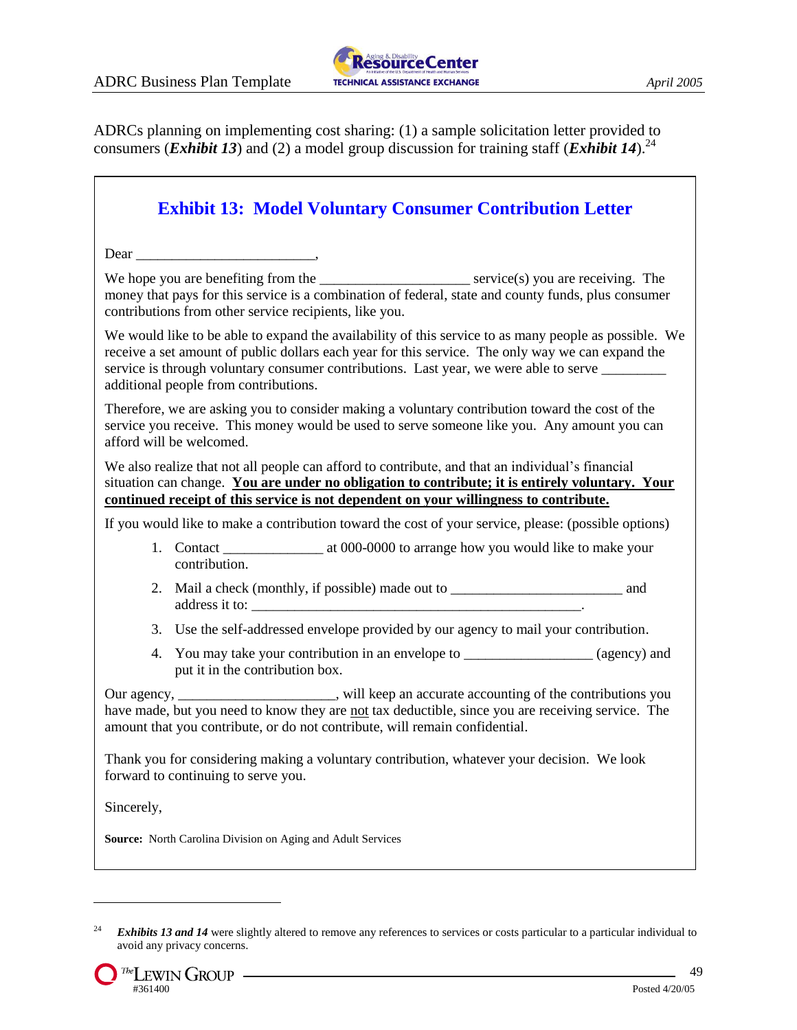ADRCs planning on implementing cost sharing: (1) a sample solicitation letter provided to consumers (***Exhibit 13***) and (2) a model group discussion for training staff (***Exhibit 14***).[24]

## Exhibit 13: Model Voluntary Consumer Contribution Letter

Dear _________________________,

We hope you are benefiting from the ____________________ service(s) you are receiving. The money that pays for this service is a combination of federal, state and county funds, plus consumer contributions from other service recipients, like you.

We would like to be able to expand the availability of this service to as many people as possible. We receive a set amount of public dollars each year for this service. The only way we can expand the service is through voluntary consumer contributions. Last year, we were able to serve _________ additional people from contributions.

Therefore, we are asking you to consider making a voluntary contribution toward the cost of the service you receive. This money would be used to serve someone like you. Any amount you can afford will be welcomed.

We also realize that not all people can afford to contribute, and that an individual's financial situation can change. <u>**You are under no obligation to contribute; it is entirely voluntary. Your continued receipt of this service is not dependent on your willingness to contribute.**</u>

If you would like to make a contribution toward the cost of your service, please: (possible options)

1. Contact _____________ at 000-0000 to arrange how you would like to make your contribution.
2. Mail a check (monthly, if possible) made out to _______________________ and address it to: _____________________________________________.
3. Use the self-addressed envelope provided by our agency to mail your contribution.
4. You may take your contribution in an envelope to _________________ (agency) and put it in the contribution box.

Our agency, _____________________, will keep an accurate accounting of the contributions you have made, but you need to know they are <u>not</u> tax deductible, since you are receiving service. The amount that you contribute, or do not contribute, will remain confidential.

Thank you for considering making a voluntary contribution, whatever your decision. We look forward to continuing to serve you.

Sincerely,

**Source:** North Carolina Division on Aging and Adult Services

---

[24] ***Exhibits 13 and 14*** were slightly altered to remove any references to services or costs particular to a particular individual to avoid any privacy concerns.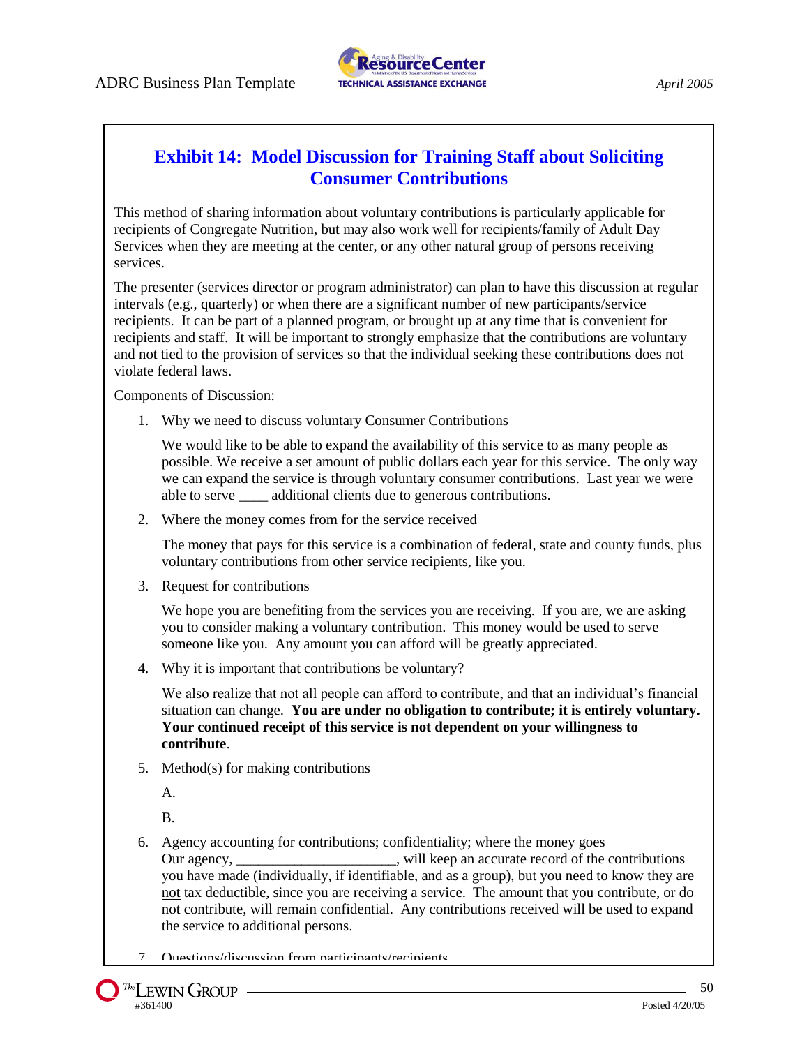## Exhibit 14: Model Discussion for Training Staff about Soliciting Consumer Contributions

This method of sharing information about voluntary contributions is particularly applicable for recipients of Congregate Nutrition, but may also work well for recipients/family of Adult Day Services when they are meeting at the center, or any other natural group of persons receiving services.

The presenter (services director or program administrator) can plan to have this discussion at regular intervals (e.g., quarterly) or when there are a significant number of new participants/service recipients. It can be part of a planned program, or brought up at any time that is convenient for recipients and staff. It will be important to strongly emphasize that the contributions are voluntary and not tied to the provision of services so that the individual seeking these contributions does not violate federal laws.

Components of Discussion:

1. Why we need to discuss voluntary Consumer Contributions

   We would like to be able to expand the availability of this service to as many people as possible. We receive a set amount of public dollars each year for this service. The only way we can expand the service is through voluntary consumer contributions. Last year we were able to serve ____ additional clients due to generous contributions.

2. Where the money comes from for the service received

   The money that pays for this service is a combination of federal, state and county funds, plus voluntary contributions from other service recipients, like you.

3. Request for contributions

   We hope you are benefiting from the services you are receiving. If you are, we are asking you to consider making a voluntary contribution. This money would be used to serve someone like you. Any amount you can afford will be greatly appreciated.

4. Why it is important that contributions be voluntary?

   We also realize that not all people can afford to contribute, and that an individual's financial situation can change. **You are under no obligation to contribute; it is entirely voluntary. Your continued receipt of this service is not dependent on your willingness to contribute**.

5. Method(s) for making contributions

   A.

   B.

6. Agency accounting for contributions; confidentiality; where the money goes
   Our agency, ______________________, will keep an accurate record of the contributions you have made (individually, if identifiable, and as a group), but you need to know they are <u>not</u> tax deductible, since you are receiving a service. The amount that you contribute, or do not contribute, will remain confidential. Any contributions received will be used to expand the service to additional persons.

7. Questions/discussion from participants/recipients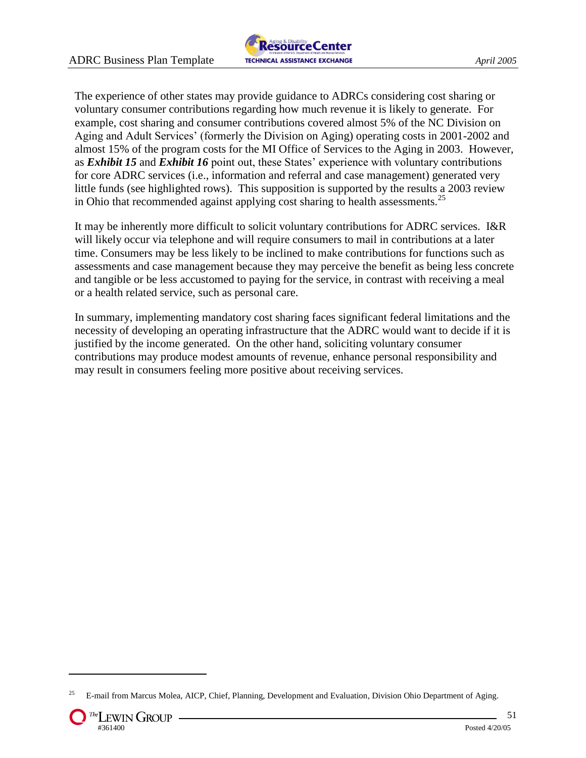The experience of other states may provide guidance to ADRCs considering cost sharing or voluntary consumer contributions regarding how much revenue it is likely to generate. For example, cost sharing and consumer contributions covered almost 5% of the NC Division on Aging and Adult Services' (formerly the Division on Aging) operating costs in 2001-2002 and almost 15% of the program costs for the MI Office of Services to the Aging in 2003. However, as ***Exhibit 15*** and ***Exhibit 16*** point out, these States' experience with voluntary contributions for core ADRC services (i.e., information and referral and case management) generated very little funds (see highlighted rows). This supposition is supported by the results a 2003 review in Ohio that recommended against applying cost sharing to health assessments.[25]

It may be inherently more difficult to solicit voluntary contributions for ADRC services. I&R will likely occur via telephone and will require consumers to mail in contributions at a later time. Consumers may be less likely to be inclined to make contributions for functions such as assessments and case management because they may perceive the benefit as being less concrete and tangible or be less accustomed to paying for the service, in contrast with receiving a meal or a health related service, such as personal care.

In summary, implementing mandatory cost sharing faces significant federal limitations and the necessity of developing an operating infrastructure that the ADRC would want to decide if it is justified by the income generated. On the other hand, soliciting voluntary consumer contributions may produce modest amounts of revenue, enhance personal responsibility and may result in consumers feeling more positive about receiving services.

---

[25] E-mail from Marcus Molea, AICP, Chief, Planning, Development and Evaluation, Division Ohio Department of Aging.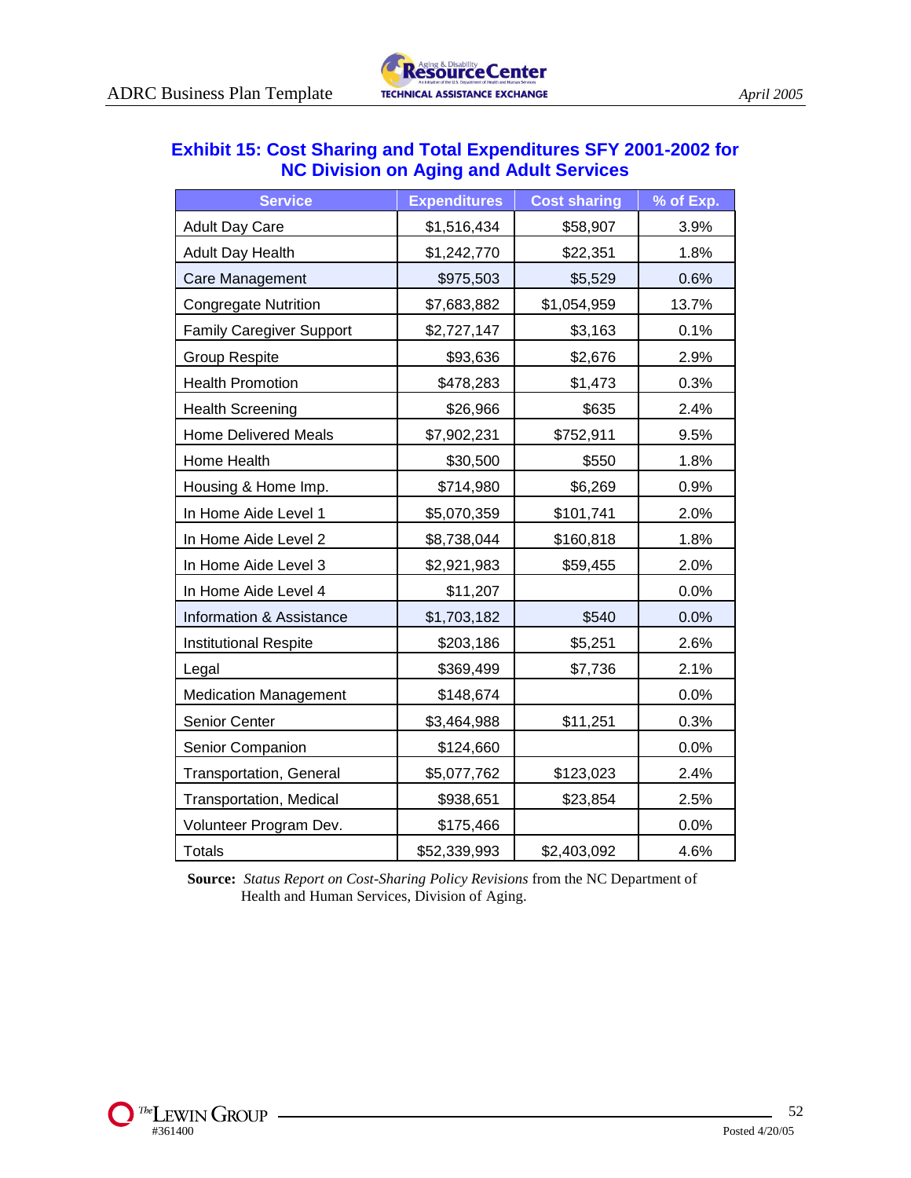### Exhibit 15: Cost Sharing and Total Expenditures SFY 2001-2002 for NC Division on Aging and Adult Services

| Service | Expenditures | Cost sharing | % of Exp. |
|---|---|---|---|
| Adult Day Care | $1,516,434 | $58,907 | 3.9% |
| Adult Day Health | $1,242,770 | $22,351 | 1.8% |
| Care Management | $975,503 | $5,529 | 0.6% |
| Congregate Nutrition | $7,683,882 | $1,054,959 | 13.7% |
| Family Caregiver Support | $2,727,147 | $3,163 | 0.1% |
| Group Respite | $93,636 | $2,676 | 2.9% |
| Health Promotion | $478,283 | $1,473 | 0.3% |
| Health Screening | $26,966 | $635 | 2.4% |
| Home Delivered Meals | $7,902,231 | $752,911 | 9.5% |
| Home Health | $30,500 | $550 | 1.8% |
| Housing & Home Imp. | $714,980 | $6,269 | 0.9% |
| In Home Aide Level 1 | $5,070,359 | $101,741 | 2.0% |
| In Home Aide Level 2 | $8,738,044 | $160,818 | 1.8% |
| In Home Aide Level 3 | $2,921,983 | $59,455 | 2.0% |
| In Home Aide Level 4 | $11,207 | | 0.0% |
| Information & Assistance | $1,703,182 | $540 | 0.0% |
| Institutional Respite | $203,186 | $5,251 | 2.6% |
| Legal | $369,499 | $7,736 | 2.1% |
| Medication Management | $148,674 | | 0.0% |
| Senior Center | $3,464,988 | $11,251 | 0.3% |
| Senior Companion | $124,660 | | 0.0% |
| Transportation, General | $5,077,762 | $123,023 | 2.4% |
| Transportation, Medical | $938,651 | $23,854 | 2.5% |
| Volunteer Program Dev. | $175,466 | | 0.0% |
| Totals | $52,339,993 | $2,403,092 | 4.6% |

**Source:** *Status Report on Cost-Sharing Policy Revisions* from the NC Department of Health and Human Services, Division of Aging.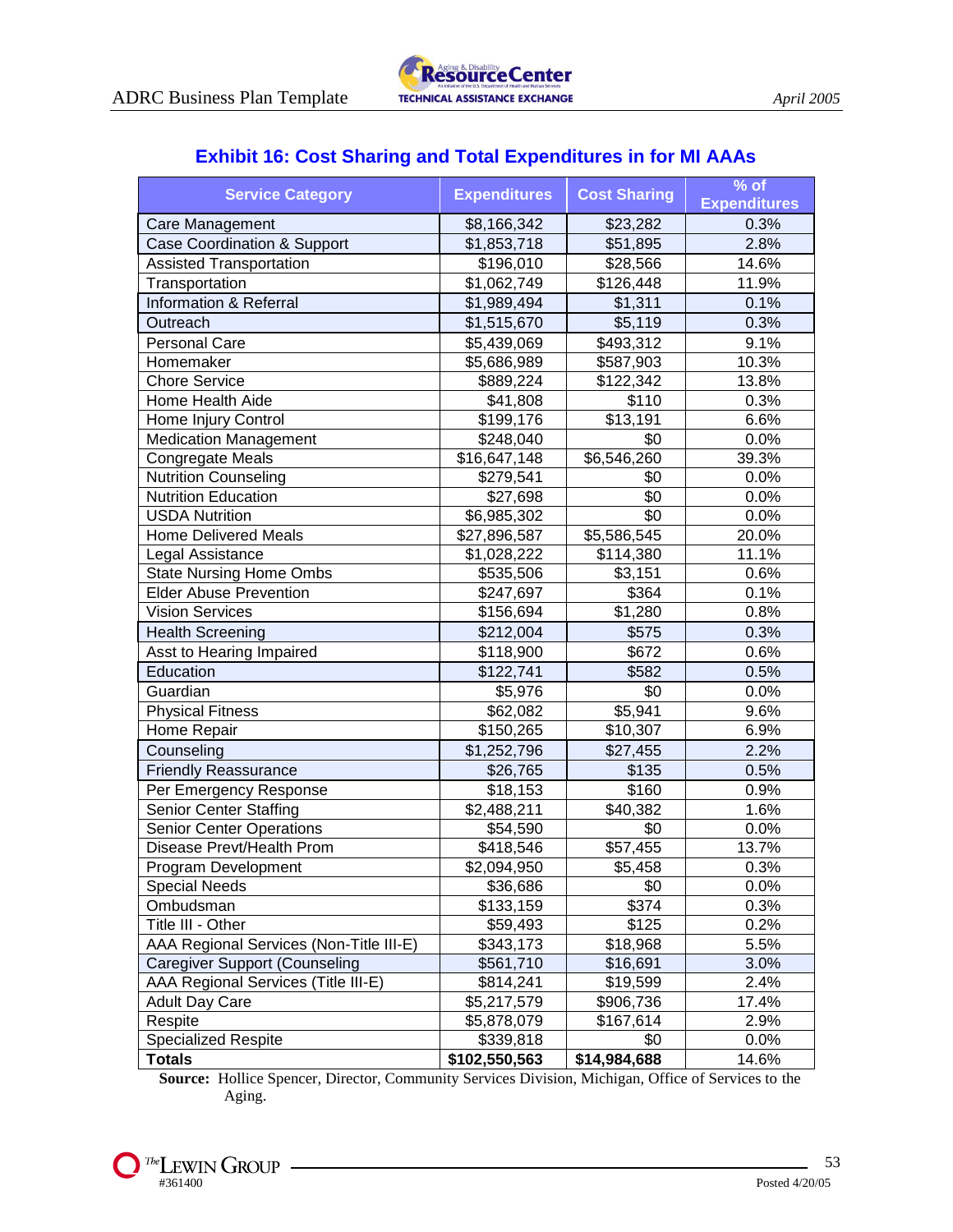## Exhibit 16: Cost Sharing and Total Expenditures in for MI AAAs

| Service Category | Expenditures | Cost Sharing | % of Expenditures |
|---|---|---|---|
| Care Management | $8,166,342 | $23,282 | 0.3% |
| Case Coordination & Support | $1,853,718 | $51,895 | 2.8% |
| Assisted Transportation | $196,010 | $28,566 | 14.6% |
| Transportation | $1,062,749 | $126,448 | 11.9% |
| Information & Referral | $1,989,494 | $1,311 | 0.1% |
| Outreach | $1,515,670 | $5,119 | 0.3% |
| Personal Care | $5,439,069 | $493,312 | 9.1% |
| Homemaker | $5,686,989 | $587,903 | 10.3% |
| Chore Service | $889,224 | $122,342 | 13.8% |
| Home Health Aide | $41,808 | $110 | 0.3% |
| Home Injury Control | $199,176 | $13,191 | 6.6% |
| Medication Management | $248,040 | $0 | 0.0% |
| Congregate Meals | $16,647,148 | $6,546,260 | 39.3% |
| Nutrition Counseling | $279,541 | $0 | 0.0% |
| Nutrition Education | $27,698 | $0 | 0.0% |
| USDA Nutrition | $6,985,302 | $0 | 0.0% |
| Home Delivered Meals | $27,896,587 | $5,586,545 | 20.0% |
| Legal Assistance | $1,028,222 | $114,380 | 11.1% |
| State Nursing Home Ombs | $535,506 | $3,151 | 0.6% |
| Elder Abuse Prevention | $247,697 | $364 | 0.1% |
| Vision Services | $156,694 | $1,280 | 0.8% |
| Health Screening | $212,004 | $575 | 0.3% |
| Asst to Hearing Impaired | $118,900 | $672 | 0.6% |
| Education | $122,741 | $582 | 0.5% |
| Guardian | $5,976 | $0 | 0.0% |
| Physical Fitness | $62,082 | $5,941 | 9.6% |
| Home Repair | $150,265 | $10,307 | 6.9% |
| Counseling | $1,252,796 | $27,455 | 2.2% |
| Friendly Reassurance | $26,765 | $135 | 0.5% |
| Per Emergency Response | $18,153 | $160 | 0.9% |
| Senior Center Staffing | $2,488,211 | $40,382 | 1.6% |
| Senior Center Operations | $54,590 | $0 | 0.0% |
| Disease Prevt/Health Prom | $418,546 | $57,455 | 13.7% |
| Program Development | $2,094,950 | $5,458 | 0.3% |
| Special Needs | $36,686 | $0 | 0.0% |
| Ombudsman | $133,159 | $374 | 0.3% |
| Title III - Other | $59,493 | $125 | 0.2% |
| AAA Regional Services (Non-Title III-E) | $343,173 | $18,968 | 5.5% |
| Caregiver Support (Counseling | $561,710 | $16,691 | 3.0% |
| AAA Regional Services (Title III-E) | $814,241 | $19,599 | 2.4% |
| Adult Day Care | $5,217,579 | $906,736 | 17.4% |
| Respite | $5,878,079 | $167,614 | 2.9% |
| Specialized Respite | $339,818 | $0 | 0.0% |
| **Totals** | **$102,550,563** | **$14,984,688** | 14.6% |

**Source:** Hollice Spencer, Director, Community Services Division, Michigan, Office of Services to the Aging.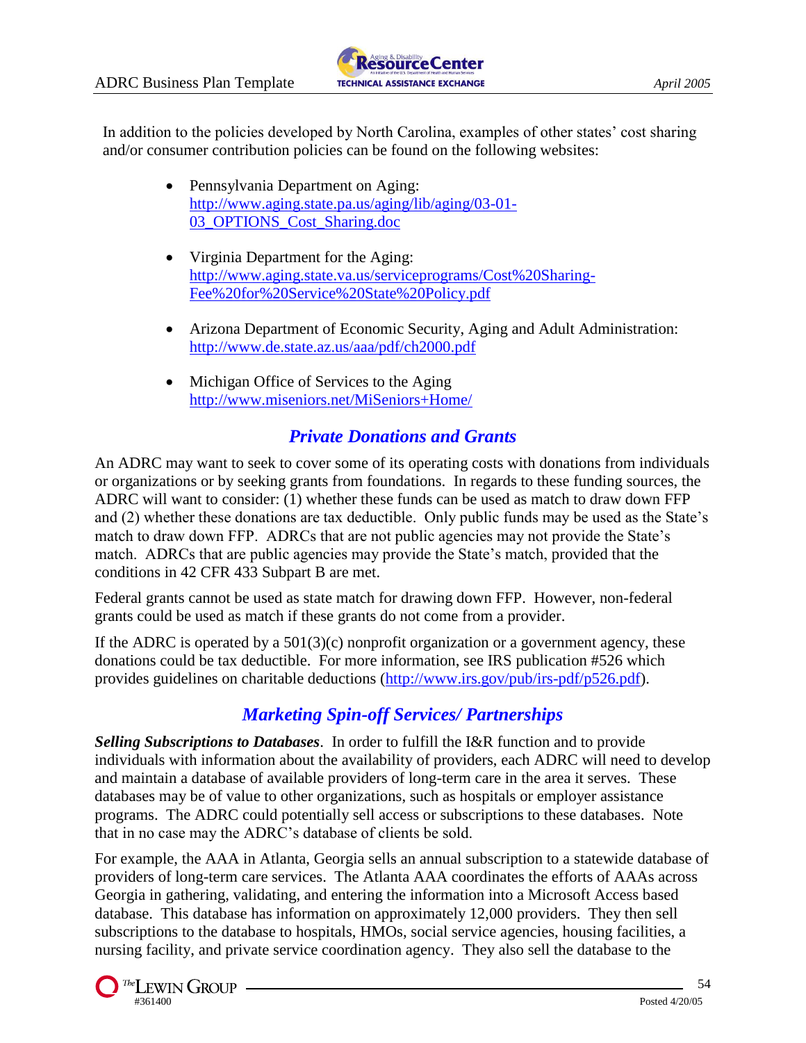In addition to the policies developed by North Carolina, examples of other states' cost sharing and/or consumer contribution policies can be found on the following websites:

- Pennsylvania Department on Aging: [http://www.aging.state.pa.us/aging/lib/aging/03-01-03_OPTIONS_Cost_Sharing.doc](http://www.aging.state.pa.us/aging/lib/aging/03-01-03_OPTIONS_Cost_Sharing.doc)
- Virginia Department for the Aging: [http://www.aging.state.va.us/serviceprograms/Cost%20Sharing-Fee%20for%20Service%20State%20Policy.pdf](http://www.aging.state.va.us/serviceprograms/Cost%20Sharing-Fee%20for%20Service%20State%20Policy.pdf)
- Arizona Department of Economic Security, Aging and Adult Administration: [http://www.de.state.az.us/aaa/pdf/ch2000.pdf](http://www.de.state.az.us/aaa/pdf/ch2000.pdf)
- Michigan Office of Services to the Aging [http://www.miseniors.net/MiSeniors+Home/](http://www.miseniors.net/MiSeniors+Home/)

## *Private Donations and Grants*

An ADRC may want to seek to cover some of its operating costs with donations from individuals or organizations or by seeking grants from foundations. In regards to these funding sources, the ADRC will want to consider: (1) whether these funds can be used as match to draw down FFP and (2) whether these donations are tax deductible. Only public funds may be used as the State's match to draw down FFP. ADRCs that are not public agencies may not provide the State's match. ADRCs that are public agencies may provide the State's match, provided that the conditions in 42 CFR 433 Subpart B are met.

Federal grants cannot be used as state match for drawing down FFP. However, non-federal grants could be used as match if these grants do not come from a provider.

If the ADRC is operated by a 501(3)(c) nonprofit organization or a government agency, these donations could be tax deductible. For more information, see IRS publication #526 which provides guidelines on charitable deductions ([http://www.irs.gov/pub/irs-pdf/p526.pdf](http://www.irs.gov/pub/irs-pdf/p526.pdf)).

## *Marketing Spin-off Services/ Partnerships*

***Selling Subscriptions to Databases***. In order to fulfill the I&R function and to provide individuals with information about the availability of providers, each ADRC will need to develop and maintain a database of available providers of long-term care in the area it serves. These databases may be of value to other organizations, such as hospitals or employer assistance programs. The ADRC could potentially sell access or subscriptions to these databases. Note that in no case may the ADRC's database of clients be sold.

For example, the AAA in Atlanta, Georgia sells an annual subscription to a statewide database of providers of long-term care services. The Atlanta AAA coordinates the efforts of AAAs across Georgia in gathering, validating, and entering the information into a Microsoft Access based database. This database has information on approximately 12,000 providers. They then sell subscriptions to the database to hospitals, HMOs, social service agencies, housing facilities, a nursing facility, and private service coordination agency. They also sell the database to the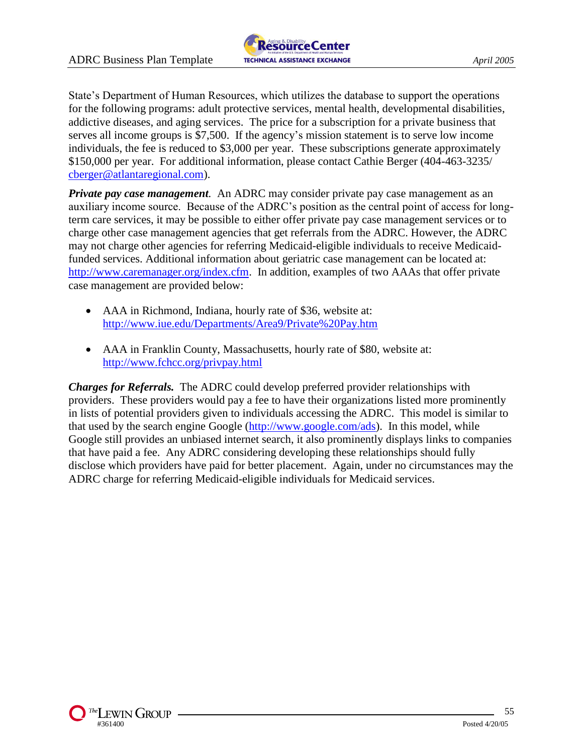State's Department of Human Resources, which utilizes the database to support the operations for the following programs: adult protective services, mental health, developmental disabilities, addictive diseases, and aging services. The price for a subscription for a private business that serves all income groups is $7,500. If the agency's mission statement is to serve low income individuals, the fee is reduced to $3,000 per year. These subscriptions generate approximately $150,000 per year. For additional information, please contact Cathie Berger (404-463-3235/ cberger@atlantaregional.com).

***Private pay case management.*** An ADRC may consider private pay case management as an auxiliary income source. Because of the ADRC's position as the central point of access for long-term care services, it may be possible to either offer private pay case management services or to charge other case management agencies that get referrals from the ADRC. However, the ADRC may not charge other agencies for referring Medicaid-eligible individuals to receive Medicaid-funded services. Additional information about geriatric case management can be located at: http://www.caremanager.org/index.cfm. In addition, examples of two AAAs that offer private case management are provided below:

- AAA in Richmond, Indiana, hourly rate of $36, website at: http://www.iue.edu/Departments/Area9/Private%20Pay.htm
- AAA in Franklin County, Massachusetts, hourly rate of $80, website at: http://www.fchcc.org/privpay.html

***Charges for Referrals.*** The ADRC could develop preferred provider relationships with providers. These providers would pay a fee to have their organizations listed more prominently in lists of potential providers given to individuals accessing the ADRC. This model is similar to that used by the search engine Google (http://www.google.com/ads). In this model, while Google still provides an unbiased internet search, it also prominently displays links to companies that have paid a fee. Any ADRC considering developing these relationships should fully disclose which providers have paid for better placement. Again, under no circumstances may the ADRC charge for referring Medicaid-eligible individuals for Medicaid services.